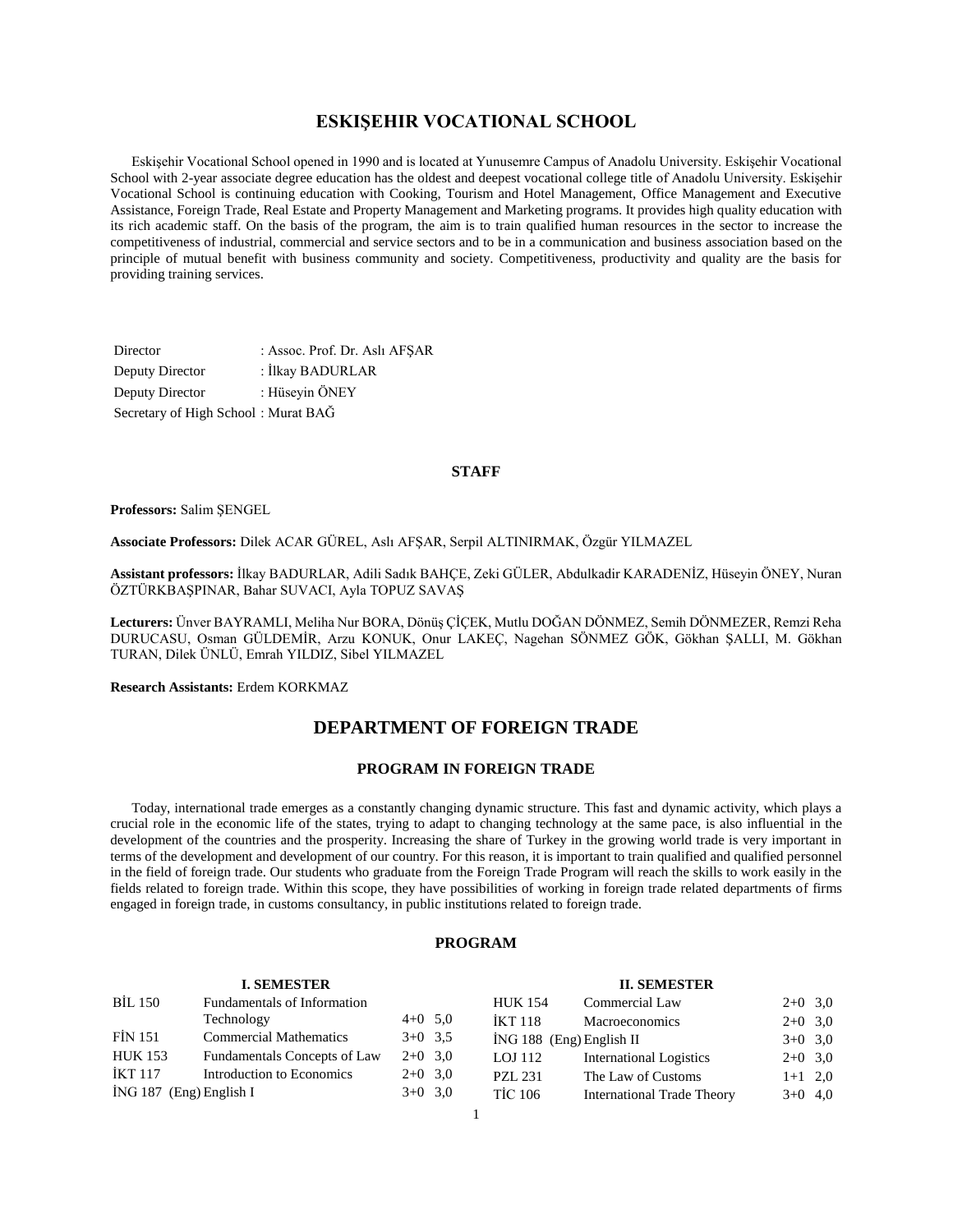# ESKIŞEHIR VOCATIONAL SCHOOL

Eskişehir Vocational School opened in 1990 and is located at Yunusemre Campus of Anadolu University. Eskişehir Vocational School with 2-year associate degree education has the oldest and deepest vocational college title of Anadolu University. Eskişehir Vocational School is continuing education with Cooking, Tourism and Hotel Management, Office Management and Executive Assistance, Foreign Trade, Real Estate and Property Management and Marketing programs. It provides high quality education with its rich academic staff. On the basis of the program, the aim is to train qualified human resources in the sector to increase the competitiveness of industrial, commercial and service sectors and to be in a communication and business association based on the principle of mutual benefit with business community and society. Competitiveness, productivity and quality are the basis for providing training services.

Director : Assoc. Prof. Dr. Aslı AFŞAR
Deputy Director : İlkay BADURLAR
Deputy Director : Hüseyin ÖNEY
Secretary of High School : Murat BAĞ

### STAFF

**Professors:** Salim ŞENGEL

**Associate Professors:** Dilek ACAR GÜREL, Aslı AFŞAR, Serpil ALTINIRMAK, Özgür YILMAZEL

**Assistant professors:** İlkay BADURLAR, Adili Sadık BAHÇE, Zeki GÜLER, Abdulkadir KARADENİZ, Hüseyin ÖNEY, Nuran ÖZTÜRKBAŞPINAR, Bahar SUVACI, Ayla TOPUZ SAVAŞ

**Lecturers:** Ünver BAYRAMLI, Meliha Nur BORA, Dönüş ÇİÇEK, Mutlu DOĞAN DÖNMEZ, Semih DÖNMEZER, Remzi Reha DURUCASU, Osman GÜLDEMİR, Arzu KONUK, Onur LAKEÇ, Nagehan SÖNMEZ GÖK, Gökhan ŞALLI, M. Gökhan TURAN, Dilek ÜNLÜ, Emrah YILDIZ, Sibel YILMAZEL

**Research Assistants:** Erdem KORKMAZ

## DEPARTMENT OF FOREIGN TRADE

### PROGRAM IN FOREIGN TRADE

Today, international trade emerges as a constantly changing dynamic structure. This fast and dynamic activity, which plays a crucial role in the economic life of the states, trying to adapt to changing technology at the same pace, is also influential in the development of the countries and the prosperity. Increasing the share of Turkey in the growing world trade is very important in terms of the development and development of our country. For this reason, it is important to train qualified and qualified personnel in the field of foreign trade. Our students who graduate from the Foreign Trade Program will reach the skills to work easily in the fields related to foreign trade. Within this scope, they have possibilities of working in foreign trade related departments of firms engaged in foreign trade, in customs consultancy, in public institutions related to foreign trade.

### PROGRAM

**I. SEMESTER**

| Code | Course | Hours | Credit |
|---|---|---|---|
| BİL 150 | Fundamentals of Information Technology | 4+0 | 5,0 |
| FİN 151 | Commercial Mathematics | 3+0 | 3,5 |
| HUK 153 | Fundamentals Concepts of Law | 2+0 | 3,0 |
| İKT 117 | Introduction to Economics | 2+0 | 3,0 |
| İNG 187 (Eng) | English I | 3+0 | 3,0 |

**II. SEMESTER**

| Code | Course | Hours | Credit |
|---|---|---|---|
| HUK 154 | Commercial Law | 2+0 | 3,0 |
| İKT 118 | Macroeconomics | 2+0 | 3,0 |
| İNG 188 (Eng) | English II | 3+0 | 3,0 |
| LOJ 112 | International Logistics | 2+0 | 3,0 |
| PZL 231 | The Law of Customs | 1+1 | 2,0 |
| TİC 106 | International Trade Theory | 3+0 | 4,0 |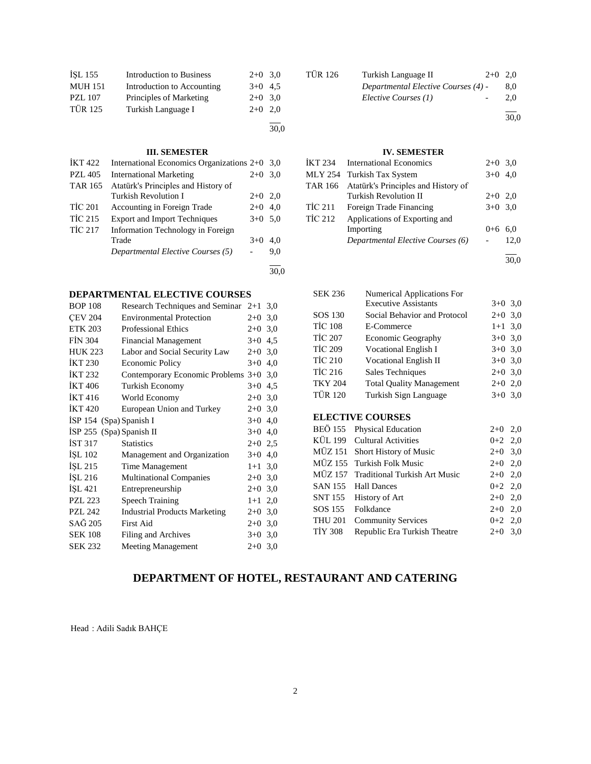| | | | |
|---|---|---|---|
| İŞL 155 | Introduction to Business | 2+0 | 3,0 |
| MUH 151 | Introduction to Accounting | 3+0 | 4,5 |
| PZL 107 | Principles of Marketing | 2+0 | 3,0 |
| TÜR 125 | Turkish Language I | 2+0 | 2,0 |
| | | | 30,0 |

| | | | |
|---|---|---|---|
| TÜR 126 | Turkish Language II | 2+0 | 2,0 |
| | *Departmental Elective Courses (4)* | - | 8,0 |
| | *Elective Courses (1)* | - | 2,0 |
| | | | 30,0 |

### III. SEMESTER

| | | | |
|---|---|---|---|
| İKT 422 | International Economics Organizations | 2+0 | 3,0 |
| PZL 405 | International Marketing | 2+0 | 3,0 |
| TAR 165 | Atatürk's Principles and History of Turkish Revolution I | 2+0 | 2,0 |
| TİC 201 | Accounting in Foreign Trade | 2+0 | 4,0 |
| TİC 215 | Export and Import Techniques | 3+0 | 5,0 |
| TİC 217 | Information Technology in Foreign Trade | 3+0 | 4,0 |
| | *Departmental Elective Courses (5)* | - | 9,0 |
| | | | 30,0 |

### IV. SEMESTER

| | | | |
|---|---|---|---|
| İKT 234 | International Economics | 2+0 | 3,0 |
| MLY 254 | Turkish Tax System | 3+0 | 4,0 |
| TAR 166 | Atatürk's Principles and History of Turkish Revolution II | 2+0 | 2,0 |
| TİC 211 | Foreign Trade Financing | 3+0 | 3,0 |
| TİC 212 | Applications of Exporting and Importing | 0+6 | 6,0 |
| | *Departmental Elective Courses (6)* | - | 12,0 |
| | | | 30,0 |

### DEPARTMENTAL ELECTIVE COURSES

| | | | |
|---|---|---|---|
| BOP 108 | Research Techniques and Seminar | 2+1 | 3,0 |
| ÇEV 204 | Environmental Protection | 2+0 | 3,0 |
| ETK 203 | Professional Ethics | 2+0 | 3,0 |
| FİN 304 | Financial Management | 3+0 | 4,5 |
| HUK 223 | Labor and Social Security Law | 2+0 | 3,0 |
| İKT 230 | Economic Policy | 3+0 | 4,0 |
| İKT 232 | Contemporary Economic Problems | 3+0 | 3,0 |
| İKT 406 | Turkish Economy | 3+0 | 4,5 |
| İKT 416 | World Economy | 2+0 | 3,0 |
| İKT 420 | European Union and Turkey | 2+0 | 3,0 |
| İSP 154 | (Spa) Spanish I | 3+0 | 4,0 |
| İSP 255 | (Spa) Spanish II | 3+0 | 4,0 |
| İST 317 | Statistics | 2+0 | 2,5 |
| İŞL 102 | Management and Organization | 3+0 | 4,0 |
| İŞL 215 | Time Management | 1+1 | 3,0 |
| İŞL 216 | Multinational Companies | 2+0 | 3,0 |
| İŞL 421 | Entrepreneurship | 2+0 | 3,0 |
| PZL 223 | Speech Training | 1+1 | 2,0 |
| PZL 242 | Industrial Products Marketing | 2+0 | 3,0 |
| SAĞ 205 | First Aid | 2+0 | 3,0 |
| SEK 108 | Filing and Archives | 3+0 | 3,0 |
| SEK 232 | Meeting Management | 2+0 | 3,0 |
| SEK 236 | Numerical Applications For Executive Assistants | 3+0 | 3,0 |
| SOS 130 | Social Behavior and Protocol | 2+0 | 3,0 |
| TİC 108 | E-Commerce | 1+1 | 3,0 |
| TİC 207 | Economic Geography | 3+0 | 3,0 |
| TİC 209 | Vocational English I | 3+0 | 3,0 |
| TİC 210 | Vocational English II | 3+0 | 3,0 |
| TİC 216 | Sales Techniques | 2+0 | 3,0 |
| TKY 204 | Total Quality Management | 2+0 | 2,0 |
| TÜR 120 | Turkish Sign Language | 3+0 | 3,0 |

### ELECTIVE COURSES

| | | | |
|---|---|---|---|
| BEÖ 155 | Physical Education | 2+0 | 2,0 |
| KÜL 199 | Cultural Activities | 0+2 | 2,0 |
| MÜZ 151 | Short History of Music | 2+0 | 3,0 |
| MÜZ 155 | Turkish Folk Music | 2+0 | 2,0 |
| MÜZ 157 | Traditional Turkish Art Music | 2+0 | 2,0 |
| SAN 155 | Hall Dances | 0+2 | 2,0 |
| SNT 155 | History of Art | 2+0 | 2,0 |
| SOS 155 | Folkdance | 2+0 | 2,0 |
| THU 201 | Community Services | 0+2 | 2,0 |
| TİY 308 | Republic Era Turkish Theatre | 2+0 | 3,0 |

## DEPARTMENT OF HOTEL, RESTAURANT AND CATERING

Head : Adili Sadık BAHÇE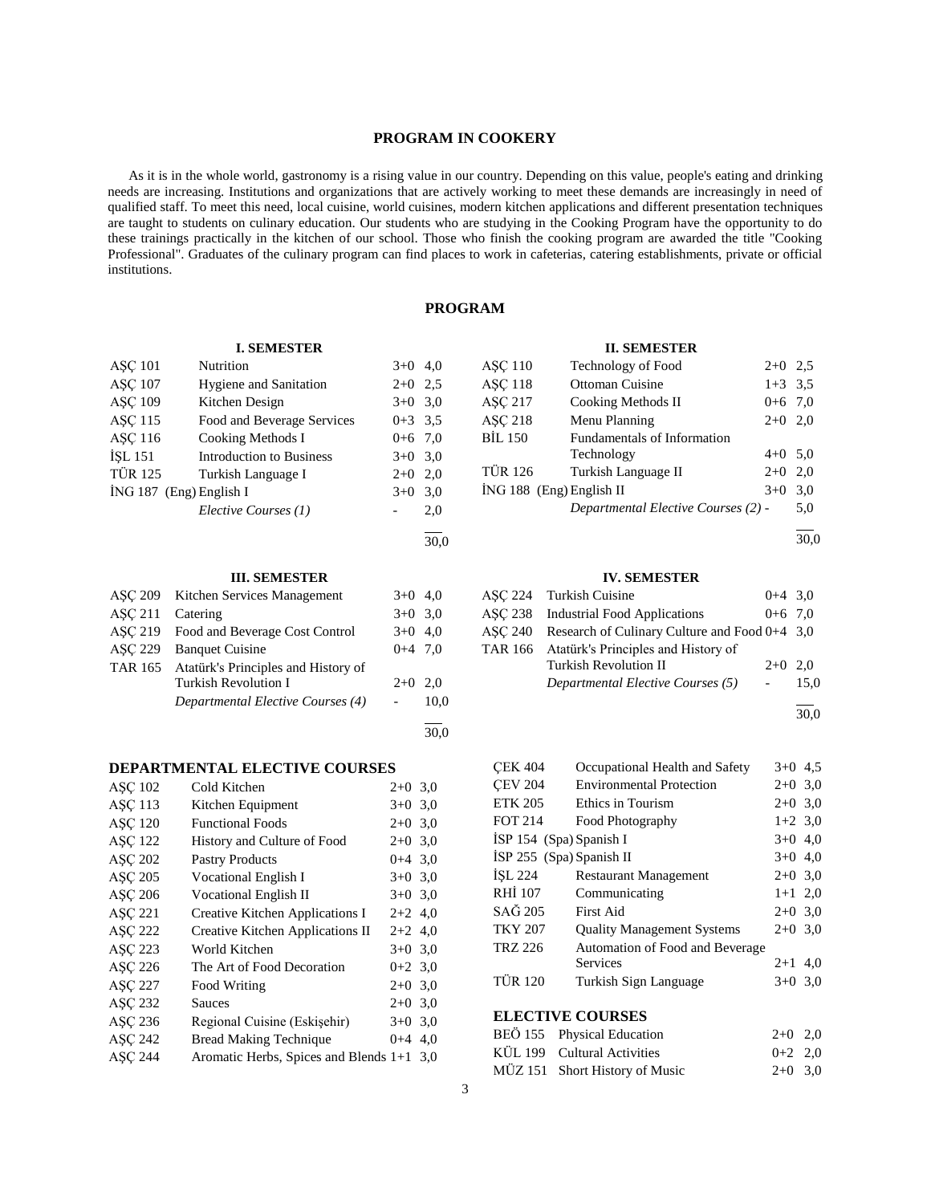## PROGRAM IN COOKERY

As it is in the whole world, gastronomy is a rising value in our country. Depending on this value, people's eating and drinking needs are increasing. Institutions and organizations that are actively working to meet these demands are increasingly in need of qualified staff. To meet this need, local cuisine, world cuisines, modern kitchen applications and different presentation techniques are taught to students on culinary education. Our students who are studying in the Cooking Program have the opportunity to do these trainings practically in the kitchen of our school. Those who finish the cooking program are awarded the title "Cooking Professional". Graduates of the culinary program can find places to work in cafeterias, catering establishments, private or official institutions.

## PROGRAM

### I. SEMESTER

| | | | |
|---|---|---|---|
| AŞÇ 101 | Nutrition | 3+0 | 4,0 |
| AŞÇ 107 | Hygiene and Sanitation | 2+0 | 2,5 |
| AŞÇ 109 | Kitchen Design | 3+0 | 3,0 |
| AŞÇ 115 | Food and Beverage Services | 0+3 | 3,5 |
| AŞÇ 116 | Cooking Methods I | 0+6 | 7,0 |
| İŞL 151 | Introduction to Business | 3+0 | 3,0 |
| TÜR 125 | Turkish Language I | 2+0 | 2,0 |
| İNG 187 (Eng) | English I | 3+0 | 3,0 |
| | *Elective Courses (1)* | - | 2,0 |
| | | | 30,0 |

### II. SEMESTER

| | | | |
|---|---|---|---|
| AŞÇ 110 | Technology of Food | 2+0 | 2,5 |
| AŞÇ 118 | Ottoman Cuisine | 1+3 | 3,5 |
| AŞÇ 217 | Cooking Methods II | 0+6 | 7,0 |
| AŞÇ 218 | Menu Planning | 2+0 | 2,0 |
| BİL 150 | Fundamentals of Information Technology | 4+0 | 5,0 |
| TÜR 126 | Turkish Language II | 2+0 | 2,0 |
| İNG 188 (Eng) | English II | 3+0 | 3,0 |
| | *Departmental Elective Courses (2)* | - | 5,0 |
| | | | 30,0 |

### III. SEMESTER

| | | | |
|---|---|---|---|
| AŞÇ 209 | Kitchen Services Management | 3+0 | 4,0 |
| AŞÇ 211 | Catering | 3+0 | 3,0 |
| AŞÇ 219 | Food and Beverage Cost Control | 3+0 | 4,0 |
| AŞÇ 229 | Banquet Cuisine | 0+4 | 7,0 |
| TAR 165 | Atatürk's Principles and History of Turkish Revolution I | 2+0 | 2,0 |
| | *Departmental Elective Courses (4)* | - | 10,0 |
| | | | 30,0 |

### IV. SEMESTER

| | | | |
|---|---|---|---|
| AŞÇ 224 | Turkish Cuisine | 0+4 | 3,0 |
| AŞÇ 238 | Industrial Food Applications | 0+6 | 7,0 |
| AŞÇ 240 | Research of Culinary Culture and Food | 0+4 | 3,0 |
| TAR 166 | Atatürk's Principles and History of Turkish Revolution II | 2+0 | 2,0 |
| | *Departmental Elective Courses (5)* | - | 15,0 |
| | | | 30,0 |

### DEPARTMENTAL ELECTIVE COURSES

| | | | |
|---|---|---|---|
| AŞÇ 102 | Cold Kitchen | 2+0 | 3,0 |
| AŞÇ 113 | Kitchen Equipment | 3+0 | 3,0 |
| AŞÇ 120 | Functional Foods | 2+0 | 3,0 |
| AŞÇ 122 | History and Culture of Food | 2+0 | 3,0 |
| AŞÇ 202 | Pastry Products | 0+4 | 3,0 |
| AŞÇ 205 | Vocational English I | 3+0 | 3,0 |
| AŞÇ 206 | Vocational English II | 3+0 | 3,0 |
| AŞÇ 221 | Creative Kitchen Applications I | 2+2 | 4,0 |
| AŞÇ 222 | Creative Kitchen Applications II | 2+2 | 4,0 |
| AŞÇ 223 | World Kitchen | 3+0 | 3,0 |
| AŞÇ 226 | The Art of Food Decoration | 0+2 | 3,0 |
| AŞÇ 227 | Food Writing | 2+0 | 3,0 |
| AŞÇ 232 | Sauces | 2+0 | 3,0 |
| AŞÇ 236 | Regional Cuisine (Eskişehir) | 3+0 | 3,0 |
| AŞÇ 242 | Bread Making Technique | 0+4 | 4,0 |
| AŞÇ 244 | Aromatic Herbs, Spices and Blends | 1+1 | 3,0 |
| ÇEK 404 | Occupational Health and Safety | 3+0 | 4,5 |
| ÇEV 204 | Environmental Protection | 2+0 | 3,0 |
| ETK 205 | Ethics in Tourism | 2+0 | 3,0 |
| FOT 214 | Food Photography | 1+2 | 3,0 |
| İSP 154 (Spa) | Spanish I | 3+0 | 4,0 |
| İSP 255 (Spa) | Spanish II | 3+0 | 4,0 |
| İŞL 224 | Restaurant Management | 2+0 | 3,0 |
| RHİ 107 | Communicating | 1+1 | 2,0 |
| SAĞ 205 | First Aid | 2+0 | 3,0 |
| TKY 207 | Quality Management Systems | 2+0 | 3,0 |
| TRZ 226 | Automation of Food and Beverage Services | 2+1 | 4,0 |
| TÜR 120 | Turkish Sign Language | 3+0 | 3,0 |

### ELECTIVE COURSES

| | | | |
|---|---|---|---|
| BEÖ 155 | Physical Education | 2+0 | 2,0 |
| KÜL 199 | Cultural Activities | 0+2 | 2,0 |
| MÜZ 151 | Short History of Music | 2+0 | 3,0 |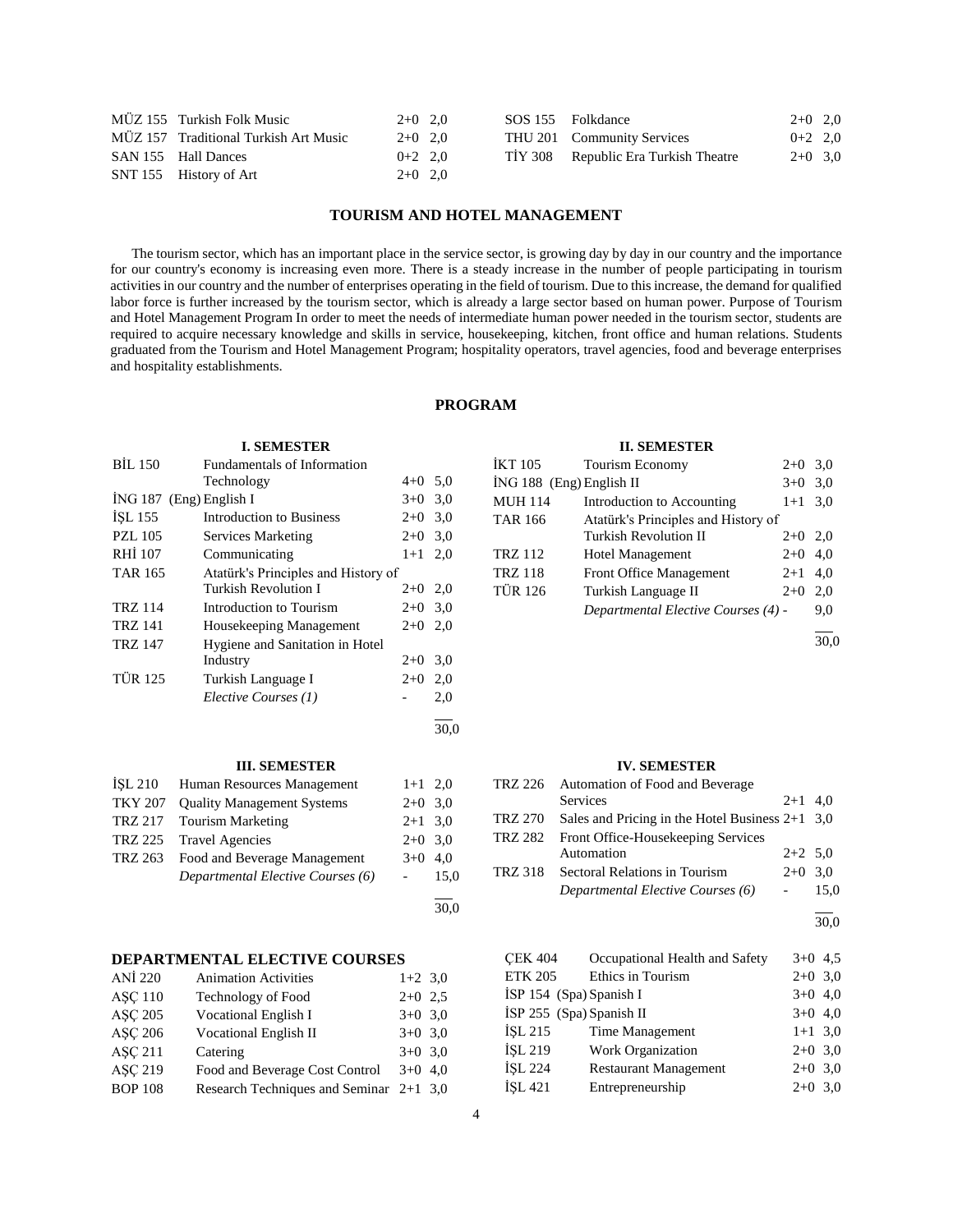| | | | |
|---|---|---|---|
| MÜZ 155 | Turkish Folk Music | 2+0 | 2,0 |
| MÜZ 157 | Traditional Turkish Art Music | 2+0 | 2,0 |
| SAN 155 | Hall Dances | 0+2 | 2,0 |
| SNT 155 | History of Art | 2+0 | 2,0 |
| SOS 155 | Folkdance | 2+0 | 2,0 |
| THU 201 | Community Services | 0+2 | 2,0 |
| TİY 308 | Republic Era Turkish Theatre | 2+0 | 3,0 |

## TOURISM AND HOTEL MANAGEMENT

The tourism sector, which has an important place in the service sector, is growing day by day in our country and the importance for our country's economy is increasing even more. There is a steady increase in the number of people participating in tourism activities in our country and the number of enterprises operating in the field of tourism. Due to this increase, the demand for qualified labor force is further increased by the tourism sector, which is already a large sector based on human power. Purpose of Tourism and Hotel Management Program In order to meet the needs of intermediate human power needed in the tourism sector, students are required to acquire necessary knowledge and skills in service, housekeeping, kitchen, front office and human relations. Students graduated from the Tourism and Hotel Management Program; hospitality operators, travel agencies, food and beverage enterprises and hospitality establishments.

### PROGRAM

#### I. SEMESTER

| | | | |
|---|---|---|---|
| BİL 150 | Fundamentals of Information Technology | 4+0 | 5,0 |
| İNG 187 | (Eng) English I | 3+0 | 3,0 |
| İŞL 155 | Introduction to Business | 2+0 | 3,0 |
| PZL 105 | Services Marketing | 2+0 | 3,0 |
| RHİ 107 | Communicating | 1+1 | 2,0 |
| TAR 165 | Atatürk's Principles and History of Turkish Revolution I | 2+0 | 2,0 |
| TRZ 114 | Introduction to Tourism | 2+0 | 3,0 |
| TRZ 141 | Housekeeping Management | 2+0 | 2,0 |
| TRZ 147 | Hygiene and Sanitation in Hotel Industry | 2+0 | 3,0 |
| TÜR 125 | Turkish Language I | 2+0 | 2,0 |
| | *Elective Courses (1)* | - | 2,0 |
| | | | 30,0 |

#### II. SEMESTER

| | | | |
|---|---|---|---|
| İKT 105 | Tourism Economy | 2+0 | 3,0 |
| İNG 188 | (Eng) English II | 3+0 | 3,0 |
| MUH 114 | Introduction to Accounting | 1+1 | 3,0 |
| TAR 166 | Atatürk's Principles and History of Turkish Revolution II | 2+0 | 2,0 |
| TRZ 112 | Hotel Management | 2+0 | 4,0 |
| TRZ 118 | Front Office Management | 2+1 | 4,0 |
| TÜR 126 | Turkish Language II | 2+0 | 2,0 |
| | *Departmental Elective Courses (4)* | - | 9,0 |
| | | | 30,0 |

#### III. SEMESTER

| | | | |
|---|---|---|---|
| İŞL 210 | Human Resources Management | 1+1 | 2,0 |
| TKY 207 | Quality Management Systems | 2+0 | 3,0 |
| TRZ 217 | Tourism Marketing | 2+1 | 3,0 |
| TRZ 225 | Travel Agencies | 2+0 | 3,0 |
| TRZ 263 | Food and Beverage Management | 3+0 | 4,0 |
| | *Departmental Elective Courses (6)* | - | 15,0 |
| | | | 30,0 |

#### IV. SEMESTER

| | | | |
|---|---|---|---|
| TRZ 226 | Automation of Food and Beverage Services | 2+1 | 4,0 |
| TRZ 270 | Sales and Pricing in the Hotel Business | 2+1 | 3,0 |
| TRZ 282 | Front Office-Housekeeping Services Automation | 2+2 | 5,0 |
| TRZ 318 | Sectoral Relations in Tourism | 2+0 | 3,0 |
| | *Departmental Elective Courses (6)* | - | 15,0 |
| | | | 30,0 |

### DEPARTMENTAL ELECTIVE COURSES

| | | | |
|---|---|---|---|
| ANİ 220 | Animation Activities | 1+2 | 3,0 |
| AŞÇ 110 | Technology of Food | 2+0 | 2,5 |
| AŞÇ 205 | Vocational English I | 3+0 | 3,0 |
| AŞÇ 206 | Vocational English II | 3+0 | 3,0 |
| AŞÇ 211 | Catering | 3+0 | 3,0 |
| AŞÇ 219 | Food and Beverage Cost Control | 3+0 | 4,0 |
| BOP 108 | Research Techniques and Seminar | 2+1 | 3,0 |
| ÇEK 404 | Occupational Health and Safety | 3+0 | 4,5 |
| ETK 205 | Ethics in Tourism | 2+0 | 3,0 |
| İSP 154 | (Spa) Spanish I | 3+0 | 4,0 |
| İSP 255 | (Spa) Spanish II | 3+0 | 4,0 |
| İŞL 215 | Time Management | 1+1 | 3,0 |
| İŞL 219 | Work Organization | 2+0 | 3,0 |
| İŞL 224 | Restaurant Management | 2+0 | 3,0 |
| İŞL 421 | Entrepreneurship | 2+0 | 3,0 |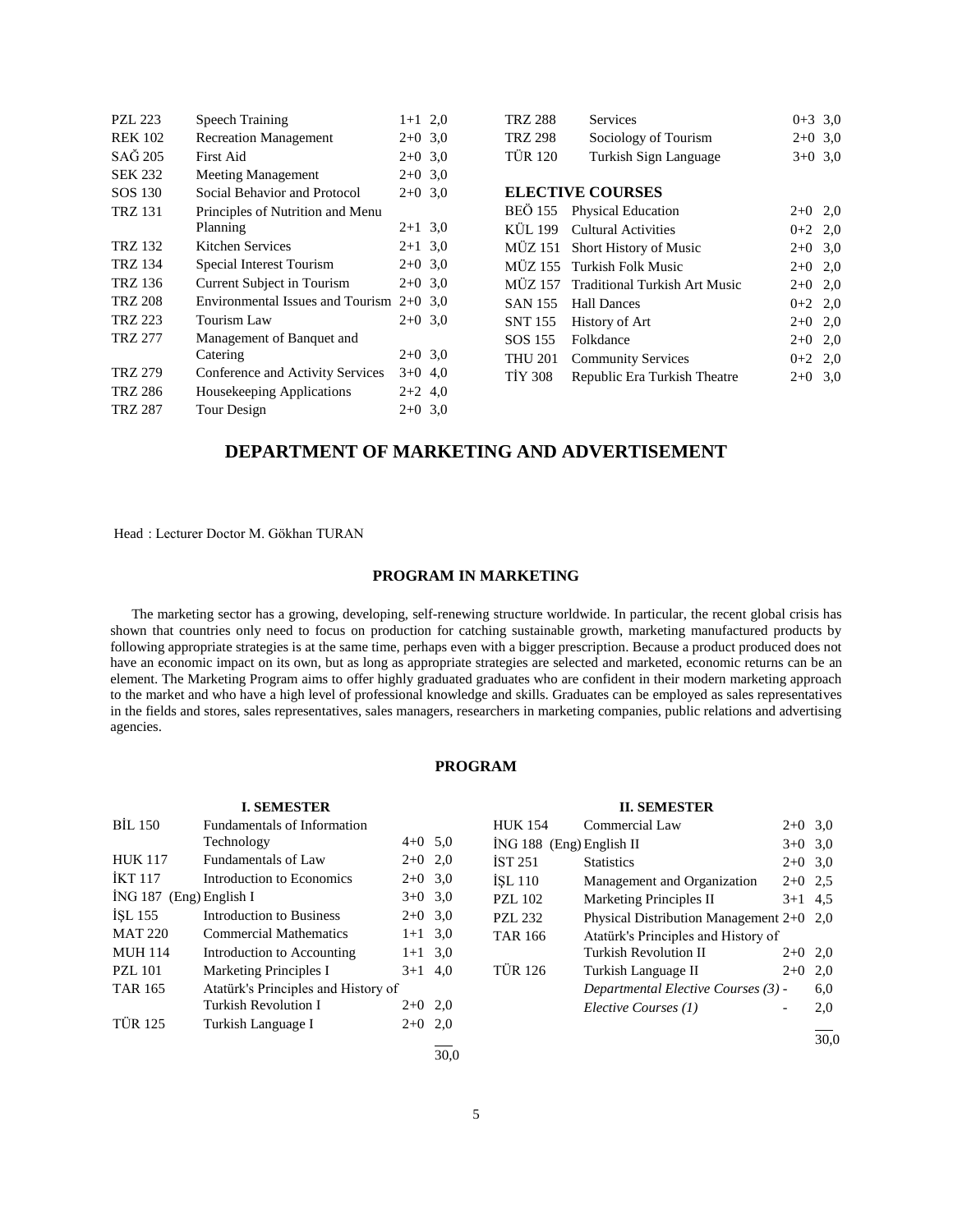| | | | |
|---|---|---|---|
| PZL 223 | Speech Training | 1+1 | 2,0 |
| REK 102 | Recreation Management | 2+0 | 3,0 |
| SAĞ 205 | First Aid | 2+0 | 3,0 |
| SEK 232 | Meeting Management | 2+0 | 3,0 |
| SOS 130 | Social Behavior and Protocol | 2+0 | 3,0 |
| TRZ 131 | Principles of Nutrition and Menu Planning | 2+1 | 3,0 |
| TRZ 132 | Kitchen Services | 2+1 | 3,0 |
| TRZ 134 | Special Interest Tourism | 2+0 | 3,0 |
| TRZ 136 | Current Subject in Tourism | 2+0 | 3,0 |
| TRZ 208 | Environmental Issues and Tourism | 2+0 | 3,0 |
| TRZ 223 | Tourism Law | 2+0 | 3,0 |
| TRZ 277 | Management of Banquet and Catering | 2+0 | 3,0 |
| TRZ 279 | Conference and Activity Services | 3+0 | 4,0 |
| TRZ 286 | Housekeeping Applications | 2+2 | 4,0 |
| TRZ 287 | Tour Design | 2+0 | 3,0 |
| TRZ 288 | Services | 0+3 | 3,0 |
| TRZ 298 | Sociology of Tourism | 2+0 | 3,0 |
| TÜR 120 | Turkish Sign Language | 3+0 | 3,0 |

**ELECTIVE COURSES**

| | | | |
|---|---|---|---|
| BEÖ 155 | Physical Education | 2+0 | 2,0 |
| KÜL 199 | Cultural Activities | 0+2 | 2,0 |
| MÜZ 151 | Short History of Music | 2+0 | 3,0 |
| MÜZ 155 | Turkish Folk Music | 2+0 | 2,0 |
| MÜZ 157 | Traditional Turkish Art Music | 2+0 | 2,0 |
| SAN 155 | Hall Dances | 0+2 | 2,0 |
| SNT 155 | History of Art | 2+0 | 2,0 |
| SOS 155 | Folkdance | 2+0 | 2,0 |
| THU 201 | Community Services | 0+2 | 2,0 |
| TİY 308 | Republic Era Turkish Theatre | 2+0 | 3,0 |

# DEPARTMENT OF MARKETING AND ADVERTISEMENT

Head : Lecturer Doctor M. Gökhan TURAN

## PROGRAM IN MARKETING

The marketing sector has a growing, developing, self-renewing structure worldwide. In particular, the recent global crisis has shown that countries only need to focus on production for catching sustainable growth, marketing manufactured products by following appropriate strategies is at the same time, perhaps even with a bigger prescription. Because a product produced does not have an economic impact on its own, but as long as appropriate strategies are selected and marketed, economic returns can be an element. The Marketing Program aims to offer highly graduated graduates who are confident in their modern marketing approach to the market and who have a high level of professional knowledge and skills. Graduates can be employed as sales representatives in the fields and stores, sales representatives, sales managers, researchers in marketing companies, public relations and advertising agencies.

## PROGRAM

**I. SEMESTER**

| | | | |
|---|---|---|---|
| BİL 150 | Fundamentals of Information Technology | 4+0 | 5,0 |
| HUK 117 | Fundamentals of Law | 2+0 | 2,0 |
| İKT 117 | Introduction to Economics | 2+0 | 3,0 |
| İNG 187 (Eng) | English I | 3+0 | 3,0 |
| İŞL 155 | Introduction to Business | 2+0 | 3,0 |
| MAT 220 | Commercial Mathematics | 1+1 | 3,0 |
| MUH 114 | Introduction to Accounting | 1+1 | 3,0 |
| PZL 101 | Marketing Principles I | 3+1 | 4,0 |
| TAR 165 | Atatürk's Principles and History of Turkish Revolution I | 2+0 | 2,0 |
| TÜR 125 | Turkish Language I | 2+0 | 2,0 |
| | | | 30,0 |

**II. SEMESTER**

| | | | |
|---|---|---|---|
| HUK 154 | Commercial Law | 2+0 | 3,0 |
| İNG 188 (Eng) | English II | 3+0 | 3,0 |
| İST 251 | Statistics | 2+0 | 3,0 |
| İŞL 110 | Management and Organization | 2+0 | 2,5 |
| PZL 102 | Marketing Principles II | 3+1 | 4,5 |
| PZL 232 | Physical Distribution Management | 2+0 | 2,0 |
| TAR 166 | Atatürk's Principles and History of Turkish Revolution II | 2+0 | 2,0 |
| TÜR 126 | Turkish Language II | 2+0 | 2,0 |
| | *Departmental Elective Courses (3)* | - | 6,0 |
| | *Elective Courses (1)* | - | 2,0 |
| | | | 30,0 |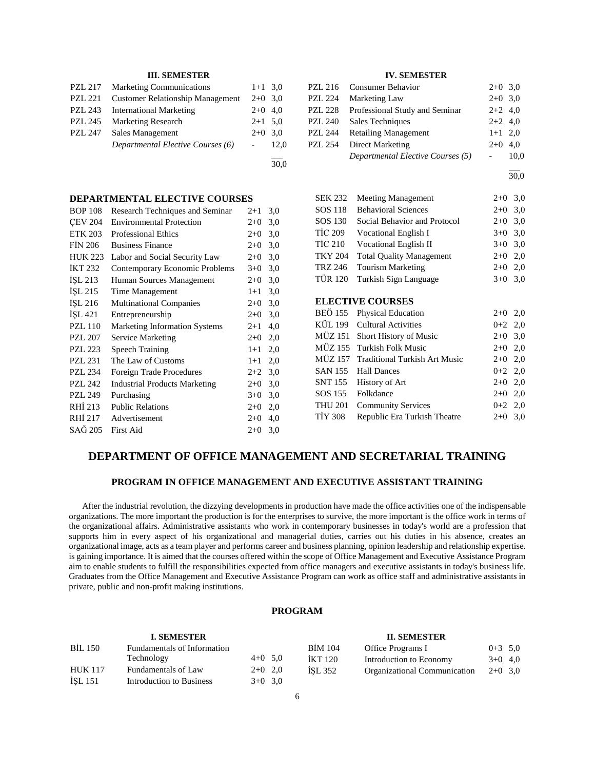### III. SEMESTER

| | | | |
|---|---|---|---|
| PZL 217 | Marketing Communications | 1+1 | 3,0 |
| PZL 221 | Customer Relationship Management | 2+0 | 3,0 |
| PZL 243 | International Marketing | 2+0 | 4,0 |
| PZL 245 | Marketing Research | 2+1 | 5,0 |
| PZL 247 | Sales Management | 2+0 | 3,0 |
| | *Departmental Elective Courses (6)* | - | 12,0 |
| | | | 30,0 |

### IV. SEMESTER

| | | | |
|---|---|---|---|
| PZL 216 | Consumer Behavior | 2+0 | 3,0 |
| PZL 224 | Marketing Law | 2+0 | 3,0 |
| PZL 228 | Professional Study and Seminar | 2+2 | 4,0 |
| PZL 240 | Sales Techniques | 2+2 | 4,0 |
| PZL 244 | Retailing Management | 1+1 | 2,0 |
| PZL 254 | Direct Marketing | 2+0 | 4,0 |
| | *Departmental Elective Courses (5)* | - | 10,0 |
| | | | 30,0 |

### DEPARTMENTAL ELECTIVE COURSES

| | | | |
|---|---|---|---|
| BOP 108 | Research Techniques and Seminar | 2+1 | 3,0 |
| ÇEV 204 | Environmental Protection | 2+0 | 3,0 |
| ETK 203 | Professional Ethics | 2+0 | 3,0 |
| FİN 206 | Business Finance | 2+0 | 3,0 |
| HUK 223 | Labor and Social Security Law | 2+0 | 3,0 |
| İKT 232 | Contemporary Economic Problems | 3+0 | 3,0 |
| İŞL 213 | Human Sources Management | 2+0 | 3,0 |
| İŞL 215 | Time Management | 1+1 | 3,0 |
| İŞL 216 | Multinational Companies | 2+0 | 3,0 |
| İŞL 421 | Entrepreneurship | 2+0 | 3,0 |
| PZL 110 | Marketing Information Systems | 2+1 | 4,0 |
| PZL 207 | Service Marketing | 2+0 | 2,0 |
| PZL 223 | Speech Training | 1+1 | 2,0 |
| PZL 231 | The Law of Customs | 1+1 | 2,0 |
| PZL 234 | Foreign Trade Procedures | 2+2 | 3,0 |
| PZL 242 | Industrial Products Marketing | 2+0 | 3,0 |
| PZL 249 | Purchasing | 3+0 | 3,0 |
| RHİ 213 | Public Relations | 2+0 | 2,0 |
| RHİ 217 | Advertisement | 2+0 | 4,0 |
| SAĞ 205 | First Aid | 2+0 | 3,0 |
| SEK 232 | Meeting Management | 2+0 | 3,0 |
| SOS 118 | Behavioral Sciences | 2+0 | 3,0 |
| SOS 130 | Social Behavior and Protocol | 2+0 | 3,0 |
| TİC 209 | Vocational English I | 3+0 | 3,0 |
| TİC 210 | Vocational English II | 3+0 | 3,0 |
| TKY 204 | Total Quality Management | 2+0 | 2,0 |
| TRZ 246 | Tourism Marketing | 2+0 | 2,0 |
| TÜR 120 | Turkish Sign Language | 3+0 | 3,0 |

### ELECTIVE COURSES

| | | | |
|---|---|---|---|
| BEÖ 155 | Physical Education | 2+0 | 2,0 |
| KÜL 199 | Cultural Activities | 0+2 | 2,0 |
| MÜZ 151 | Short History of Music | 2+0 | 3,0 |
| MÜZ 155 | Turkish Folk Music | 2+0 | 2,0 |
| MÜZ 157 | Traditional Turkish Art Music | 2+0 | 2,0 |
| SAN 155 | Hall Dances | 0+2 | 2,0 |
| SNT 155 | History of Art | 2+0 | 2,0 |
| SOS 155 | Folkdance | 2+0 | 2,0 |
| THU 201 | Community Services | 0+2 | 2,0 |
| TİY 308 | Republic Era Turkish Theatre | 2+0 | 3,0 |

## DEPARTMENT OF OFFICE MANAGEMENT AND SECRETARIAL TRAINING

### PROGRAM IN OFFICE MANAGEMENT AND EXECUTIVE ASSISTANT TRAINING

After the industrial revolution, the dizzying developments in production have made the office activities one of the indispensable organizations. The more important the production is for the enterprises to survive, the more important is the office work in terms of the organizational affairs. Administrative assistants who work in contemporary businesses in today's world are a profession that supports him in every aspect of his organizational and managerial duties, carries out his duties in his absence, creates an organizational image, acts as a team player and performs career and business planning, opinion leadership and relationship expertise. is gaining importance. It is aimed that the courses offered within the scope of Office Management and Executive Assistance Program aim to enable students to fulfill the responsibilities expected from office managers and executive assistants in today's business life. Graduates from the Office Management and Executive Assistance Program can work as office staff and administrative assistants in private, public and non-profit making institutions.

### PROGRAM

### I. SEMESTER

| | | | |
|---|---|---|---|
| BİL 150 | Fundamentals of Information Technology | 4+0 | 5,0 |
| HUK 117 | Fundamentals of Law | 2+0 | 2,0 |
| İŞL 151 | Introduction to Business | 3+0 | 3,0 |

### II. SEMESTER

| | | | |
|---|---|---|---|
| BİM 104 | Office Programs I | 0+3 | 5,0 |
| İKT 120 | Introduction to Economy | 3+0 | 4,0 |
| İŞL 352 | Organizational Communication | 2+0 | 3,0 |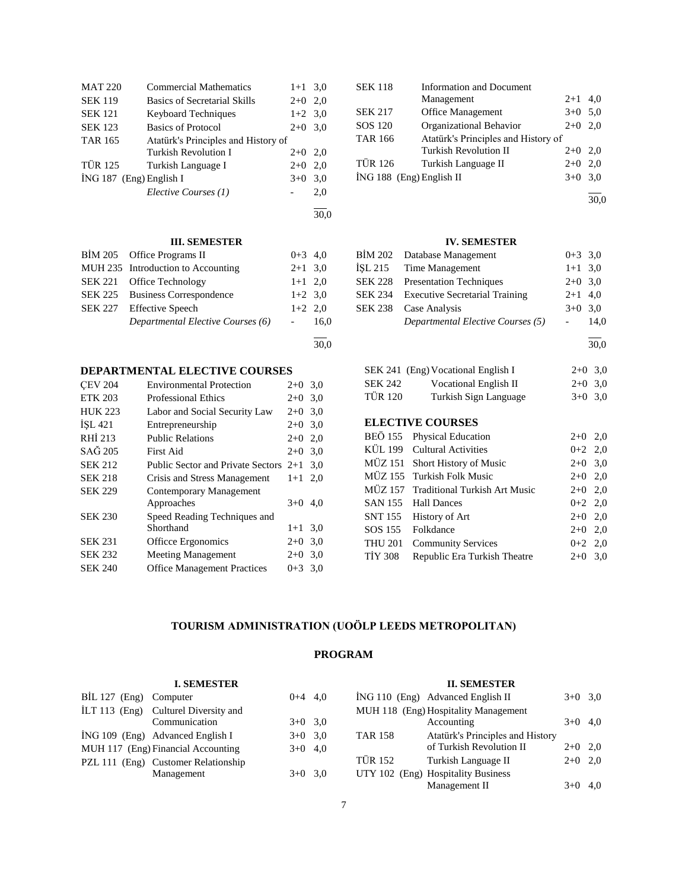| | | | |
|---|---|---|---|
| MAT 220 | Commercial Mathematics | 1+1 | 3,0 |
| SEK 119 | Basics of Secretarial Skills | 2+0 | 2,0 |
| SEK 121 | Keyboard Techniques | 1+2 | 3,0 |
| SEK 123 | Basics of Protocol | 2+0 | 3,0 |
| TAR 165 | Atatürk's Principles and History of Turkish Revolution I | 2+0 | 2,0 |
| TÜR 125 | Turkish Language I | 2+0 | 2,0 |
| İNG 187 (Eng) | English I | 3+0 | 3,0 |
| | *Elective Courses (1)* | - | 2,0 |
| | | | 30,0 |

| | | | |
|---|---|---|---|
| SEK 118 | Information and Document Management | 2+1 | 4,0 |
| SEK 217 | Office Management | 3+0 | 5,0 |
| SOS 120 | Organizational Behavior | 2+0 | 2,0 |
| TAR 166 | Atatürk's Principles and History of Turkish Revolution II | 2+0 | 2,0 |
| TÜR 126 | Turkish Language II | 2+0 | 2,0 |
| İNG 188 (Eng) | English II | 3+0 | 3,0 |
| | | | 30,0 |

### III. SEMESTER

| | | | |
|---|---|---|---|
| BİM 205 | Office Programs II | 0+3 | 4,0 |
| MUH 235 | Introduction to Accounting | 2+1 | 3,0 |
| SEK 221 | Office Technology | 1+1 | 2,0 |
| SEK 225 | Business Correspondence | 1+2 | 3,0 |
| SEK 227 | Effective Speech | 1+2 | 2,0 |
| | *Departmental Elective Courses (6)* | - | 16,0 |
| | | | 30,0 |

### IV. SEMESTER

| | | | |
|---|---|---|---|
| BİM 202 | Database Management | 0+3 | 3,0 |
| İŞL 215 | Time Management | 1+1 | 3,0 |
| SEK 228 | Presentation Techniques | 2+0 | 3,0 |
| SEK 234 | Executive Secretarial Training | 2+1 | 4,0 |
| SEK 238 | Case Analysis | 3+0 | 3,0 |
| | *Departmental Elective Courses (5)* | - | 14,0 |
| | | | 30,0 |

### DEPARTMENTAL ELECTIVE COURSES

| | | | |
|---|---|---|---|
| ÇEV 204 | Environmental Protection | 2+0 | 3,0 |
| ETK 203 | Professional Ethics | 2+0 | 3,0 |
| HUK 223 | Labor and Social Security Law | 2+0 | 3,0 |
| İŞL 421 | Entrepreneurship | 2+0 | 3,0 |
| RHİ 213 | Public Relations | 2+0 | 2,0 |
| SAĞ 205 | First Aid | 2+0 | 3,0 |
| SEK 212 | Public Sector and Private Sectors | 2+1 | 3,0 |
| SEK 218 | Crisis and Stress Management | 1+1 | 2,0 |
| SEK 229 | Contemporary Management Approaches | 3+0 | 4,0 |
| SEK 230 | Speed Reading Techniques and Shorthand | 1+1 | 3,0 |
| SEK 231 | Officce Ergonomics | 2+0 | 3,0 |
| SEK 232 | Meeting Management | 2+0 | 3,0 |
| SEK 240 | Office Management Practices | 0+3 | 3,0 |
| SEK 241 (Eng) | Vocational English I | 2+0 | 3,0 |
| SEK 242 | Vocational English II | 2+0 | 3,0 |
| TÜR 120 | Turkish Sign Language | 3+0 | 3,0 |

### ELECTIVE COURSES

| | | | |
|---|---|---|---|
| BEÖ 155 | Physical Education | 2+0 | 2,0 |
| KÜL 199 | Cultural Activities | 0+2 | 2,0 |
| MÜZ 151 | Short History of Music | 2+0 | 3,0 |
| MÜZ 155 | Turkish Folk Music | 2+0 | 2,0 |
| MÜZ 157 | Traditional Turkish Art Music | 2+0 | 2,0 |
| SAN 155 | Hall Dances | 0+2 | 2,0 |
| SNT 155 | History of Art | 2+0 | 2,0 |
| SOS 155 | Folkdance | 2+0 | 2,0 |
| THU 201 | Community Services | 0+2 | 2,0 |
| TİY 308 | Republic Era Turkish Theatre | 2+0 | 3,0 |

## TOURISM ADMINISTRATION (UOÖLP LEEDS METROPOLITAN)

## PROGRAM

### I. SEMESTER

| | | | |
|---|---|---|---|
| BİL 127 (Eng) | Computer | 0+4 | 4,0 |
| İLT 113 (Eng) | Culturel Diversity and Communication | 3+0 | 3,0 |
| İNG 109 (Eng) | Advanced English I | 3+0 | 3,0 |
| MUH 117 (Eng) | Financial Accounting | 3+0 | 4,0 |
| PZL 111 (Eng) | Customer Relationship Management | 3+0 | 3,0 |

### II. SEMESTER

| | | | |
|---|---|---|---|
| İNG 110 (Eng) | Advanced English II | 3+0 | 3,0 |
| MUH 118 (Eng) | Hospitality Management Accounting | 3+0 | 4,0 |
| TAR 158 | Atatürk's Principles and History of Turkish Revolution II | 2+0 | 2,0 |
| TÜR 152 | Turkish Language II | 2+0 | 2,0 |
| UTY 102 (Eng) | Hospitality Business Management II | 3+0 | 4,0 |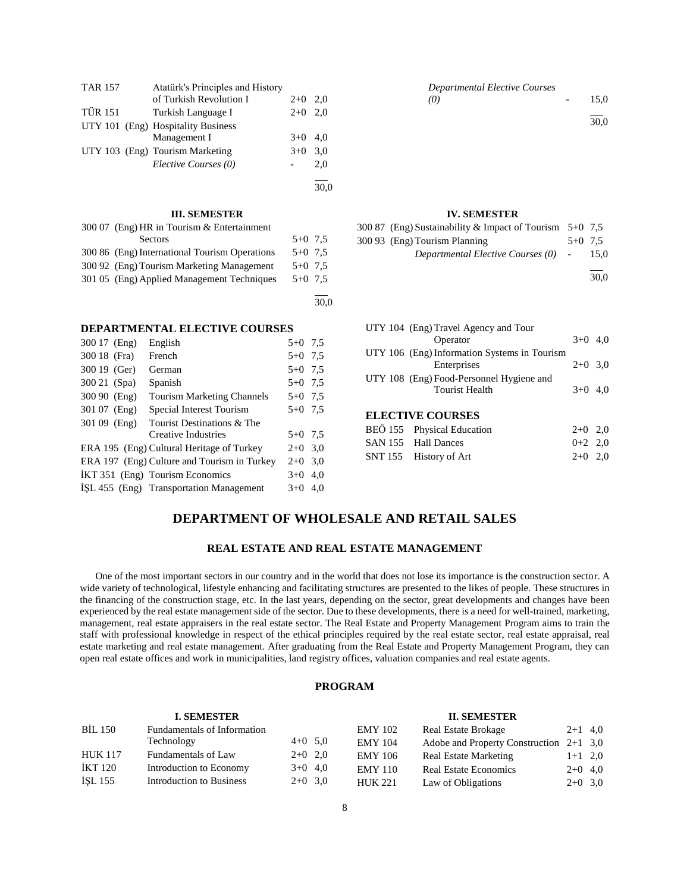| | | | |
|---|---|---|---|
| TAR 157 | Atatürk's Principles and History of Turkish Revolution I | 2+0 | 2,0 |
| TÜR 151 | Turkish Language I | 2+0 | 2,0 |
| UTY 101 (Eng) | Hospitality Business Management I | 3+0 | 4,0 |
| UTY 103 (Eng) | Tourism Marketing | 3+0 | 3,0 |
| | *Elective Courses (0)* | - | 2,0 |
| | | | 30,0 |

| | | | |
|---|---|---|---|
| | *Departmental Elective Courses (0)* | - | 15,0 |
| | | | 30,0 |

### III. SEMESTER

| | | | |
|---|---|---|---|
| 300 07 (Eng) | HR in Tourism & Entertainment Sectors | 5+0 | 7,5 |
| 300 86 (Eng) | International Tourism Operations | 5+0 | 7,5 |
| 300 92 (Eng) | Tourism Marketing Management | 5+0 | 7,5 |
| 301 05 (Eng) | Applied Management Techniques | 5+0 | 7,5 |
| | | | 30,0 |

### IV. SEMESTER

| | | | |
|---|---|---|---|
| 300 87 (Eng) | Sustainability & Impact of Tourism | 5+0 | 7,5 |
| 300 93 (Eng) | Tourism Planning | 5+0 | 7,5 |
| | *Departmental Elective Courses (0)* | - | 15,0 |
| | | | 30,0 |

### DEPARTMENTAL ELECTIVE COURSES

| | | | |
|---|---|---|---|
| 300 17 (Eng) | English | 5+0 | 7,5 |
| 300 18 (Fra) | French | 5+0 | 7,5 |
| 300 19 (Ger) | German | 5+0 | 7,5 |
| 300 21 (Spa) | Spanish | 5+0 | 7,5 |
| 300 90 (Eng) | Tourism Marketing Channels | 5+0 | 7,5 |
| 301 07 (Eng) | Special Interest Tourism | 5+0 | 7,5 |
| 301 09 (Eng) | Tourist Destinations & The Creative Industries | 5+0 | 7,5 |
| ERA 195 (Eng) | Cultural Heritage of Turkey | 2+0 | 3,0 |
| ERA 197 (Eng) | Culture and Tourism in Turkey | 2+0 | 3,0 |
| İKT 351 (Eng) | Tourism Economics | 3+0 | 4,0 |
| İŞL 455 (Eng) | Transportation Management | 3+0 | 4,0 |
| UTY 104 (Eng) | Travel Agency and Tour Operator | 3+0 | 4,0 |
| UTY 106 (Eng) | Information Systems in Tourism Enterprises | 2+0 | 3,0 |
| UTY 108 (Eng) | Food-Personnel Hygiene and Tourist Health | 3+0 | 4,0 |

### ELECTIVE COURSES

| | | | |
|---|---|---|---|
| BEÖ 155 | Physical Education | 2+0 | 2,0 |
| SAN 155 | Hall Dances | 0+2 | 2,0 |
| SNT 155 | History of Art | 2+0 | 2,0 |

# DEPARTMENT OF WHOLESALE AND RETAIL SALES

## REAL ESTATE AND REAL ESTATE MANAGEMENT

One of the most important sectors in our country and in the world that does not lose its importance is the construction sector. A wide variety of technological, lifestyle enhancing and facilitating structures are presented to the likes of people. These structures in the financing of the construction stage, etc. In the last years, depending on the sector, great developments and changes have been experienced by the real estate management side of the sector. Due to these developments, there is a need for well-trained, marketing, management, real estate appraisers in the real estate sector. The Real Estate and Property Management Program aims to train the staff with professional knowledge in respect of the ethical principles required by the real estate sector, real estate appraisal, real estate marketing and real estate management. After graduating from the Real Estate and Property Management Program, they can open real estate offices and work in municipalities, land registry offices, valuation companies and real estate agents.

### PROGRAM

#### I. SEMESTER

| | | | |
|---|---|---|---|
| BİL 150 | Fundamentals of Information Technology | 4+0 | 5,0 |
| HUK 117 | Fundamentals of Law | 2+0 | 2,0 |
| İKT 120 | Introduction to Economy | 3+0 | 4,0 |
| İŞL 155 | Introduction to Business | 2+0 | 3,0 |

#### II. SEMESTER

| | | | |
|---|---|---|---|
| EMY 102 | Real Estate Brokage | 2+1 | 4,0 |
| EMY 104 | Adobe and Property Construction | 2+1 | 3,0 |
| EMY 106 | Real Estate Marketing | 1+1 | 2,0 |
| EMY 110 | Real Estate Economics | 2+0 | 4,0 |
| HUK 221 | Law of Obligations | 2+0 | 3,0 |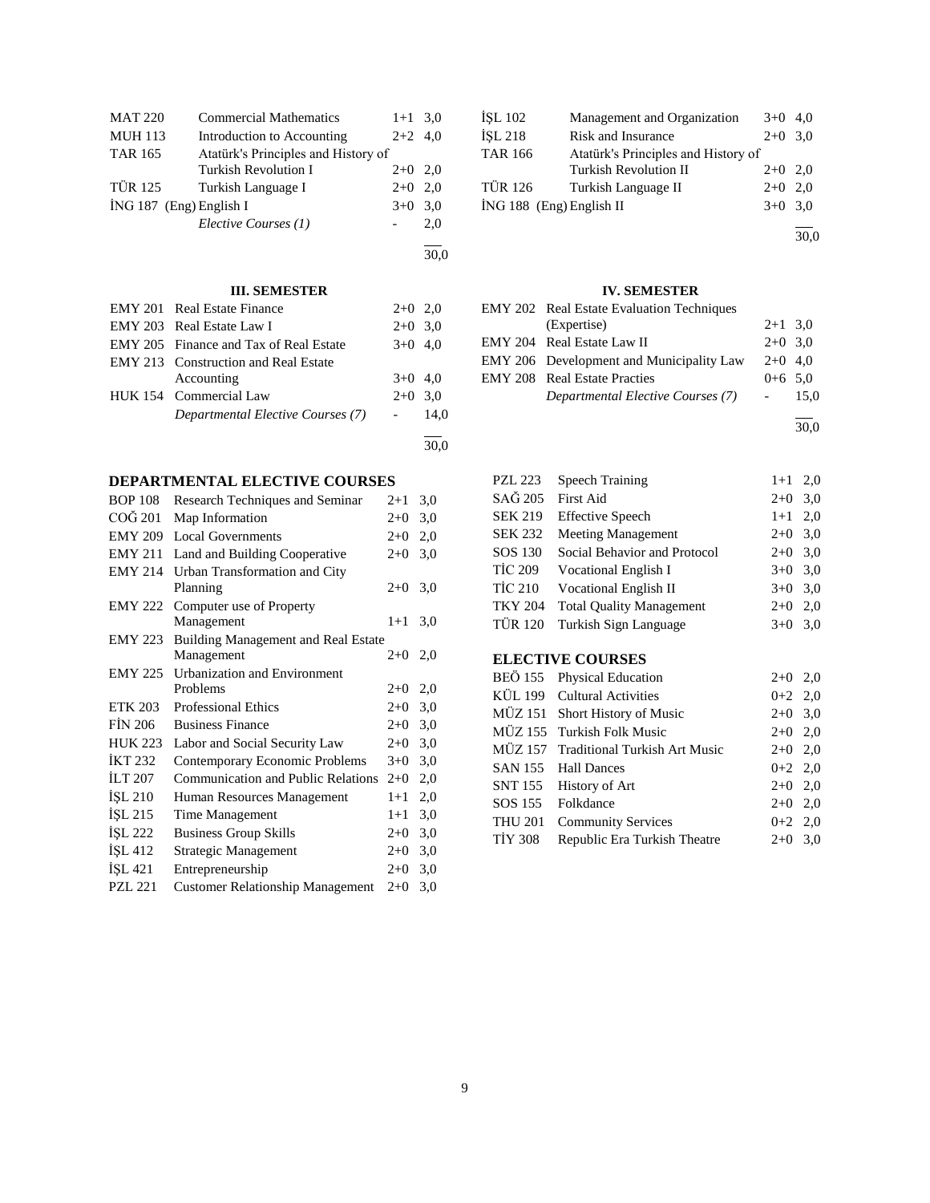| | | | |
|---|---|---|---|
| MAT 220 | Commercial Mathematics | 1+1 | 3,0 |
| MUH 113 | Introduction to Accounting | 2+2 | 4,0 |
| TAR 165 | Atatürk's Principles and History of Turkish Revolution I | 2+0 | 2,0 |
| TÜR 125 | Turkish Language I | 2+0 | 2,0 |
| İNG 187 | (Eng) English I | 3+0 | 3,0 |
| | *Elective Courses (1)* | - | 2,0 |
| | | | 30,0 |

| | | | |
|---|---|---|---|
| İŞL 102 | Management and Organization | 3+0 | 4,0 |
| İŞL 218 | Risk and Insurance | 2+0 | 3,0 |
| TAR 166 | Atatürk's Principles and History of Turkish Revolution II | 2+0 | 2,0 |
| TÜR 126 | Turkish Language II | 2+0 | 2,0 |
| İNG 188 | (Eng) English II | 3+0 | 3,0 |
| | | | 30,0 |

### III. SEMESTER

| | | | |
|---|---|---|---|
| EMY 201 | Real Estate Finance | 2+0 | 2,0 |
| EMY 203 | Real Estate Law I | 2+0 | 3,0 |
| EMY 205 | Finance and Tax of Real Estate | 3+0 | 4,0 |
| EMY 213 | Construction and Real Estate Accounting | 3+0 | 4,0 |
| HUK 154 | Commercial Law | 2+0 | 3,0 |
| | *Departmental Elective Courses (7)* | - | 14,0 |
| | | | 30,0 |

### IV. SEMESTER

| | | | |
|---|---|---|---|
| EMY 202 | Real Estate Evaluation Techniques (Expertise) | 2+1 | 3,0 |
| EMY 204 | Real Estate Law II | 2+0 | 3,0 |
| EMY 206 | Development and Municipality Law | 2+0 | 4,0 |
| EMY 208 | Real Estate Practies | 0+6 | 5,0 |
| | *Departmental Elective Courses (7)* | - | 15,0 |
| | | | 30,0 |

## DEPARTMENTAL ELECTIVE COURSES

| | | | |
|---|---|---|---|
| BOP 108 | Research Techniques and Seminar | 2+1 | 3,0 |
| COĞ 201 | Map Information | 2+0 | 3,0 |
| EMY 209 | Local Governments | 2+0 | 2,0 |
| EMY 211 | Land and Building Cooperative | 2+0 | 3,0 |
| EMY 214 | Urban Transformation and City Planning | 2+0 | 3,0 |
| EMY 222 | Computer use of Property Management | 1+1 | 3,0 |
| EMY 223 | Building Management and Real Estate Management | 2+0 | 2,0 |
| EMY 225 | Urbanization and Environment Problems | 2+0 | 2,0 |
| ETK 203 | Professional Ethics | 2+0 | 3,0 |
| FİN 206 | Business Finance | 2+0 | 3,0 |
| HUK 223 | Labor and Social Security Law | 2+0 | 3,0 |
| İKT 232 | Contemporary Economic Problems | 3+0 | 3,0 |
| İLT 207 | Communication and Public Relations | 2+0 | 2,0 |
| İŞL 210 | Human Resources Management | 1+1 | 2,0 |
| İŞL 215 | Time Management | 1+1 | 3,0 |
| İŞL 222 | Business Group Skills | 2+0 | 3,0 |
| İŞL 412 | Strategic Management | 2+0 | 3,0 |
| İŞL 421 | Entrepreneurship | 2+0 | 3,0 |
| PZL 221 | Customer Relationship Management | 2+0 | 3,0 |
| PZL 223 | Speech Training | 1+1 | 2,0 |
| SAĞ 205 | First Aid | 2+0 | 3,0 |
| SEK 219 | Effective Speech | 1+1 | 2,0 |
| SEK 232 | Meeting Management | 2+0 | 3,0 |
| SOS 130 | Social Behavior and Protocol | 2+0 | 3,0 |
| TİC 209 | Vocational English I | 3+0 | 3,0 |
| TİC 210 | Vocational English II | 3+0 | 3,0 |
| TKY 204 | Total Quality Management | 2+0 | 2,0 |
| TÜR 120 | Turkish Sign Language | 3+0 | 3,0 |

## ELECTIVE COURSES

| | | | |
|---|---|---|---|
| BEÖ 155 | Physical Education | 2+0 | 2,0 |
| KÜL 199 | Cultural Activities | 0+2 | 2,0 |
| MÜZ 151 | Short History of Music | 2+0 | 3,0 |
| MÜZ 155 | Turkish Folk Music | 2+0 | 2,0 |
| MÜZ 157 | Traditional Turkish Art Music | 2+0 | 2,0 |
| SAN 155 | Hall Dances | 0+2 | 2,0 |
| SNT 155 | History of Art | 2+0 | 2,0 |
| SOS 155 | Folkdance | 2+0 | 2,0 |
| THU 201 | Community Services | 0+2 | 2,0 |
| TİY 308 | Republic Era Turkish Theatre | 2+0 | 3,0 |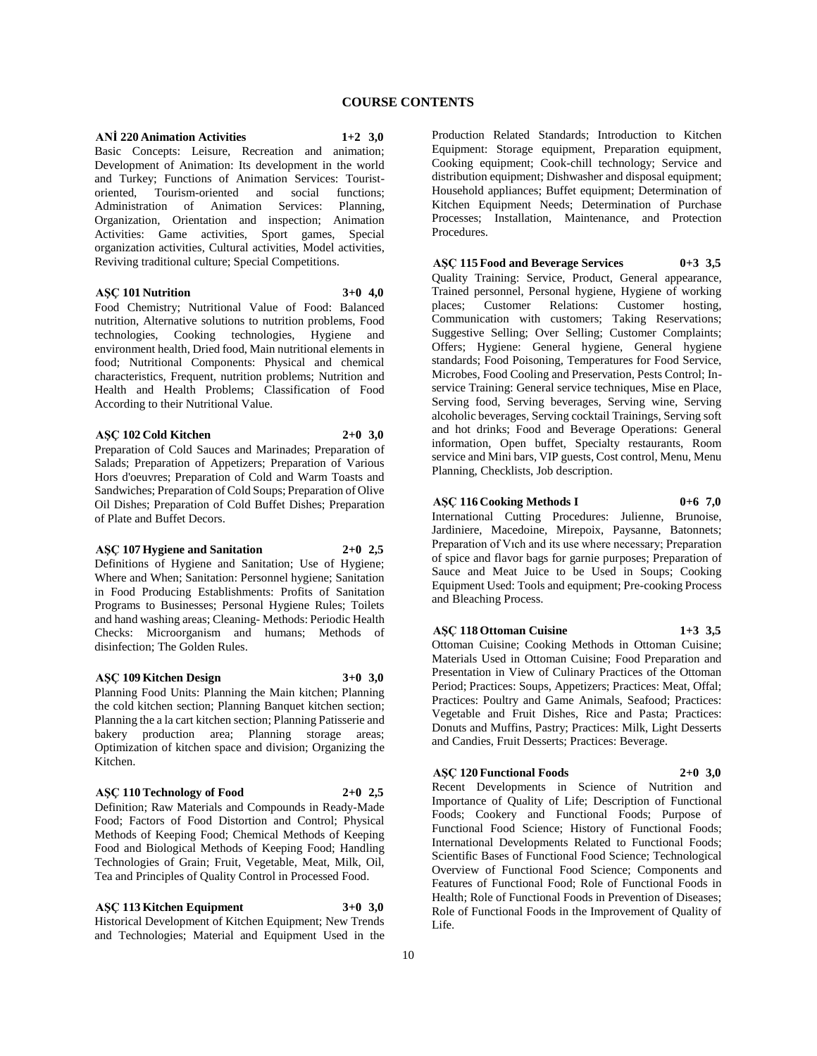## COURSE CONTENTS

**ANİ 220 Animation Activities 1+2 3,0**

Basic Concepts: Leisure, Recreation and animation; Development of Animation: Its development in the world and Turkey; Functions of Animation Services: Tourist-oriented, Tourism-oriented and social functions; Administration of Animation Services: Planning, Organization, Orientation and inspection; Animation Activities: Game activities, Sport games, Special organization activities, Cultural activities, Model activities, Reviving traditional culture; Special Competitions.

**AŞÇ 101 Nutrition 3+0 4,0**

Food Chemistry; Nutritional Value of Food: Balanced nutrition, Alternative solutions to nutrition problems, Food technologies, Cooking technologies, Hygiene and environment health, Dried food, Main nutritional elements in food; Nutritional Components: Physical and chemical characteristics, Frequent, nutrition problems; Nutrition and Health and Health Problems; Classification of Food According to their Nutritional Value.

**AŞÇ 102 Cold Kitchen 2+0 3,0**

Preparation of Cold Sauces and Marinades; Preparation of Salads; Preparation of Appetizers; Preparation of Various Hors d'oeuvres; Preparation of Cold and Warm Toasts and Sandwiches; Preparation of Cold Soups; Preparation of Olive Oil Dishes; Preparation of Cold Buffet Dishes; Preparation of Plate and Buffet Decors.

**AŞÇ 107 Hygiene and Sanitation 2+0 2,5**

Definitions of Hygiene and Sanitation; Use of Hygiene; Where and When; Sanitation: Personnel hygiene; Sanitation in Food Producing Establishments: Profits of Sanitation Programs to Businesses; Personal Hygiene Rules; Toilets and hand washing areas; Cleaning- Methods: Periodic Health Checks: Microorganism and humans; Methods of disinfection; The Golden Rules.

**AŞÇ 109 Kitchen Design 3+0 3,0**

Planning Food Units: Planning the Main kitchen; Planning the cold kitchen section; Planning Banquet kitchen section; Planning the a la cart kitchen section; Planning Patisserie and bakery production area; Planning storage areas; Optimization of kitchen space and division; Organizing the Kitchen.

**AŞÇ 110 Technology of Food 2+0 2,5**

Definition; Raw Materials and Compounds in Ready-Made Food; Factors of Food Distortion and Control; Physical Methods of Keeping Food; Chemical Methods of Keeping Food and Biological Methods of Keeping Food; Handling Technologies of Grain; Fruit, Vegetable, Meat, Milk, Oil, Tea and Principles of Quality Control in Processed Food.

**AŞÇ 113 Kitchen Equipment 3+0 3,0**

Historical Development of Kitchen Equipment; New Trends and Technologies; Material and Equipment Used in the Production Related Standards; Introduction to Kitchen Equipment: Storage equipment, Preparation equipment, Cooking equipment; Cook-chill technology; Service and distribution equipment; Dishwasher and disposal equipment; Household appliances; Buffet equipment; Determination of Kitchen Equipment Needs; Determination of Purchase Processes; Installation, Maintenance, and Protection Procedures.

**AŞÇ 115 Food and Beverage Services 0+3 3,5**

Quality Training: Service, Product, General appearance, Trained personnel, Personal hygiene, Hygiene of working places; Customer Relations: Customer hosting, Communication with customers; Taking Reservations; Suggestive Selling; Over Selling; Customer Complaints; Offers; Hygiene: General hygiene, General hygiene standards; Food Poisoning, Temperatures for Food Service, Microbes, Food Cooling and Preservation, Pests Control; In-service Training: General service techniques, Mise en Place, Serving food, Serving beverages, Serving wine, Serving alcoholic beverages, Serving cocktail Trainings, Serving soft and hot drinks; Food and Beverage Operations: General information, Open buffet, Specialty restaurants, Room service and Mini bars, VIP guests, Cost control, Menu, Menu Planning, Checklists, Job description.

**AŞÇ 116 Cooking Methods I 0+6 7,0**

International Cutting Procedures: Julienne, Brunoise, Jardiniere, Macedoine, Mirepoix, Paysanne, Batonnets; Preparation of Vıch and its use where necessary; Preparation of spice and flavor bags for garnie purposes; Preparation of Sauce and Meat Juice to be Used in Soups; Cooking Equipment Used: Tools and equipment; Pre-cooking Process and Bleaching Process.

**AŞÇ 118 Ottoman Cuisine 1+3 3,5**

Ottoman Cuisine; Cooking Methods in Ottoman Cuisine; Materials Used in Ottoman Cuisine; Food Preparation and Presentation in View of Culinary Practices of the Ottoman Period; Practices: Soups, Appetizers; Practices: Meat, Offal; Practices: Poultry and Game Animals, Seafood; Practices: Vegetable and Fruit Dishes, Rice and Pasta; Practices: Donuts and Muffins, Pastry; Practices: Milk, Light Desserts and Candies, Fruit Desserts; Practices: Beverage.

**AŞÇ 120 Functional Foods 2+0 3,0**

Recent Developments in Science of Nutrition and Importance of Quality of Life; Description of Functional Foods; Cookery and Functional Foods; Purpose of Functional Food Science; History of Functional Foods; International Developments Related to Functional Foods; Scientific Bases of Functional Food Science; Technological Overview of Functional Food Science; Components and Features of Functional Food; Role of Functional Foods in Health; Role of Functional Foods in Prevention of Diseases; Role of Functional Foods in the Improvement of Quality of Life.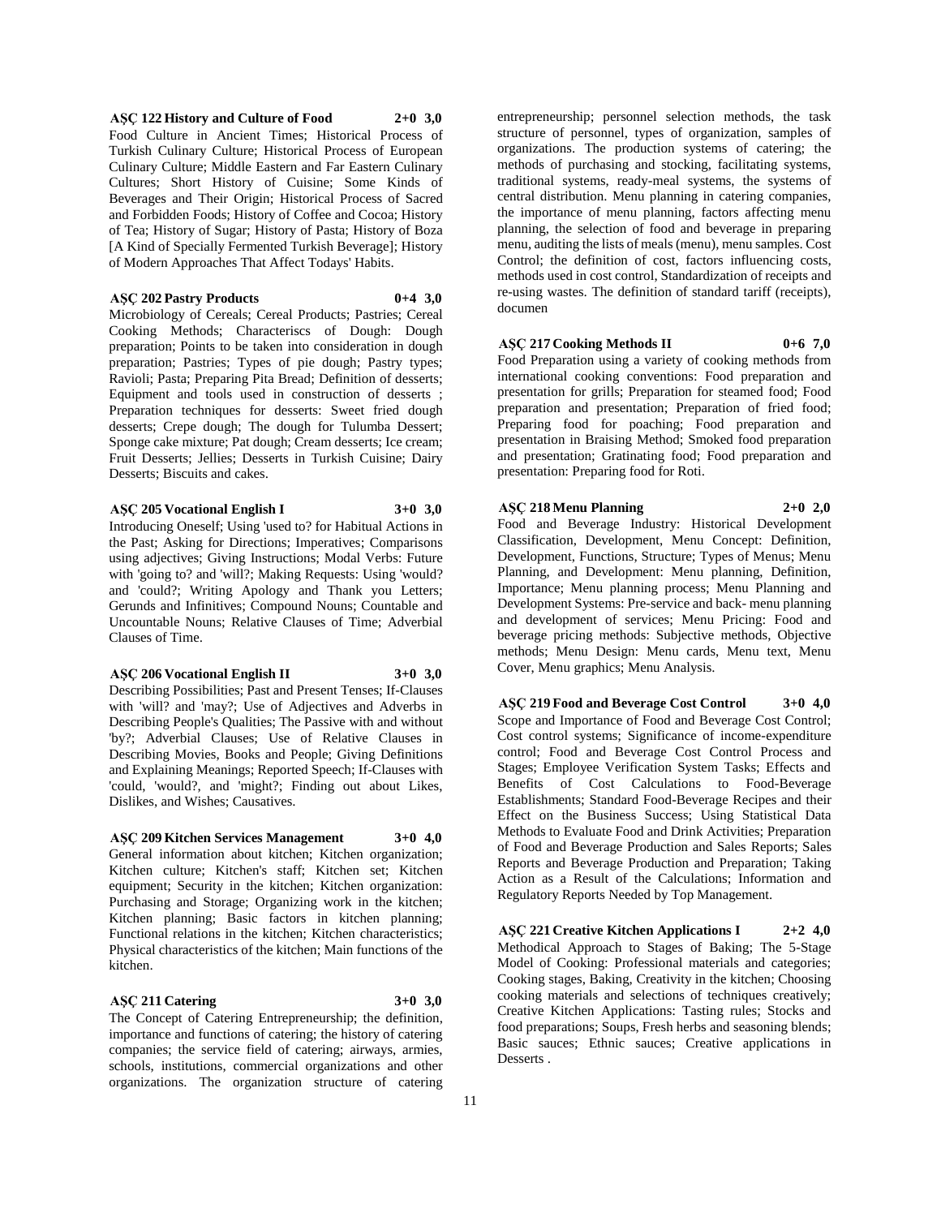**AŞÇ 122 History and Culture of Food 2+0 3,0**
Food Culture in Ancient Times; Historical Process of Turkish Culinary Culture; Historical Process of European Culinary Culture; Middle Eastern and Far Eastern Culinary Cultures; Short History of Cuisine; Some Kinds of Beverages and Their Origin; Historical Process of Sacred and Forbidden Foods; History of Coffee and Cocoa; History of Tea; History of Sugar; History of Pasta; History of Boza [A Kind of Specially Fermented Turkish Beverage]; History of Modern Approaches That Affect Todays' Habits.

**AŞÇ 202 Pastry Products 0+4 3,0**
Microbiology of Cereals; Cereal Products; Pastries; Cereal Cooking Methods; Characteriscs of Dough: Dough preparation; Points to be taken into consideration in dough preparation; Pastries; Types of pie dough; Pastry types; Ravioli; Pasta; Preparing Pita Bread; Definition of desserts; Equipment and tools used in construction of desserts ; Preparation techniques for desserts: Sweet fried dough desserts; Crepe dough; The dough for Tulumba Dessert; Sponge cake mixture; Pat dough; Cream desserts; Ice cream; Fruit Desserts; Jellies; Desserts in Turkish Cuisine; Dairy Desserts; Biscuits and cakes.

**AŞÇ 205 Vocational English I 3+0 3,0**
Introducing Oneself; Using 'used to? for Habitual Actions in the Past; Asking for Directions; Imperatives; Comparisons using adjectives; Giving Instructions; Modal Verbs: Future with 'going to? and 'will?; Making Requests: Using 'would? and 'could?; Writing Apology and Thank you Letters; Gerunds and Infinitives; Compound Nouns; Countable and Uncountable Nouns; Relative Clauses of Time; Adverbial Clauses of Time.

**AŞÇ 206 Vocational English II 3+0 3,0**
Describing Possibilities; Past and Present Tenses; If-Clauses with 'will? and 'may?; Use of Adjectives and Adverbs in Describing People's Qualities; The Passive with and without 'by?; Adverbial Clauses; Use of Relative Clauses in Describing Movies, Books and People; Giving Definitions and Explaining Meanings; Reported Speech; If-Clauses with 'could, 'would?, and 'might?; Finding out about Likes, Dislikes, and Wishes; Causatives.

**AŞÇ 209 Kitchen Services Management 3+0 4,0**
General information about kitchen; Kitchen organization; Kitchen culture; Kitchen's staff; Kitchen set; Kitchen equipment; Security in the kitchen; Kitchen organization: Purchasing and Storage; Organizing work in the kitchen; Kitchen planning; Basic factors in kitchen planning; Functional relations in the kitchen; Kitchen characteristics; Physical characteristics of the kitchen; Main functions of the kitchen.

**AŞÇ 211 Catering 3+0 3,0**
The Concept of Catering Entrepreneurship; the definition, importance and functions of catering; the history of catering companies; the service field of catering; airways, armies, schools, institutions, commercial organizations and other organizations. The organization structure of catering entrepreneurship; personnel selection methods, the task structure of personnel, types of organization, samples of organizations. The production systems of catering; the methods of purchasing and stocking, facilitating systems, traditional systems, ready-meal systems, the systems of central distribution. Menu planning in catering companies, the importance of menu planning, factors affecting menu planning, the selection of food and beverage in preparing menu, auditing the lists of meals (menu), menu samples. Cost Control; the definition of cost, factors influencing costs, methods used in cost control, Standardization of receipts and re-using wastes. The definition of standard tariff (receipts), documen

**AŞÇ 217 Cooking Methods II 0+6 7,0**
Food Preparation using a variety of cooking methods from international cooking conventions: Food preparation and presentation for grills; Preparation for steamed food; Food preparation and presentation; Preparation of fried food; Preparing food for poaching; Food preparation and presentation in Braising Method; Smoked food preparation and presentation; Gratinating food; Food preparation and presentation: Preparing food for Roti.

**AŞÇ 218 Menu Planning 2+0 2,0**
Food and Beverage Industry: Historical Development Classification, Development, Menu Concept: Definition, Development, Functions, Structure; Types of Menus; Menu Planning, and Development: Menu planning, Definition, Importance; Menu planning process; Menu Planning and Development Systems: Pre-service and back- menu planning and development of services; Menu Pricing: Food and beverage pricing methods: Subjective methods, Objective methods; Menu Design: Menu cards, Menu text, Menu Cover, Menu graphics; Menu Analysis.

**AŞÇ 219 Food and Beverage Cost Control 3+0 4,0**
Scope and Importance of Food and Beverage Cost Control; Cost control systems; Significance of income-expenditure control; Food and Beverage Cost Control Process and Stages; Employee Verification System Tasks; Effects and Benefits of Cost Calculations to Food-Beverage Establishments; Standard Food-Beverage Recipes and their Effect on the Business Success; Using Statistical Data Methods to Evaluate Food and Drink Activities; Preparation of Food and Beverage Production and Sales Reports; Sales Reports and Beverage Production and Preparation; Taking Action as a Result of the Calculations; Information and Regulatory Reports Needed by Top Management.

**AŞÇ 221 Creative Kitchen Applications I 2+2 4,0**
Methodical Approach to Stages of Baking; The 5-Stage Model of Cooking: Professional materials and categories; Cooking stages, Baking, Creativity in the kitchen; Choosing cooking materials and selections of techniques creatively; Creative Kitchen Applications: Tasting rules; Stocks and food preparations; Soups, Fresh herbs and seasoning blends; Basic sauces; Ethnic sauces; Creative applications in Desserts .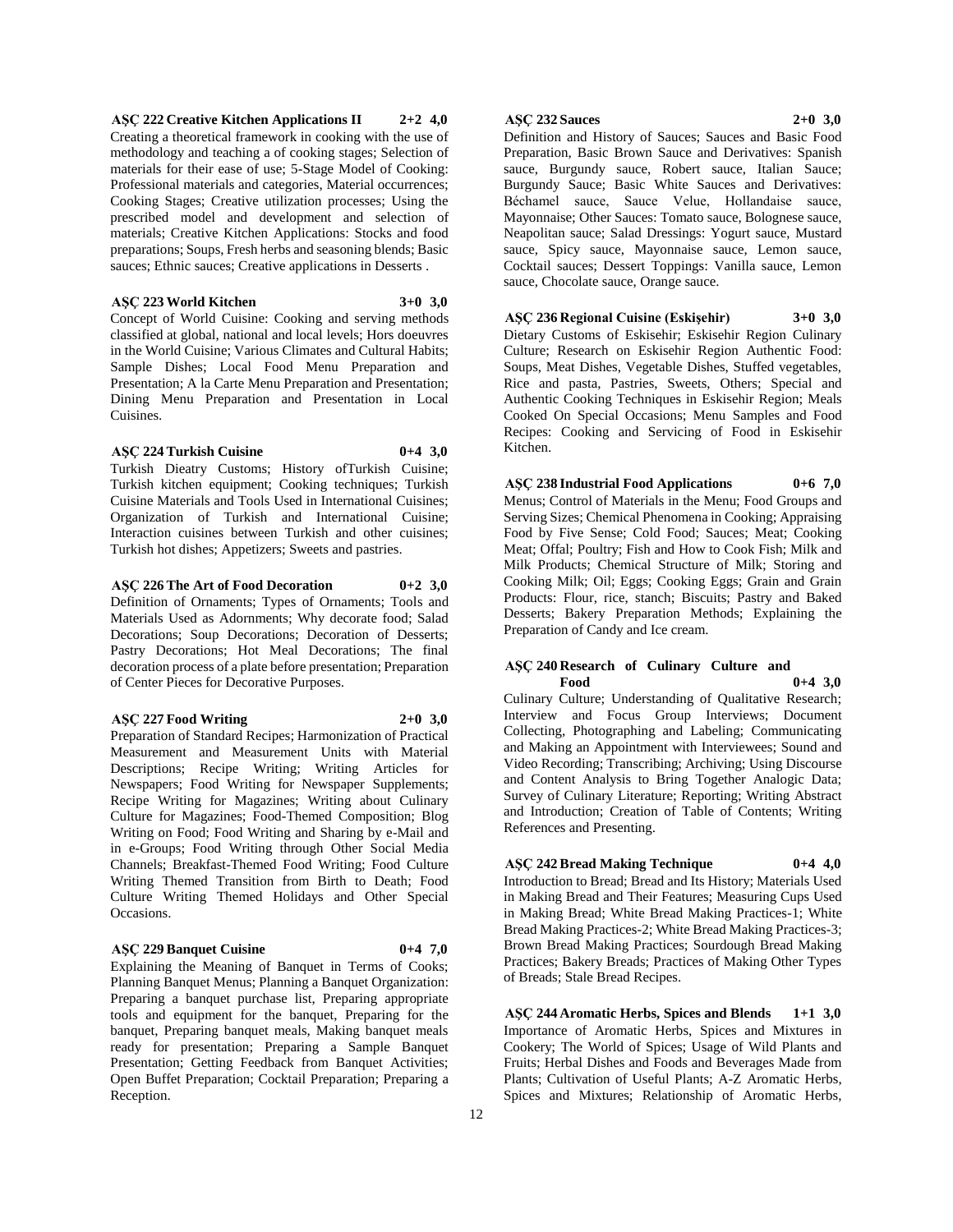**AŞÇ 222 Creative Kitchen Applications II 2+2 4,0**
Creating a theoretical framework in cooking with the use of methodology and teaching a of cooking stages; Selection of materials for their ease of use; 5-Stage Model of Cooking: Professional materials and categories, Material occurrences; Cooking Stages; Creative utilization processes; Using the prescribed model and development and selection of materials; Creative Kitchen Applications: Stocks and food preparations; Soups, Fresh herbs and seasoning blends; Basic sauces; Ethnic sauces; Creative applications in Desserts .

**AŞÇ 223 World Kitchen 3+0 3,0**
Concept of World Cuisine: Cooking and serving methods classified at global, national and local levels; Hors doeuvres in the World Cuisine; Various Climates and Cultural Habits; Sample Dishes; Local Food Menu Preparation and Presentation; A la Carte Menu Preparation and Presentation; Dining Menu Preparation and Presentation in Local Cuisines.

**AŞÇ 224 Turkish Cuisine 0+4 3,0**
Turkish Dieatry Customs; History ofTurkish Cuisine; Turkish kitchen equipment; Cooking techniques; Turkish Cuisine Materials and Tools Used in International Cuisines; Organization of Turkish and International Cuisine; Interaction cuisines between Turkish and other cuisines; Turkish hot dishes; Appetizers; Sweets and pastries.

**AŞÇ 226 The Art of Food Decoration 0+2 3,0**
Definition of Ornaments; Types of Ornaments; Tools and Materials Used as Adornments; Why decorate food; Salad Decorations; Soup Decorations; Decoration of Desserts; Pastry Decorations; Hot Meal Decorations; The final decoration process of a plate before presentation; Preparation of Center Pieces for Decorative Purposes.

**AŞÇ 227 Food Writing 2+0 3,0**
Preparation of Standard Recipes; Harmonization of Practical Measurement and Measurement Units with Material Descriptions; Recipe Writing; Writing Articles for Newspapers; Food Writing for Newspaper Supplements; Recipe Writing for Magazines; Writing about Culinary Culture for Magazines; Food-Themed Composition; Blog Writing on Food; Food Writing and Sharing by e-Mail and in e-Groups; Food Writing through Other Social Media Channels; Breakfast-Themed Food Writing; Food Culture Writing Themed Transition from Birth to Death; Food Culture Writing Themed Holidays and Other Special Occasions.

**AŞÇ 229 Banquet Cuisine 0+4 7,0**
Explaining the Meaning of Banquet in Terms of Cooks; Planning Banquet Menus; Planning a Banquet Organization: Preparing a banquet purchase list, Preparing appropriate tools and equipment for the banquet, Preparing for the banquet, Preparing banquet meals, Making banquet meals ready for presentation; Preparing a Sample Banquet Presentation; Getting Feedback from Banquet Activities; Open Buffet Preparation; Cocktail Preparation; Preparing a Reception.

**AŞÇ 232 Sauces 2+0 3,0**
Definition and History of Sauces; Sauces and Basic Food Preparation, Basic Brown Sauce and Derivatives: Spanish sauce, Burgundy sauce, Robert sauce, Italian Sauce; Burgundy Sauce; Basic White Sauces and Derivatives: Béchamel sauce, Sauce Velue, Hollandaise sauce, Mayonnaise; Other Sauces: Tomato sauce, Bolognese sauce, Neapolitan sauce; Salad Dressings: Yogurt sauce, Mustard sauce, Spicy sauce, Mayonnaise sauce, Lemon sauce, Cocktail sauces; Dessert Toppings: Vanilla sauce, Lemon sauce, Chocolate sauce, Orange sauce.

**AŞÇ 236 Regional Cuisine (Eskişehir) 3+0 3,0**
Dietary Customs of Eskisehir; Eskisehir Region Culinary Culture; Research on Eskisehir Region Authentic Food: Soups, Meat Dishes, Vegetable Dishes, Stuffed vegetables, Rice and pasta, Pastries, Sweets, Others; Special and Authentic Cooking Techniques in Eskisehir Region; Meals Cooked On Special Occasions; Menu Samples and Food Recipes: Cooking and Servicing of Food in Eskisehir Kitchen.

**AŞÇ 238 Industrial Food Applications 0+6 7,0**
Menus; Control of Materials in the Menu; Food Groups and Serving Sizes; Chemical Phenomena in Cooking; Appraising Food by Five Sense; Cold Food; Sauces; Meat; Cooking Meat; Offal; Poultry; Fish and How to Cook Fish; Milk and Milk Products; Chemical Structure of Milk; Storing and Cooking Milk; Oil; Eggs; Cooking Eggs; Grain and Grain Products: Flour, rice, stanch; Biscuits; Pastry and Baked Desserts; Bakery Preparation Methods; Explaining the Preparation of Candy and Ice cream.

**AŞÇ 240 Research of Culinary Culture and Food 0+4 3,0**
Culinary Culture; Understanding of Qualitative Research; Interview and Focus Group Interviews; Document Collecting, Photographing and Labeling; Communicating and Making an Appointment with Interviewees; Sound and Video Recording; Transcribing; Archiving; Using Discourse and Content Analysis to Bring Together Analogic Data; Survey of Culinary Literature; Reporting; Writing Abstract and Introduction; Creation of Table of Contents; Writing References and Presenting.

**AŞÇ 242 Bread Making Technique 0+4 4,0**
Introduction to Bread; Bread and Its History; Materials Used in Making Bread and Their Features; Measuring Cups Used in Making Bread; White Bread Making Practices-1; White Bread Making Practices-2; White Bread Making Practices-3; Brown Bread Making Practices; Sourdough Bread Making Practices; Bakery Breads; Practices of Making Other Types of Breads; Stale Bread Recipes.

**AŞÇ 244 Aromatic Herbs, Spices and Blends 1+1 3,0**
Importance of Aromatic Herbs, Spices and Mixtures in Cookery; The World of Spices; Usage of Wild Plants and Fruits; Herbal Dishes and Foods and Beverages Made from Plants; Cultivation of Useful Plants; A-Z Aromatic Herbs, Spices and Mixtures; Relationship of Aromatic Herbs,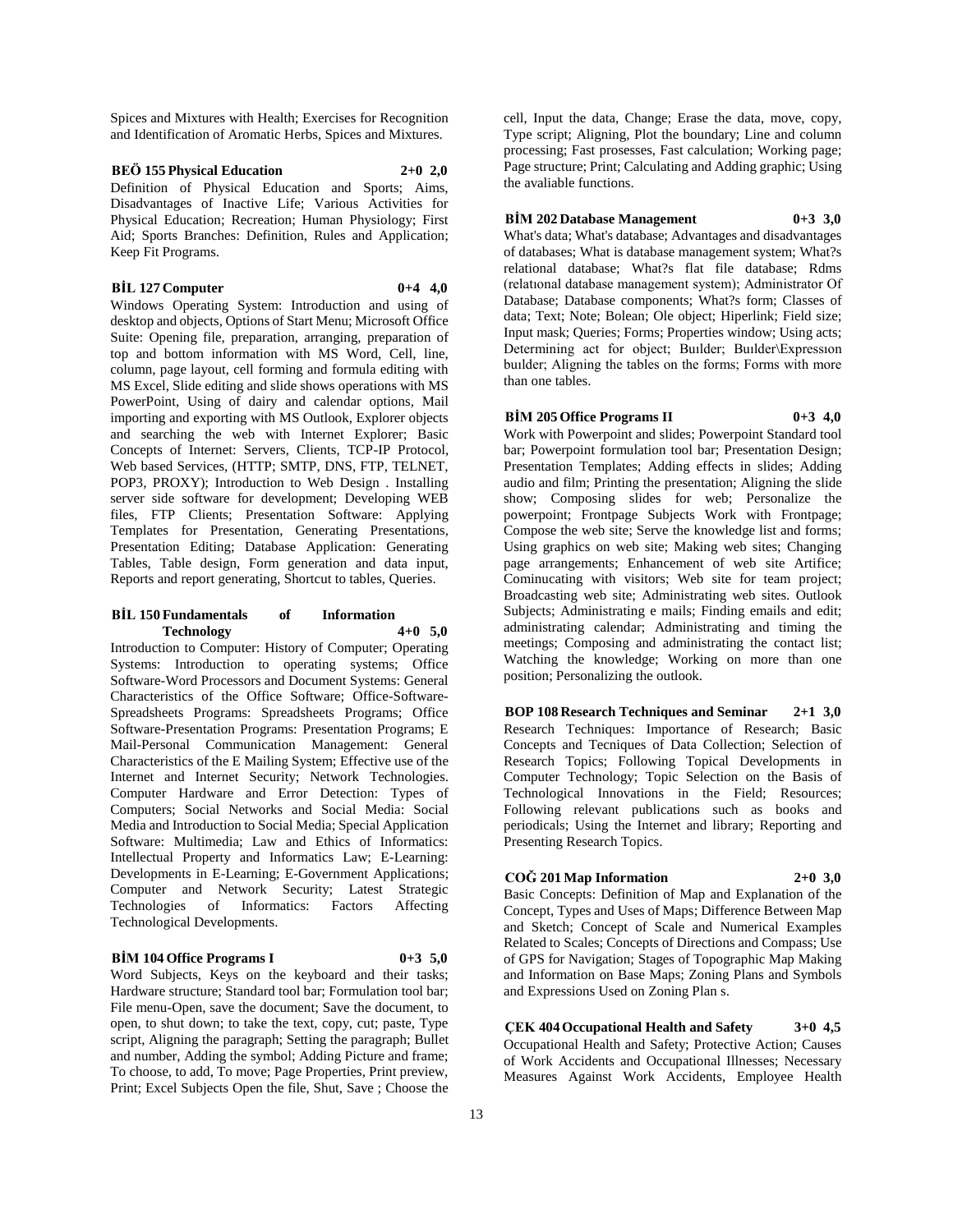Spices and Mixtures with Health; Exercises for Recognition and Identification of Aromatic Herbs, Spices and Mixtures.

**BEÖ 155 Physical Education 2+0 2,0**

Definition of Physical Education and Sports; Aims, Disadvantages of Inactive Life; Various Activities for Physical Education; Recreation; Human Physiology; First Aid; Sports Branches: Definition, Rules and Application; Keep Fit Programs.

**BİL 127 Computer 0+4 4,0**

Windows Operating System: Introduction and using of desktop and objects, Options of Start Menu; Microsoft Office Suite: Opening file, preparation, arranging, preparation of top and bottom information with MS Word, Cell, line, column, page layout, cell forming and formula editing with MS Excel, Slide editing and slide shows operations with MS PowerPoint, Using of dairy and calendar options, Mail importing and exporting with MS Outlook, Explorer objects and searching the web with Internet Explorer; Basic Concepts of Internet: Servers, Clients, TCP-IP Protocol, Web based Services, (HTTP; SMTP, DNS, FTP, TELNET, POP3, PROXY); Introduction to Web Design . Installing server side software for development; Developing WEB files, FTP Clients; Presentation Software: Applying Templates for Presentation, Generating Presentations, Presentation Editing; Database Application: Generating Tables, Table design, Form generation and data input, Reports and report generating, Shortcut to tables, Queries.

**BİL 150 Fundamentals of Information Technology 4+0 5,0**

Introduction to Computer: History of Computer; Operating Systems: Introduction to operating systems; Office Software-Word Processors and Document Systems: General Characteristics of the Office Software; Office-Software-Spreadsheets Programs: Spreadsheets Programs; Office Software-Presentation Programs: Presentation Programs; E Mail-Personal Communication Management: General Characteristics of the E Mailing System; Effective use of the Internet and Internet Security; Network Technologies. Computer Hardware and Error Detection: Types of Computers; Social Networks and Social Media: Social Media and Introduction to Social Media; Special Application Software: Multimedia; Law and Ethics of Informatics: Intellectual Property and Informatics Law; E-Learning: Developments in E-Learning; E-Government Applications; Computer and Network Security; Latest Strategic Technologies of Informatics: Factors Affecting Technological Developments.

**BİM 104 Office Programs I 0+3 5,0**

Word Subjects, Keys on the keyboard and their tasks; Hardware structure; Standard tool bar; Formulation tool bar; File menu-Open, save the document; Save the document, to open, to shut down; to take the text, copy, cut; paste, Type script, Aligning the paragraph; Setting the paragraph; Bullet and number, Adding the symbol; Adding Picture and frame; To choose, to add, To move; Page Properties, Print preview, Print; Excel Subjects Open the file, Shut, Save ; Choose the cell, Input the data, Change; Erase the data, move, copy, Type script; Aligning, Plot the boundary; Line and column processing; Fast prosesses, Fast calculation; Working page; Page structure; Print; Calculating and Adding graphic; Using the avaliable functions.

**BİM 202 Database Management 0+3 3,0**

What's data; What's database; Advantages and disadvantages of databases; What is database management system; What?s relational database; What?s flat file database; Rdms (relatıonal database management system); Administrator Of Database; Database components; What?s form; Classes of data; Text; Note; Bolean; Ole object; Hiperlink; Field size; Input mask; Queries; Forms; Properties window; Using acts; Determining act for object; Buılder; Buılder\Expressıon buılder; Aligning the tables on the forms; Forms with more than one tables.

**BİM 205 Office Programs II 0+3 4,0**

Work with Powerpoint and slides; Powerpoint Standard tool bar; Powerpoint formulation tool bar; Presentation Design; Presentation Templates; Adding effects in slides; Adding audio and film; Printing the presentation; Aligning the slide show; Composing slides for web; Personalize the powerpoint; Frontpage Subjects Work with Frontpage; Compose the web site; Serve the knowledge list and forms; Using graphics on web site; Making web sites; Changing page arrangements; Enhancement of web site Artifice; Cominucating with visitors; Web site for team project; Broadcasting web site; Administrating web sites. Outlook Subjects; Administrating e mails; Finding emails and edit; administrating calendar; Administrating and timing the meetings; Composing and administrating the contact list; Watching the knowledge; Working on more than one position; Personalizing the outlook.

**BOP 108 Research Techniques and Seminar 2+1 3,0**

Research Techniques: Importance of Research; Basic Concepts and Tecniques of Data Collection; Selection of Research Topics; Following Topical Developments in Computer Technology; Topic Selection on the Basis of Technological Innovations in the Field; Resources; Following relevant publications such as books and periodicals; Using the Internet and library; Reporting and Presenting Research Topics.

**COĞ 201 Map Information 2+0 3,0**

Basic Concepts: Definition of Map and Explanation of the Concept, Types and Uses of Maps; Difference Between Map and Sketch; Concept of Scale and Numerical Examples Related to Scales; Concepts of Directions and Compass; Use of GPS for Navigation; Stages of Topographic Map Making and Information on Base Maps; Zoning Plans and Symbols and Expressions Used on Zoning Plan s.

**ÇEK 404 Occupational Health and Safety 3+0 4,5**

Occupational Health and Safety; Protective Action; Causes of Work Accidents and Occupational Illnesses; Necessary Measures Against Work Accidents, Employee Health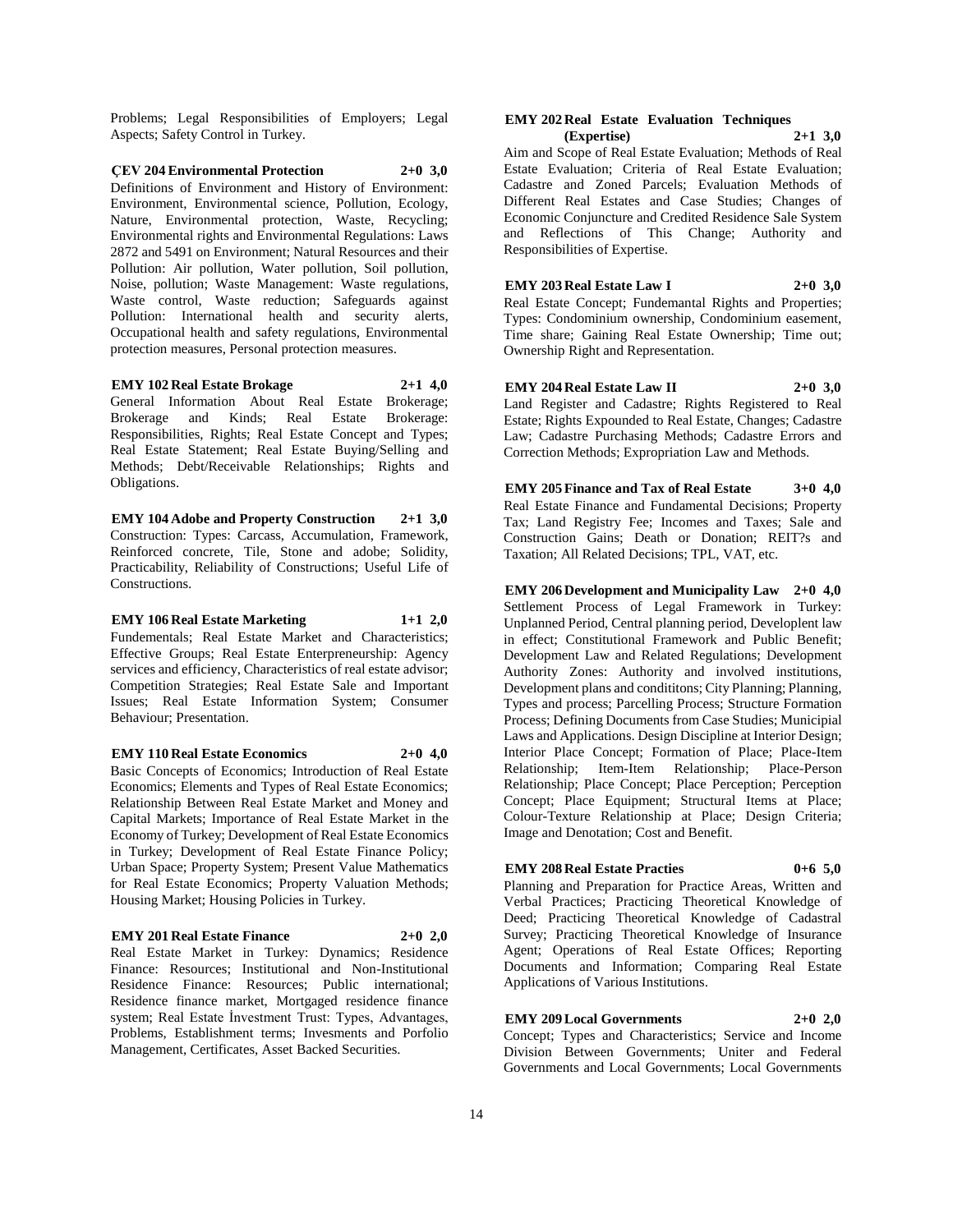Problems; Legal Responsibilities of Employers; Legal Aspects; Safety Control in Turkey.

**ÇEV 204 Environmental Protection 2+0 3,0**
Definitions of Environment and History of Environment: Environment, Environmental science, Pollution, Ecology, Nature, Environmental protection, Waste, Recycling; Environmental rights and Environmental Regulations: Laws 2872 and 5491 on Environment; Natural Resources and their Pollution: Air pollution, Water pollution, Soil pollution, Noise, pollution; Waste Management: Waste regulations, Waste control, Waste reduction; Safeguards against Pollution: International health and security alerts, Occupational health and safety regulations, Environmental protection measures, Personal protection measures.

**EMY 102 Real Estate Brokage 2+1 4,0**
General Information About Real Estate Brokerage; Brokerage and Kinds; Real Estate Brokerage: Responsibilities, Rights; Real Estate Concept and Types; Real Estate Statement; Real Estate Buying/Selling and Methods; Debt/Receivable Relationships; Rights and Obligations.

**EMY 104 Adobe and Property Construction 2+1 3,0**
Construction: Types: Carcass, Accumulation, Framework, Reinforced concrete, Tile, Stone and adobe; Solidity, Practicability, Reliability of Constructions; Useful Life of Constructions.

**EMY 106 Real Estate Marketing 1+1 2,0**
Fundementals; Real Estate Market and Characteristics; Effective Groups; Real Estate Enterpreneurship: Agency services and efficiency, Characteristics of real estate advisor; Competition Strategies; Real Estate Sale and Important Issues; Real Estate Information System; Consumer Behaviour; Presentation.

**EMY 110 Real Estate Economics 2+0 4,0**
Basic Concepts of Economics; Introduction of Real Estate Economics; Elements and Types of Real Estate Economics; Relationship Between Real Estate Market and Money and Capital Markets; Importance of Real Estate Market in the Economy of Turkey; Development of Real Estate Economics in Turkey; Development of Real Estate Finance Policy; Urban Space; Property System; Present Value Mathematics for Real Estate Economics; Property Valuation Methods; Housing Market; Housing Policies in Turkey.

**EMY 201 Real Estate Finance 2+0 2,0**
Real Estate Market in Turkey: Dynamics; Residence Finance: Resources; Institutional and Non-Institutional Residence Finance: Resources; Public international; Residence finance market, Mortgaged residence finance system; Real Estate İnvestment Trust: Types, Advantages, Problems, Establishment terms; Invesments and Porfolio Management, Certificates, Asset Backed Securities.

**EMY 202 Real Estate Evaluation Techniques (Expertise) 2+1 3,0**
Aim and Scope of Real Estate Evaluation; Methods of Real Estate Evaluation; Criteria of Real Estate Evaluation; Cadastre and Zoned Parcels; Evaluation Methods of Different Real Estates and Case Studies; Changes of Economic Conjuncture and Credited Residence Sale System and Reflections of This Change; Authority and Responsibilities of Expertise.

**EMY 203 Real Estate Law I 2+0 3,0**
Real Estate Concept; Fundemantal Rights and Properties; Types: Condominium ownership, Condominium easement, Time share; Gaining Real Estate Ownership; Time out; Ownership Right and Representation.

**EMY 204 Real Estate Law II 2+0 3,0**
Land Register and Cadastre; Rights Registered to Real Estate; Rights Expounded to Real Estate, Changes; Cadastre Law; Cadastre Purchasing Methods; Cadastre Errors and Correction Methods; Expropriation Law and Methods.

**EMY 205 Finance and Tax of Real Estate 3+0 4,0**
Real Estate Finance and Fundamental Decisions; Property Tax; Land Registry Fee; Incomes and Taxes; Sale and Construction Gains; Death or Donation; REIT?s and Taxation; All Related Decisions; TPL, VAT, etc.

**EMY 206 Development and Municipality Law 2+0 4,0**
Settlement Process of Legal Framework in Turkey: Unplanned Period, Central planning period, Developlent law in effect; Constitutional Framework and Public Benefit; Development Law and Related Regulations; Development Authority Zones: Authority and involved institutions, Development plans and condititons; City Planning; Planning, Types and process; Parcelling Process; Structure Formation Process; Defining Documents from Case Studies; Municipial Laws and Applications. Design Discipline at Interior Design; Interior Place Concept; Formation of Place; Place-Item Relationship; Item-Item Relationship; Place-Person Relationship; Place Concept; Place Perception; Perception Concept; Place Equipment; Structural Items at Place; Colour-Texture Relationship at Place; Design Criteria; Image and Denotation; Cost and Benefit.

**EMY 208 Real Estate Practies 0+6 5,0**
Planning and Preparation for Practice Areas, Written and Verbal Practices; Practicing Theoretical Knowledge of Deed; Practicing Theoretical Knowledge of Cadastral Survey; Practicing Theoretical Knowledge of Insurance Agent; Operations of Real Estate Offices; Reporting Documents and Information; Comparing Real Estate Applications of Various Institutions.

**EMY 209 Local Governments 2+0 2,0**
Concept; Types and Characteristics; Service and Income Division Between Governments; Uniter and Federal Governments and Local Governments; Local Governments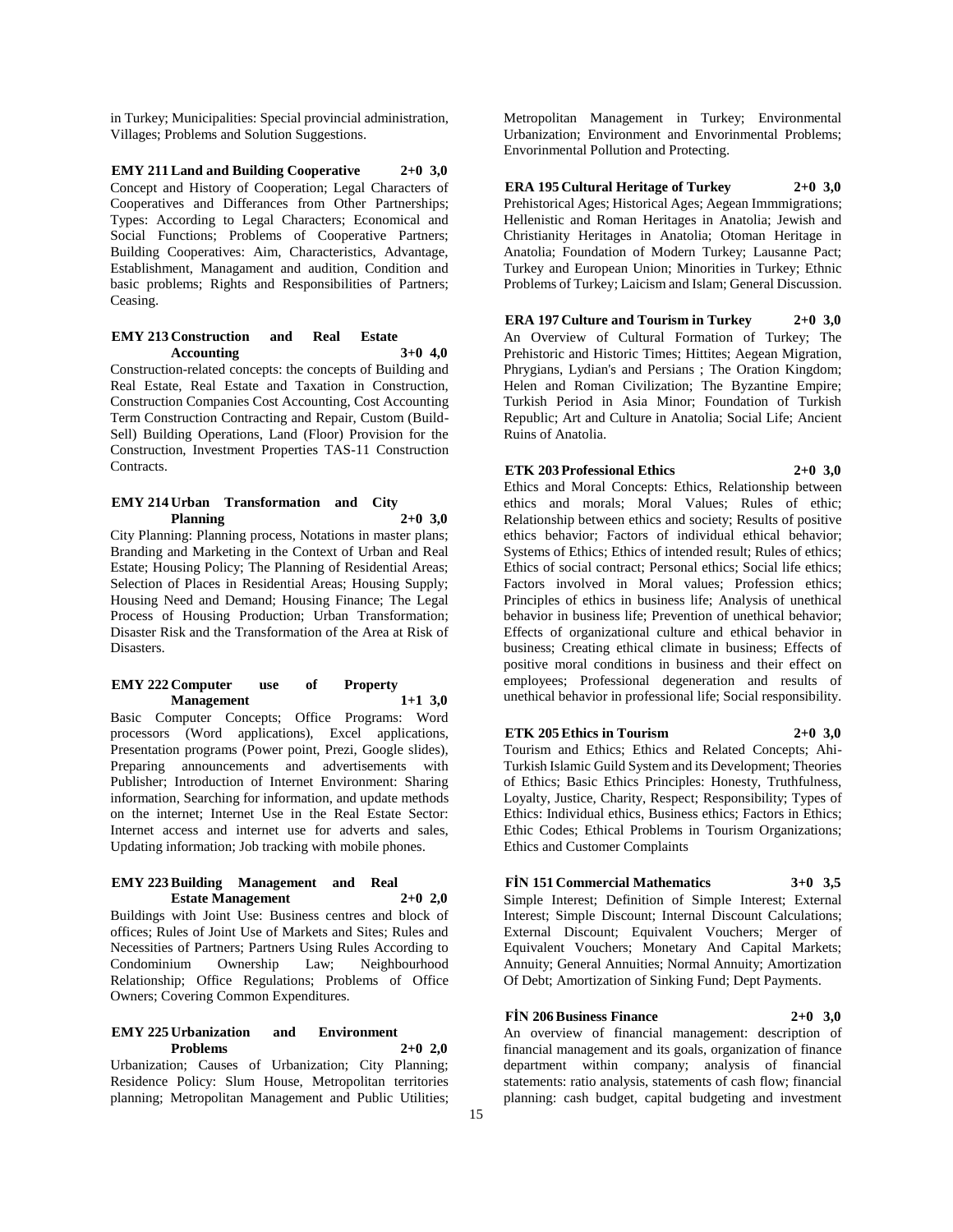in Turkey; Municipalities: Special provincial administration, Villages; Problems and Solution Suggestions.

**EMY 211 Land and Building Cooperative 2+0 3,0**

Concept and History of Cooperation; Legal Characters of Cooperatives and Differances from Other Partnerships; Types: According to Legal Characters; Economical and Social Functions; Problems of Cooperative Partners; Building Cooperatives: Aim, Characteristics, Advantage, Establishment, Managament and audition, Condition and basic problems; Rights and Responsibilities of Partners; Ceasing.

**EMY 213 Construction and Real Estate Accounting 3+0 4,0**

Construction-related concepts: the concepts of Building and Real Estate, Real Estate and Taxation in Construction, Construction Companies Cost Accounting, Cost Accounting Term Construction Contracting and Repair, Custom (Build-Sell) Building Operations, Land (Floor) Provision for the Construction, Investment Properties TAS-11 Construction Contracts.

**EMY 214 Urban Transformation and City Planning 2+0 3,0**

City Planning: Planning process, Notations in master plans; Branding and Marketing in the Context of Urban and Real Estate; Housing Policy; The Planning of Residential Areas; Selection of Places in Residential Areas; Housing Supply; Housing Need and Demand; Housing Finance; The Legal Process of Housing Production; Urban Transformation; Disaster Risk and the Transformation of the Area at Risk of Disasters.

**EMY 222 Computer use of Property Management 1+1 3,0**

Basic Computer Concepts; Office Programs: Word processors (Word applications), Excel applications, Presentation programs (Power point, Prezi, Google slides), Preparing announcements and advertisements with Publisher; Introduction of Internet Environment: Sharing information, Searching for information, and update methods on the internet; Internet Use in the Real Estate Sector: Internet access and internet use for adverts and sales, Updating information; Job tracking with mobile phones.

**EMY 223 Building Management and Real Estate Management 2+0 2,0**

Buildings with Joint Use: Business centres and block of offices; Rules of Joint Use of Markets and Sites; Rules and Necessities of Partners; Partners Using Rules According to Condominium Ownership Law; Neighbourhood Relationship; Office Regulations; Problems of Office Owners; Covering Common Expenditures.

**EMY 225 Urbanization and Environment Problems 2+0 2,0**

Urbanization; Causes of Urbanization; City Planning; Residence Policy: Slum House, Metropolitan territories planning; Metropolitan Management and Public Utilities; Metropolitan Management in Turkey; Environmental Urbanization; Environment and Envorinmental Problems; Envorinmental Pollution and Protecting.

**ERA 195 Cultural Heritage of Turkey 2+0 3,0**

Prehistorical Ages; Historical Ages; Aegean Immmigrations; Hellenistic and Roman Heritages in Anatolia; Jewish and Christianity Heritages in Anatolia; Otoman Heritage in Anatolia; Foundation of Modern Turkey; Lausanne Pact; Turkey and European Union; Minorities in Turkey; Ethnic Problems of Turkey; Laicism and Islam; General Discussion.

**ERA 197 Culture and Tourism in Turkey 2+0 3,0**

An Overview of Cultural Formation of Turkey; The Prehistoric and Historic Times; Hittites; Aegean Migration, Phrygians, Lydian's and Persians ; The Oration Kingdom; Helen and Roman Civilization; The Byzantine Empire; Turkish Period in Asia Minor; Foundation of Turkish Republic; Art and Culture in Anatolia; Social Life; Ancient Ruins of Anatolia.

**ETK 203 Professional Ethics 2+0 3,0**

Ethics and Moral Concepts: Ethics, Relationship between ethics and morals; Moral Values; Rules of ethic; Relationship between ethics and society; Results of positive ethics behavior; Factors of individual ethical behavior; Systems of Ethics; Ethics of intended result; Rules of ethics; Ethics of social contract; Personal ethics; Social life ethics; Factors involved in Moral values; Profession ethics; Principles of ethics in business life; Analysis of unethical behavior in business life; Prevention of unethical behavior; Effects of organizational culture and ethical behavior in business; Creating ethical climate in business; Effects of positive moral conditions in business and their effect on employees; Professional degeneration and results of unethical behavior in professional life; Social responsibility.

**ETK 205 Ethics in Tourism 2+0 3,0**

Tourism and Ethics; Ethics and Related Concepts; Ahi-Turkish Islamic Guild System and its Development; Theories of Ethics; Basic Ethics Principles: Honesty, Truthfulness, Loyalty, Justice, Charity, Respect; Responsibility; Types of Ethics: Individual ethics, Business ethics; Factors in Ethics; Ethic Codes; Ethical Problems in Tourism Organizations; Ethics and Customer Complaints

**FİN 151 Commercial Mathematics 3+0 3,5**

Simple Interest; Definition of Simple Interest; External Interest; Simple Discount; Internal Discount Calculations; External Discount; Equivalent Vouchers; Merger of Equivalent Vouchers; Monetary And Capital Markets; Annuity; General Annuities; Normal Annuity; Amortization Of Debt; Amortization of Sinking Fund; Dept Payments.

**FİN 206 Business Finance 2+0 3,0**

An overview of financial management: description of financial management and its goals, organization of finance department within company; analysis of financial statements: ratio analysis, statements of cash flow; financial planning: cash budget, capital budgeting and investment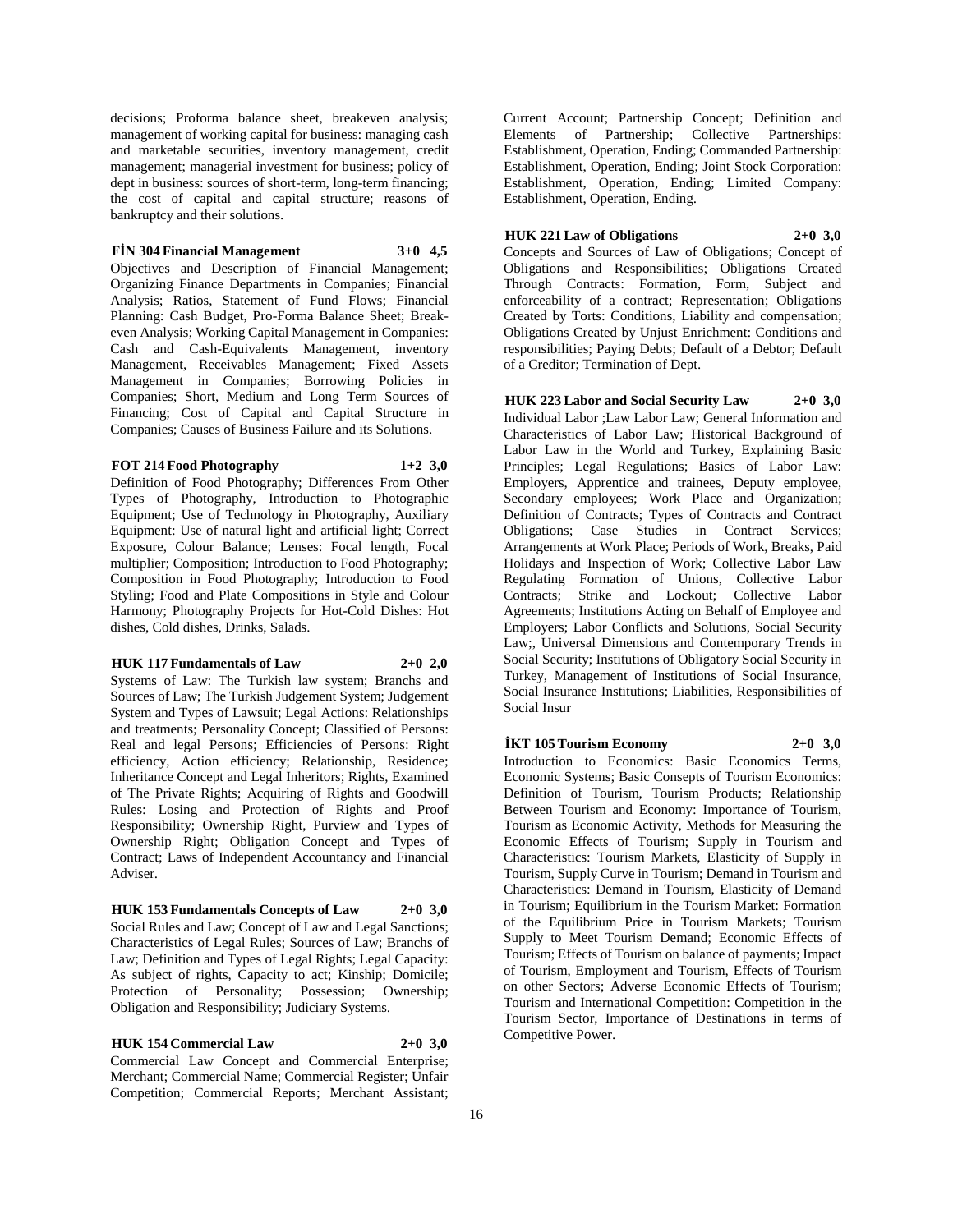decisions; Proforma balance sheet, breakeven analysis; management of working capital for business: managing cash and marketable securities, inventory management, credit management; managerial investment for business; policy of dept in business: sources of short-term, long-term financing; the cost of capital and capital structure; reasons of bankruptcy and their solutions.

**FİN 304 Financial Management 3+0 4,5**

Objectives and Description of Financial Management; Organizing Finance Departments in Companies; Financial Analysis; Ratios, Statement of Fund Flows; Financial Planning: Cash Budget, Pro-Forma Balance Sheet; Break-even Analysis; Working Capital Management in Companies: Cash and Cash-Equivalents Management, inventory Management, Receivables Management; Fixed Assets Management in Companies; Borrowing Policies in Companies; Short, Medium and Long Term Sources of Financing; Cost of Capital and Capital Structure in Companies; Causes of Business Failure and its Solutions.

**FOT 214 Food Photography 1+2 3,0**

Definition of Food Photography; Differences From Other Types of Photography, Introduction to Photographic Equipment; Use of Technology in Photography, Auxiliary Equipment: Use of natural light and artificial light; Correct Exposure, Colour Balance; Lenses: Focal length, Focal multiplier; Composition; Introduction to Food Photography; Composition in Food Photography; Introduction to Food Styling; Food and Plate Compositions in Style and Colour Harmony; Photography Projects for Hot-Cold Dishes: Hot dishes, Cold dishes, Drinks, Salads.

**HUK 117 Fundamentals of Law 2+0 2,0**

Systems of Law: The Turkish law system; Branchs and Sources of Law; The Turkish Judgement System; Judgement System and Types of Lawsuit; Legal Actions: Relationships and treatments; Personality Concept; Classified of Persons: Real and legal Persons; Efficiencies of Persons: Right efficiency, Action efficiency; Relationship, Residence; Inheritance Concept and Legal Inheritors; Rights, Examined of The Private Rights; Acquiring of Rights and Goodwill Rules: Losing and Protection of Rights and Proof Responsibility; Ownership Right, Purview and Types of Ownership Right; Obligation Concept and Types of Contract; Laws of Independent Accountancy and Financial Adviser.

**HUK 153 Fundamentals Concepts of Law 2+0 3,0**

Social Rules and Law; Concept of Law and Legal Sanctions; Characteristics of Legal Rules; Sources of Law; Branchs of Law; Definition and Types of Legal Rights; Legal Capacity: As subject of rights, Capacity to act; Kinship; Domicile; Protection of Personality; Possession; Ownership; Obligation and Responsibility; Judiciary Systems.

**HUK 154 Commercial Law 2+0 3,0**

Commercial Law Concept and Commercial Enterprise; Merchant; Commercial Name; Commercial Register; Unfair Competition; Commercial Reports; Merchant Assistant; Current Account; Partnership Concept; Definition and Elements of Partnership; Collective Partnerships: Establishment, Operation, Ending; Commanded Partnership: Establishment, Operation, Ending; Joint Stock Corporation: Establishment, Operation, Ending; Limited Company: Establishment, Operation, Ending.

**HUK 221 Law of Obligations 2+0 3,0**

Concepts and Sources of Law of Obligations; Concept of Obligations and Responsibilities; Obligations Created Through Contracts: Formation, Form, Subject and enforceability of a contract; Representation; Obligations Created by Torts: Conditions, Liability and compensation; Obligations Created by Unjust Enrichment: Conditions and responsibilities; Paying Debts; Default of a Debtor; Default of a Creditor; Termination of Dept.

**HUK 223 Labor and Social Security Law 2+0 3,0**

Individual Labor ;Law Labor Law; General Information and Characteristics of Labor Law; Historical Background of Labor Law in the World and Turkey, Explaining Basic Principles; Legal Regulations; Basics of Labor Law: Employers, Apprentice and trainees, Deputy employee, Secondary employees; Work Place and Organization; Definition of Contracts; Types of Contracts and Contract Obligations; Case Studies in Contract Services; Arrangements at Work Place; Periods of Work, Breaks, Paid Holidays and Inspection of Work; Collective Labor Law Regulating Formation of Unions, Collective Labor Contracts; Strike and Lockout; Collective Labor Agreements; Institutions Acting on Behalf of Employee and Employers; Labor Conflicts and Solutions, Social Security Law;, Universal Dimensions and Contemporary Trends in Social Security; Institutions of Obligatory Social Security in Turkey, Management of Institutions of Social Insurance, Social Insurance Institutions; Liabilities, Responsibilities of Social Insur

**İKT 105 Tourism Economy 2+0 3,0**

Introduction to Economics: Basic Economics Terms, Economic Systems; Basic Consepts of Tourism Economics: Definition of Tourism, Tourism Products; Relationship Between Tourism and Economy: Importance of Tourism, Tourism as Economic Activity, Methods for Measuring the Economic Effects of Tourism; Supply in Tourism and Characteristics: Tourism Markets, Elasticity of Supply in Tourism, Supply Curve in Tourism; Demand in Tourism and Characteristics: Demand in Tourism, Elasticity of Demand in Tourism; Equilibrium in the Tourism Market: Formation of the Equilibrium Price in Tourism Markets; Tourism Supply to Meet Tourism Demand; Economic Effects of Tourism; Effects of Tourism on balance of payments; Impact of Tourism, Employment and Tourism, Effects of Tourism on other Sectors; Adverse Economic Effects of Tourism; Tourism and International Competition: Competition in the Tourism Sector, Importance of Destinations in terms of Competitive Power.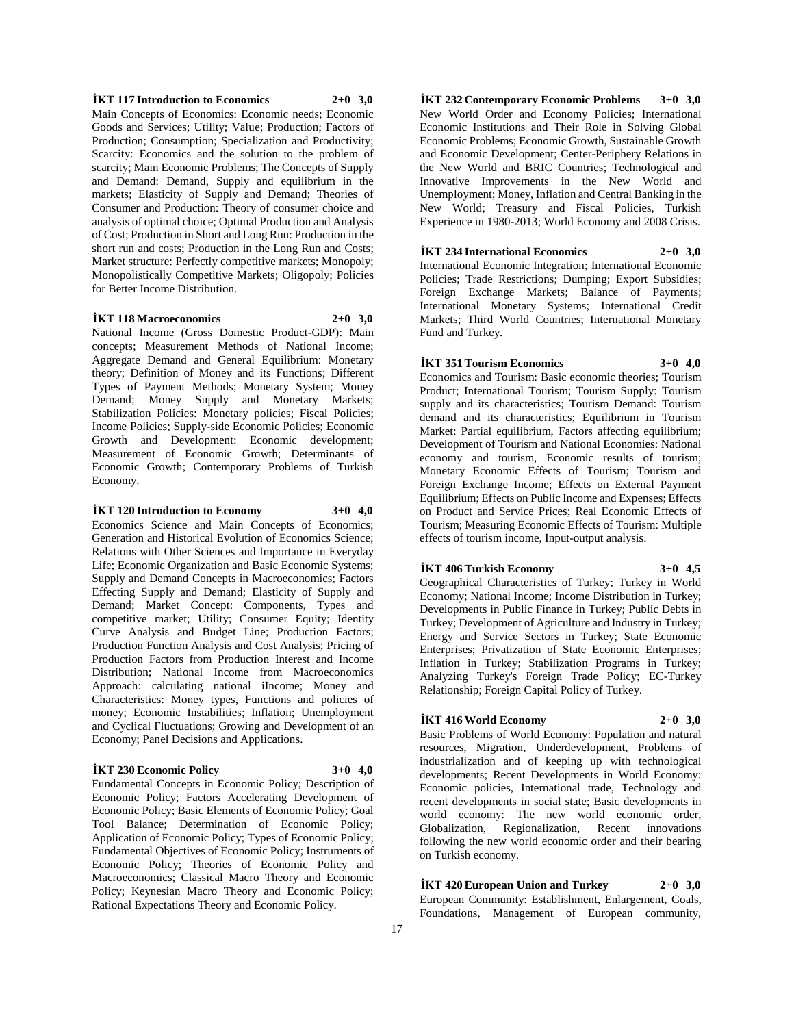**İKT 117 Introduction to Economics 2+0 3,0**

Main Concepts of Economics: Economic needs; Economic Goods and Services; Utility; Value; Production; Factors of Production; Consumption; Specialization and Productivity; Scarcity: Economics and the solution to the problem of scarcity; Main Economic Problems; The Concepts of Supply and Demand: Demand, Supply and equilibrium in the markets; Elasticity of Supply and Demand; Theories of Consumer and Production: Theory of consumer choice and analysis of optimal choice; Optimal Production and Analysis of Cost; Production in Short and Long Run: Production in the short run and costs; Production in the Long Run and Costs; Market structure: Perfectly competitive markets; Monopoly; Monopolistically Competitive Markets; Oligopoly; Policies for Better Income Distribution.

**İKT 118 Macroeconomics 2+0 3,0**

National Income (Gross Domestic Product-GDP): Main concepts; Measurement Methods of National Income; Aggregate Demand and General Equilibrium: Monetary theory; Definition of Money and its Functions; Different Types of Payment Methods; Monetary System; Money Demand; Money Supply and Monetary Markets; Stabilization Policies: Monetary policies; Fiscal Policies; Income Policies; Supply-side Economic Policies; Economic Growth and Development: Economic development; Measurement of Economic Growth; Determinants of Economic Growth; Contemporary Problems of Turkish Economy.

**İKT 120 Introduction to Economy 3+0 4,0**

Economics Science and Main Concepts of Economics; Generation and Historical Evolution of Economics Science; Relations with Other Sciences and Importance in Everyday Life; Economic Organization and Basic Economic Systems; Supply and Demand Concepts in Macroeconomics; Factors Effecting Supply and Demand; Elasticity of Supply and Demand; Market Concept: Components, Types and competitive market; Utility; Consumer Equity; Identity Curve Analysis and Budget Line; Production Factors; Production Function Analysis and Cost Analysis; Pricing of Production Factors from Production Interest and Income Distribution; National Income from Macroeconomics Approach: calculating national iIncome; Money and Characteristics: Money types, Functions and policies of money; Economic Instabilities; Inflation; Unemployment and Cyclical Fluctuations; Growing and Development of an Economy; Panel Decisions and Applications.

**İKT 230 Economic Policy 3+0 4,0**

Fundamental Concepts in Economic Policy; Description of Economic Policy; Factors Accelerating Development of Economic Policy; Basic Elements of Economic Policy; Goal Tool Balance; Determination of Economic Policy; Application of Economic Policy; Types of Economic Policy; Fundamental Objectives of Economic Policy; Instruments of Economic Policy; Theories of Economic Policy and Macroeconomics; Classical Macro Theory and Economic Policy; Keynesian Macro Theory and Economic Policy; Rational Expectations Theory and Economic Policy.

**İKT 232 Contemporary Economic Problems 3+0 3,0**

New World Order and Economy Policies; International Economic Institutions and Their Role in Solving Global Economic Problems; Economic Growth, Sustainable Growth and Economic Development; Center-Periphery Relations in the New World and BRIC Countries; Technological and Innovative Improvements in the New World and Unemployment; Money, Inflation and Central Banking in the New World; Treasury and Fiscal Policies, Turkish Experience in 1980-2013; World Economy and 2008 Crisis.

**İKT 234 International Economics 2+0 3,0**

International Economic Integration; International Economic Policies; Trade Restrictions; Dumping; Export Subsidies; Foreign Exchange Markets; Balance of Payments; International Monetary Systems; International Credit Markets; Third World Countries; International Monetary Fund and Turkey.

**İKT 351 Tourism Economics 3+0 4,0**

Economics and Tourism: Basic economic theories; Tourism Product; International Tourism; Tourism Supply: Tourism supply and its characteristics; Tourism Demand: Tourism demand and its characteristics; Equilibrium in Tourism Market: Partial equilibrium, Factors affecting equilibrium; Development of Tourism and National Economies: National economy and tourism, Economic results of tourism; Monetary Economic Effects of Tourism; Tourism and Foreign Exchange Income; Effects on External Payment Equilibrium; Effects on Public Income and Expenses; Effects on Product and Service Prices; Real Economic Effects of Tourism; Measuring Economic Effects of Tourism: Multiple effects of tourism income, Input-output analysis.

**İKT 406 Turkish Economy 3+0 4,5**

Geographical Characteristics of Turkey; Turkey in World Economy; National Income; Income Distribution in Turkey; Developments in Public Finance in Turkey; Public Debts in Turkey; Development of Agriculture and Industry in Turkey; Energy and Service Sectors in Turkey; State Economic Enterprises; Privatization of State Economic Enterprises; Inflation in Turkey; Stabilization Programs in Turkey; Analyzing Turkey's Foreign Trade Policy; EC-Turkey Relationship; Foreign Capital Policy of Turkey.

**İKT 416 World Economy 2+0 3,0**

Basic Problems of World Economy: Population and natural resources, Migration, Underdevelopment, Problems of industrialization and of keeping up with technological developments; Recent Developments in World Economy: Economic policies, International trade, Technology and recent developments in social state; Basic developments in world economy: The new world economic order, Globalization, Regionalization, Recent innovations following the new world economic order and their bearing on Turkish economy.

**İKT 420 European Union and Turkey 2+0 3,0**

European Community: Establishment, Enlargement, Goals, Foundations, Management of European community,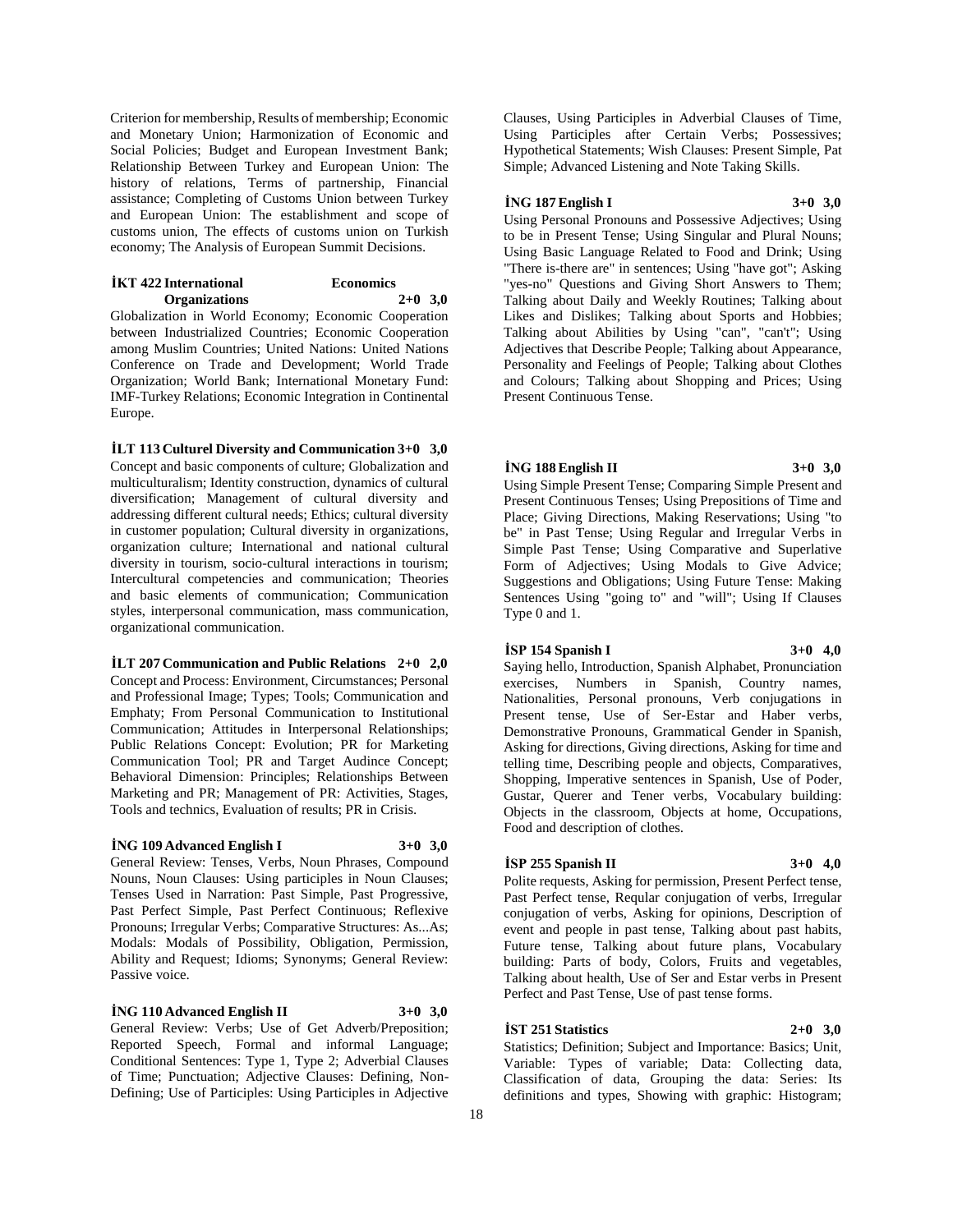Criterion for membership, Results of membership; Economic and Monetary Union; Harmonization of Economic and Social Policies; Budget and European Investment Bank; Relationship Between Turkey and European Union: The history of relations, Terms of partnership, Financial assistance; Completing of Customs Union between Turkey and European Union: The establishment and scope of customs union, The effects of customs union on Turkish economy; The Analysis of European Summit Decisions.

**İKT 422 International Economics Organizations 2+0 3,0**

Globalization in World Economy; Economic Cooperation between Industrialized Countries; Economic Cooperation among Muslim Countries; United Nations: United Nations Conference on Trade and Development; World Trade Organization; World Bank; International Monetary Fund: IMF-Turkey Relations; Economic Integration in Continental Europe.

**İLT 113 Culturel Diversity and Communication 3+0 3,0**

Concept and basic components of culture; Globalization and multiculturalism; Identity construction, dynamics of cultural diversification; Management of cultural diversity and addressing different cultural needs; Ethics; cultural diversity in customer population; Cultural diversity in organizations, organization culture; International and national cultural diversity in tourism, socio-cultural interactions in tourism; Intercultural competencies and communication; Theories and basic elements of communication; Communication styles, interpersonal communication, mass communication, organizational communication.

**İLT 207 Communication and Public Relations 2+0 2,0**

Concept and Process: Environment, Circumstances; Personal and Professional Image; Types; Tools; Communication and Emphaty; From Personal Communication to Institutional Communication; Attitudes in Interpersonal Relationships; Public Relations Concept: Evolution; PR for Marketing Communication Tool; PR and Target Audince Concept; Behavioral Dimension: Principles; Relationships Between Marketing and PR; Management of PR: Activities, Stages, Tools and technics, Evaluation of results; PR in Crisis.

**İNG 109 Advanced English I 3+0 3,0**

General Review: Tenses, Verbs, Noun Phrases, Compound Nouns, Noun Clauses: Using participles in Noun Clauses; Tenses Used in Narration: Past Simple, Past Progressive, Past Perfect Simple, Past Perfect Continuous; Reflexive Pronouns; Irregular Verbs; Comparative Structures: As...As; Modals: Modals of Possibility, Obligation, Permission, Ability and Request; Idioms; Synonyms; General Review: Passive voice.

**İNG 110 Advanced English II 3+0 3,0**

General Review: Verbs; Use of Get Adverb/Preposition; Reported Speech, Formal and informal Language; Conditional Sentences: Type 1, Type 2; Adverbial Clauses of Time; Punctuation; Adjective Clauses: Defining, Non-Defining; Use of Participles: Using Participles in Adjective Clauses, Using Participles in Adverbial Clauses of Time, Using Participles after Certain Verbs; Possessives; Hypothetical Statements; Wish Clauses: Present Simple, Pat Simple; Advanced Listening and Note Taking Skills.

**İNG 187 English I 3+0 3,0**

Using Personal Pronouns and Possessive Adjectives; Using to be in Present Tense; Using Singular and Plural Nouns; Using Basic Language Related to Food and Drink; Using "There is-there are" in sentences; Using "have got"; Asking "yes-no" Questions and Giving Short Answers to Them; Talking about Daily and Weekly Routines; Talking about Likes and Dislikes; Talking about Sports and Hobbies; Talking about Abilities by Using "can", "can't"; Using Adjectives that Describe People; Talking about Appearance, Personality and Feelings of People; Talking about Clothes and Colours; Talking about Shopping and Prices; Using Present Continuous Tense.

**İNG 188 English II 3+0 3,0**

Using Simple Present Tense; Comparing Simple Present and Present Continuous Tenses; Using Prepositions of Time and Place; Giving Directions, Making Reservations; Using "to be" in Past Tense; Using Regular and Irregular Verbs in Simple Past Tense; Using Comparative and Superlative Form of Adjectives; Using Modals to Give Advice; Suggestions and Obligations; Using Future Tense: Making Sentences Using "going to" and "will"; Using If Clauses Type 0 and 1.

**İSP 154 Spanish I 3+0 4,0**

Saying hello, Introduction, Spanish Alphabet, Pronunciation exercises, Numbers in Spanish, Country names, Nationalities, Personal pronouns, Verb conjugations in Present tense, Use of Ser-Estar and Haber verbs, Demonstrative Pronouns, Grammatical Gender in Spanish, Asking for directions, Giving directions, Asking for time and telling time, Describing people and objects, Comparatives, Shopping, Imperative sentences in Spanish, Use of Poder, Gustar, Querer and Tener verbs, Vocabulary building: Objects in the classroom, Objects at home, Occupations, Food and description of clothes.

**İSP 255 Spanish II 3+0 4,0**

Polite requests, Asking for permission, Present Perfect tense, Past Perfect tense, Reqular conjugation of verbs, Irregular conjugation of verbs, Asking for opinions, Description of event and people in past tense, Talking about past habits, Future tense, Talking about future plans, Vocabulary building: Parts of body, Colors, Fruits and vegetables, Talking about health, Use of Ser and Estar verbs in Present Perfect and Past Tense, Use of past tense forms.

**İST 251 Statistics 2+0 3,0**

Statistics; Definition; Subject and Importance: Basics; Unit, Variable: Types of variable; Data: Collecting data, Classification of data, Grouping the data: Series: Its definitions and types, Showing with graphic: Histogram;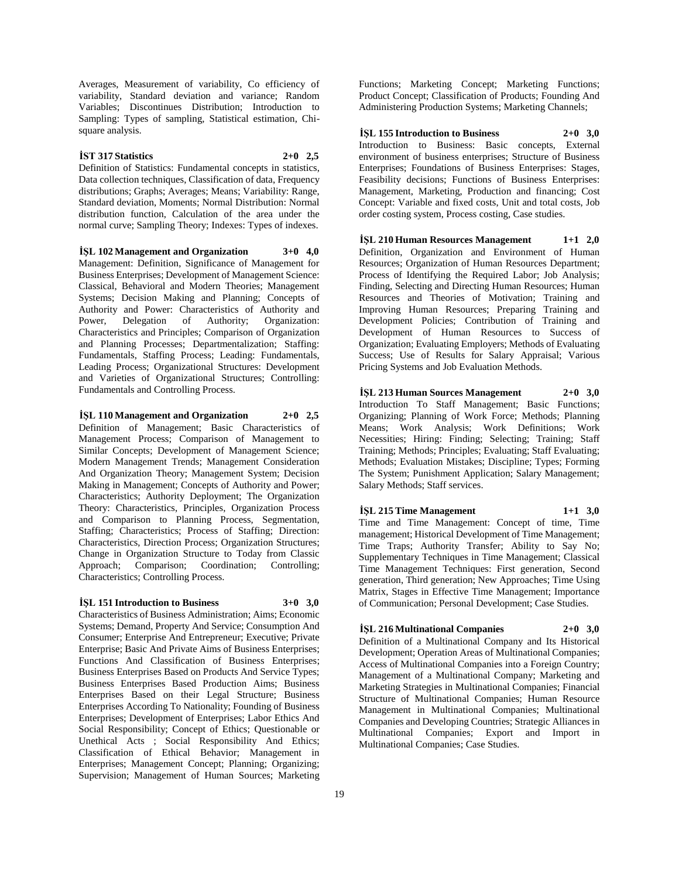Averages, Measurement of variability, Co efficiency of variability, Standard deviation and variance; Random Variables; Discontinues Distribution; Introduction to Sampling: Types of sampling, Statistical estimation, Chi-square analysis.

**İST 317 Statistics 2+0 2,5**

Definition of Statistics: Fundamental concepts in statistics, Data collection techniques, Classification of data, Frequency distributions; Graphs; Averages; Means; Variability: Range, Standard deviation, Moments; Normal Distribution: Normal distribution function, Calculation of the area under the normal curve; Sampling Theory; Indexes: Types of indexes.

**İŞL 102 Management and Organization 3+0 4,0**

Management: Definition, Significance of Management for Business Enterprises; Development of Management Science: Classical, Behavioral and Modern Theories; Management Systems; Decision Making and Planning; Concepts of Authority and Power: Characteristics of Authority and Power, Delegation of Authority; Organization: Characteristics and Principles; Comparison of Organization and Planning Processes; Departmentalization; Staffing: Fundamentals, Staffing Process; Leading: Fundamentals, Leading Process; Organizational Structures: Development and Varieties of Organizational Structures; Controlling: Fundamentals and Controlling Process.

**İŞL 110 Management and Organization 2+0 2,5**

Definition of Management; Basic Characteristics of Management Process; Comparison of Management to Similar Concepts; Development of Management Science; Modern Management Trends; Management Consideration And Organization Theory; Management System; Decision Making in Management; Concepts of Authority and Power; Characteristics; Authority Deployment; The Organization Theory: Characteristics, Principles, Organization Process and Comparison to Planning Process, Segmentation, Staffing; Characteristics; Process of Staffing; Direction: Characteristics, Direction Process; Organization Structures; Change in Organization Structure to Today from Classic Approach; Comparison; Coordination; Controlling; Characteristics; Controlling Process.

**İŞL 151 Introduction to Business 3+0 3,0**

Characteristics of Business Administration; Aims; Economic Systems; Demand, Property And Service; Consumption And Consumer; Enterprise And Entrepreneur; Executive; Private Enterprise; Basic And Private Aims of Business Enterprises; Functions And Classification of Business Enterprises; Business Enterprises Based on Products And Service Types; Business Enterprises Based Production Aims; Business Enterprises Based on their Legal Structure; Business Enterprises According To Nationality; Founding of Business Enterprises; Development of Enterprises; Labor Ethics And Social Responsibility; Concept of Ethics; Questionable or Unethical Acts ; Social Responsibility And Ethics; Classification of Ethical Behavior; Management in Enterprises; Management Concept; Planning; Organizing; Supervision; Management of Human Sources; Marketing Functions; Marketing Concept; Marketing Functions; Product Concept; Classification of Products; Founding And Administering Production Systems; Marketing Channels;

**İŞL 155 Introduction to Business 2+0 3,0**

Introduction to Business: Basic concepts, External environment of business enterprises; Structure of Business Enterprises; Foundations of Business Enterprises: Stages, Feasibility decisions; Functions of Business Enterprises: Management, Marketing, Production and financing; Cost Concept: Variable and fixed costs, Unit and total costs, Job order costing system, Process costing, Case studies.

**İŞL 210 Human Resources Management 1+1 2,0**

Definition, Organization and Environment of Human Resources; Organization of Human Resources Department; Process of Identifying the Required Labor; Job Analysis; Finding, Selecting and Directing Human Resources; Human Resources and Theories of Motivation; Training and Improving Human Resources; Preparing Training and Development Policies; Contribution of Training and Development of Human Resources to Success of Organization; Evaluating Employers; Methods of Evaluating Success; Use of Results for Salary Appraisal; Various Pricing Systems and Job Evaluation Methods.

**İŞL 213 Human Sources Management 2+0 3,0**

Introduction To Staff Management; Basic Functions; Organizing; Planning of Work Force; Methods; Planning Means; Work Analysis; Work Definitions; Work Necessities; Hiring: Finding; Selecting; Training; Staff Training; Methods; Principles; Evaluating; Staff Evaluating; Methods; Evaluation Mistakes; Discipline; Types; Forming The System; Punishment Application; Salary Management; Salary Methods; Staff services.

**İŞL 215 Time Management 1+1 3,0**

Time and Time Management: Concept of time, Time management; Historical Development of Time Management; Time Traps; Authority Transfer; Ability to Say No; Supplementary Techniques in Time Management; Classical Time Management Techniques: First generation, Second generation, Third generation; New Approaches; Time Using Matrix, Stages in Effective Time Management; Importance of Communication; Personal Development; Case Studies.

**İŞL 216 Multinational Companies 2+0 3,0**

Definition of a Multinational Company and Its Historical Development; Operation Areas of Multinational Companies; Access of Multinational Companies into a Foreign Country; Management of a Multinational Company; Marketing and Marketing Strategies in Multinational Companies; Financial Structure of Multinational Companies; Human Resource Management in Multinational Companies; Multinational Companies and Developing Countries; Strategic Alliances in Multinational Companies; Export and Import in Multinational Companies; Case Studies.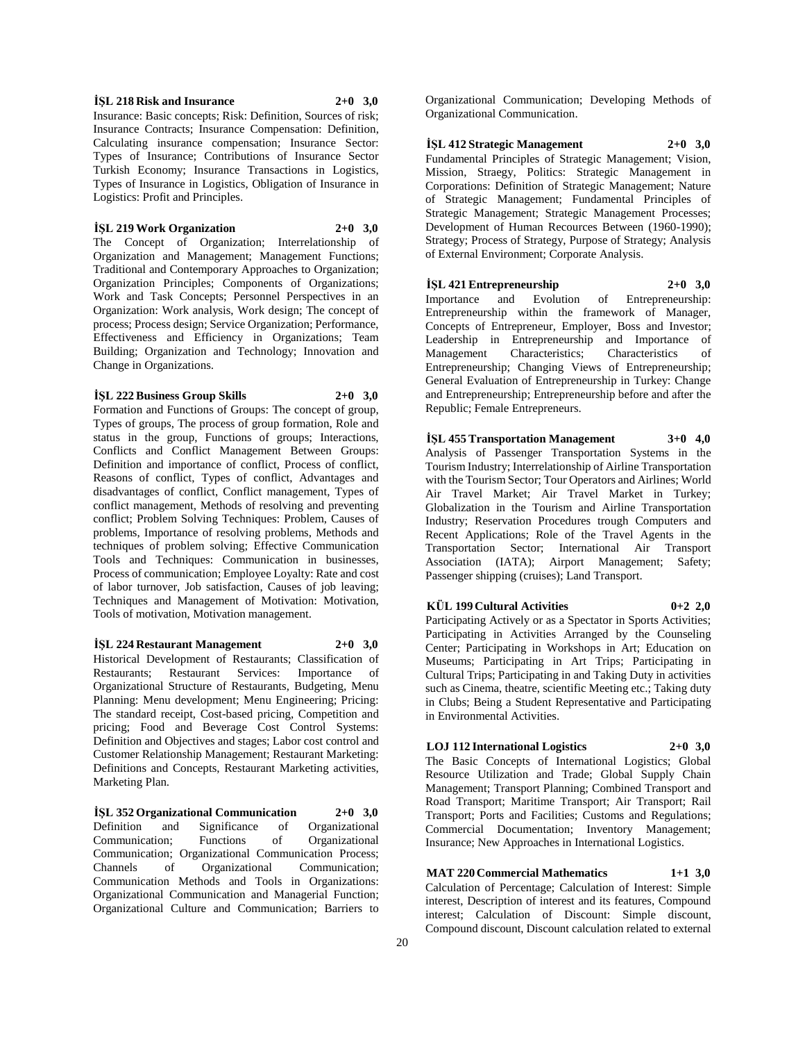**İŞL 218 Risk and Insurance 2+0 3,0**

Insurance: Basic concepts; Risk: Definition, Sources of risk; Insurance Contracts; Insurance Compensation: Definition, Calculating insurance compensation; Insurance Sector: Types of Insurance; Contributions of Insurance Sector Turkish Economy; Insurance Transactions in Logistics, Types of Insurance in Logistics, Obligation of Insurance in Logistics: Profit and Principles.

**İŞL 219 Work Organization 2+0 3,0**

The Concept of Organization; Interrelationship of Organization and Management; Management Functions; Traditional and Contemporary Approaches to Organization; Organization Principles; Components of Organizations; Work and Task Concepts; Personnel Perspectives in an Organization: Work analysis, Work design; The concept of process; Process design; Service Organization; Performance, Effectiveness and Efficiency in Organizations; Team Building; Organization and Technology; Innovation and Change in Organizations.

**İŞL 222 Business Group Skills 2+0 3,0**

Formation and Functions of Groups: The concept of group, Types of groups, The process of group formation, Role and status in the group, Functions of groups; Interactions, Conflicts and Conflict Management Between Groups: Definition and importance of conflict, Process of conflict, Reasons of conflict, Types of conflict, Advantages and disadvantages of conflict, Conflict management, Types of conflict management, Methods of resolving and preventing conflict; Problem Solving Techniques: Problem, Causes of problems, Importance of resolving problems, Methods and techniques of problem solving; Effective Communication Tools and Techniques: Communication in businesses, Process of communication; Employee Loyalty: Rate and cost of labor turnover, Job satisfaction, Causes of job leaving; Techniques and Management of Motivation: Motivation, Tools of motivation, Motivation management.

**İŞL 224 Restaurant Management 2+0 3,0**

Historical Development of Restaurants; Classification of Restaurants; Restaurant Services: Importance of Organizational Structure of Restaurants, Budgeting, Menu Planning: Menu development; Menu Engineering; Pricing: The standard receipt, Cost-based pricing, Competition and pricing; Food and Beverage Cost Control Systems: Definition and Objectives and stages; Labor cost control and Customer Relationship Management; Restaurant Marketing: Definitions and Concepts, Restaurant Marketing activities, Marketing Plan.

**İŞL 352 Organizational Communication 2+0 3,0**

Definition and Significance of Organizational Communication; Functions of Organizational Communication; Organizational Communication Process; Channels of Organizational Communication; Communication Methods and Tools in Organizations: Organizational Communication and Managerial Function; Organizational Culture and Communication; Barriers to Organizational Communication; Developing Methods of Organizational Communication.

**İŞL 412 Strategic Management 2+0 3,0**

Fundamental Principles of Strategic Management; Vision, Mission, Straegy, Politics: Strategic Management in Corporations: Definition of Strategic Management; Nature of Strategic Management; Fundamental Principles of Strategic Management; Strategic Management Processes; Development of Human Recources Between (1960-1990); Strategy; Process of Strategy, Purpose of Strategy; Analysis of External Environment; Corporate Analysis.

**İŞL 421 Entrepreneurship 2+0 3,0**

Importance and Evolution of Entrepreneurship: Entrepreneurship within the framework of Manager, Concepts of Entrepreneur, Employer, Boss and Investor; Leadership in Entrepreneurship and Importance of Management Characteristics; Characteristics of Entrepreneurship; Changing Views of Entrepreneurship; General Evaluation of Entrepreneurship in Turkey: Change and Entrepreneurship; Entrepreneurship before and after the Republic; Female Entrepreneurs.

**İŞL 455 Transportation Management 3+0 4,0**

Analysis of Passenger Transportation Systems in the Tourism Industry; Interrelationship of Airline Transportation with the Tourism Sector; Tour Operators and Airlines; World Air Travel Market; Air Travel Market in Turkey; Globalization in the Tourism and Airline Transportation Industry; Reservation Procedures trough Computers and Recent Applications; Role of the Travel Agents in the Transportation Sector; International Air Transport Association (IATA); Airport Management; Safety; Passenger shipping (cruises); Land Transport.

**KÜL 199 Cultural Activities 0+2 2,0**

Participating Actively or as a Spectator in Sports Activities; Participating in Activities Arranged by the Counseling Center; Participating in Workshops in Art; Education on Museums; Participating in Art Trips; Participating in Cultural Trips; Participating in and Taking Duty in activities such as Cinema, theatre, scientific Meeting etc.; Taking duty in Clubs; Being a Student Representative and Participating in Environmental Activities.

**LOJ 112 International Logistics 2+0 3,0**

The Basic Concepts of International Logistics; Global Resource Utilization and Trade; Global Supply Chain Management; Transport Planning; Combined Transport and Road Transport; Maritime Transport; Air Transport; Rail Transport; Ports and Facilities; Customs and Regulations; Commercial Documentation; Inventory Management; Insurance; New Approaches in International Logistics.

**MAT 220 Commercial Mathematics 1+1 3,0**

Calculation of Percentage; Calculation of Interest: Simple interest, Description of interest and its features, Compound interest; Calculation of Discount: Simple discount, Compound discount, Discount calculation related to external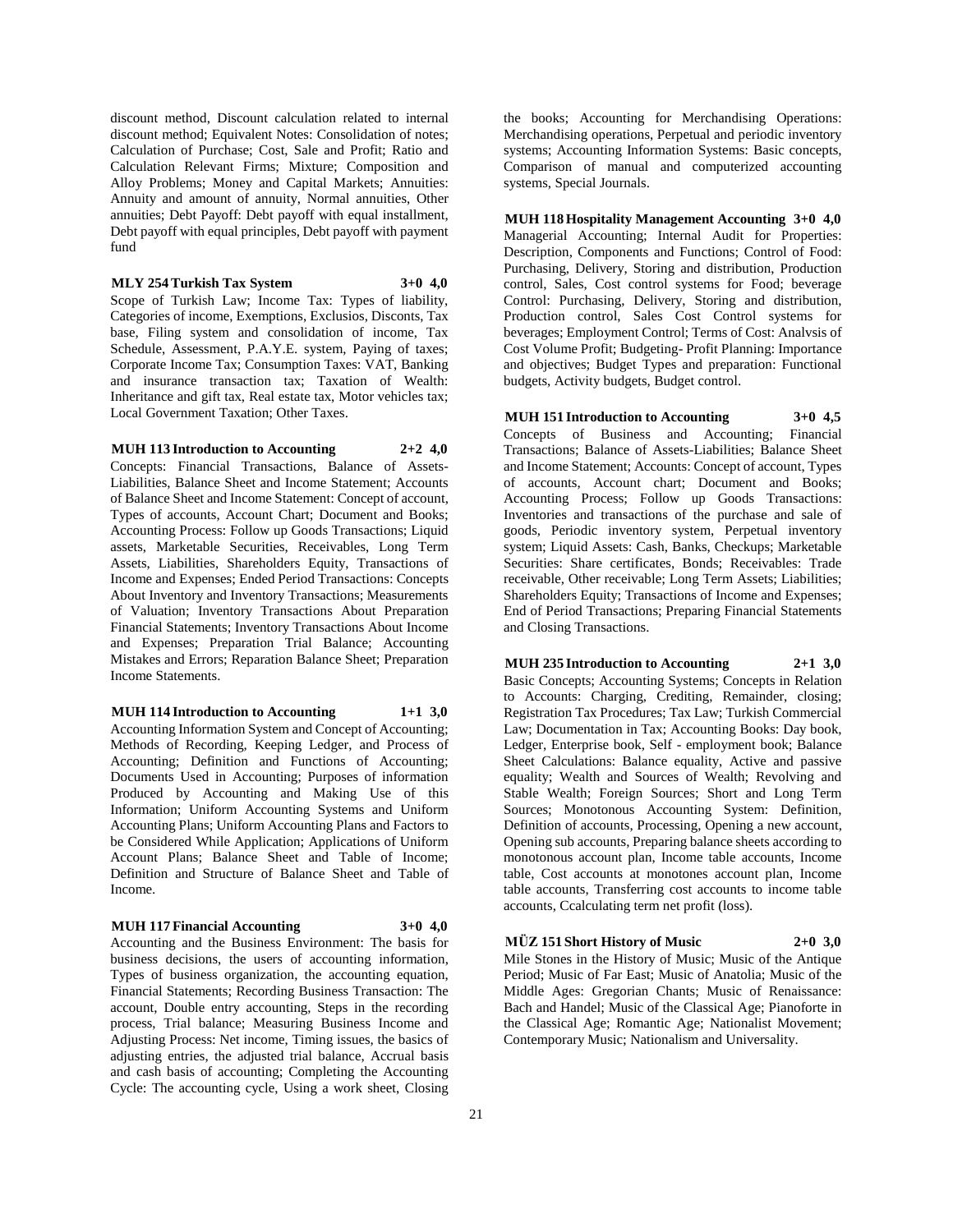discount method, Discount calculation related to internal discount method; Equivalent Notes: Consolidation of notes; Calculation of Purchase; Cost, Sale and Profit; Ratio and Calculation Relevant Firms; Mixture; Composition and Alloy Problems; Money and Capital Markets; Annuities: Annuity and amount of annuity, Normal annuities, Other annuities; Debt Payoff: Debt payoff with equal installment, Debt payoff with equal principles, Debt payoff with payment fund

**MLY 254 Turkish Tax System 3+0 4,0**

Scope of Turkish Law; Income Tax: Types of liability, Categories of income, Exemptions, Exclusios, Disconts, Tax base, Filing system and consolidation of income, Tax Schedule, Assessment, P.A.Y.E. system, Paying of taxes; Corporate Income Tax; Consumption Taxes: VAT, Banking and insurance transaction tax; Taxation of Wealth: Inheritance and gift tax, Real estate tax, Motor vehicles tax; Local Government Taxation; Other Taxes.

**MUH 113 Introduction to Accounting 2+2 4,0**

Concepts: Financial Transactions, Balance of Assets-Liabilities, Balance Sheet and Income Statement; Accounts of Balance Sheet and Income Statement: Concept of account, Types of accounts, Account Chart; Document and Books; Accounting Process: Follow up Goods Transactions; Liquid assets, Marketable Securities, Receivables, Long Term Assets, Liabilities, Shareholders Equity, Transactions of Income and Expenses; Ended Period Transactions: Concepts About Inventory and Inventory Transactions; Measurements of Valuation; Inventory Transactions About Preparation Financial Statements; Inventory Transactions About Income and Expenses; Preparation Trial Balance; Accounting Mistakes and Errors; Reparation Balance Sheet; Preparation Income Statements.

**MUH 114 Introduction to Accounting 1+1 3,0**

Accounting Information System and Concept of Accounting; Methods of Recording, Keeping Ledger, and Process of Accounting; Definition and Functions of Accounting; Documents Used in Accounting; Purposes of information Produced by Accounting and Making Use of this Information; Uniform Accounting Systems and Uniform Accounting Plans; Uniform Accounting Plans and Factors to be Considered While Application; Applications of Uniform Account Plans; Balance Sheet and Table of Income; Definition and Structure of Balance Sheet and Table of Income.

**MUH 117 Financial Accounting 3+0 4,0**

Accounting and the Business Environment: The basis for business decisions, the users of accounting information, Types of business organization, the accounting equation, Financial Statements; Recording Business Transaction: The account, Double entry accounting, Steps in the recording process, Trial balance; Measuring Business Income and Adjusting Process: Net income, Timing issues, the basics of adjusting entries, the adjusted trial balance, Accrual basis and cash basis of accounting; Completing the Accounting Cycle: The accounting cycle, Using a work sheet, Closing the books; Accounting for Merchandising Operations: Merchandising operations, Perpetual and periodic inventory systems; Accounting Information Systems: Basic concepts, Comparison of manual and computerized accounting systems, Special Journals.

**MUH 118 Hospitality Management Accounting 3+0 4,0**

Managerial Accounting; Internal Audit for Properties: Description, Components and Functions; Control of Food: Purchasing, Delivery, Storing and distribution, Production control, Sales, Cost control systems for Food; beverage Control: Purchasing, Delivery, Storing and distribution, Production control, Sales Cost Control systems for beverages; Employment Control; Terms of Cost: Analvsis of Cost Volume Profit; Budgeting- Profit Planning: Importance and objectives; Budget Types and preparation: Functional budgets, Activity budgets, Budget control.

**MUH 151 Introduction to Accounting 3+0 4,5**

Concepts of Business and Accounting; Financial Transactions; Balance of Assets-Liabilities; Balance Sheet and Income Statement; Accounts: Concept of account, Types of accounts, Account chart; Document and Books; Accounting Process; Follow up Goods Transactions: Inventories and transactions of the purchase and sale of goods, Periodic inventory system, Perpetual inventory system; Liquid Assets: Cash, Banks, Checkups; Marketable Securities: Share certificates, Bonds; Receivables: Trade receivable, Other receivable; Long Term Assets; Liabilities; Shareholders Equity; Transactions of Income and Expenses; End of Period Transactions; Preparing Financial Statements and Closing Transactions.

**MUH 235 Introduction to Accounting 2+1 3,0**

Basic Concepts; Accounting Systems; Concepts in Relation to Accounts: Charging, Crediting, Remainder, closing; Registration Tax Procedures; Tax Law; Turkish Commercial Law; Documentation in Tax; Accounting Books: Day book, Ledger, Enterprise book, Self - employment book; Balance Sheet Calculations: Balance equality, Active and passive equality; Wealth and Sources of Wealth; Revolving and Stable Wealth; Foreign Sources; Short and Long Term Sources; Monotonous Accounting System: Definition, Definition of accounts, Processing, Opening a new account, Opening sub accounts, Preparing balance sheets according to monotonous account plan, Income table accounts, Income table, Cost accounts at monotones account plan, Income table accounts, Transferring cost accounts to income table accounts, Ccalculating term net profit (loss).

**MÜZ 151 Short History of Music 2+0 3,0**

Mile Stones in the History of Music; Music of the Antique Period; Music of Far East; Music of Anatolia; Music of the Middle Ages: Gregorian Chants; Music of Renaissance: Bach and Handel; Music of the Classical Age; Pianoforte in the Classical Age; Romantic Age; Nationalist Movement; Contemporary Music; Nationalism and Universality.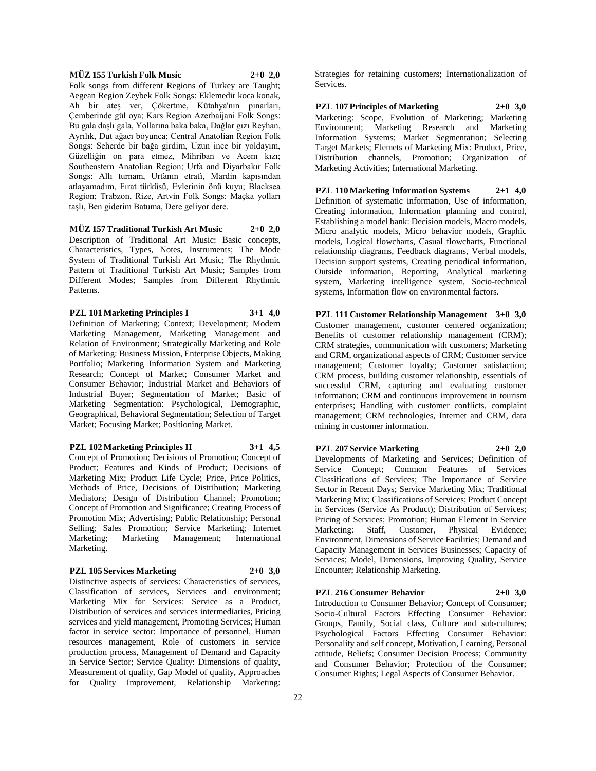**MÜZ 155 Turkish Folk Music 2+0 2,0**

Folk songs from different Regions of Turkey are Taught; Aegean Region Zeybek Folk Songs: Eklemedir koca konak, Ah bir ateş ver, Çökertme, Kütahya'nın pınarları, Çemberinde gül oya; Kars Region Azerbaijani Folk Songs: Bu gala daşlı gala, Yollarına baka baka, Dağlar gızı Reyhan, Ayrılık, Dut ağacı boyunca; Central Anatolian Region Folk Songs: Seherde bir bağa girdim, Uzun ince bir yoldayım, Güzelliğin on para etmez, Mihriban ve Acem kızı; Southeastern Anatolian Region; Urfa and Diyarbakır Folk Songs: Allı turnam, Urfanın etrafı, Mardin kapısından atlayamadım, Fırat türküsü, Evlerinin önü kuyu; Blacksea Region; Trabzon, Rize, Artvin Folk Songs: Maçka yolları taşlı, Ben giderim Batuma, Dere geliyor dere.

**MÜZ 157 Traditional Turkish Art Music 2+0 2,0**

Description of Traditional Art Music: Basic concepts, Characteristics, Types, Notes, Instruments; The Mode System of Traditional Turkish Art Music; The Rhythmic Pattern of Traditional Turkish Art Music; Samples from Different Modes; Samples from Different Rhythmic Patterns.

**PZL 101 Marketing Principles I 3+1 4,0**

Definition of Marketing; Context; Development; Modern Marketing Management, Marketing Management and Relation of Environment; Strategically Marketing and Role of Marketing: Business Mission, Enterprise Objects, Making Portfolio; Marketing Information System and Marketing Research; Concept of Market; Consumer Market and Consumer Behavior; Industrial Market and Behaviors of Industrial Buyer; Segmentation of Market; Basic of Marketing Segmentation: Psychological, Demographic, Geographical, Behavioral Segmentation; Selection of Target Market; Focusing Market; Positioning Market.

**PZL 102 Marketing Principles II 3+1 4,5**

Concept of Promotion; Decisions of Promotion; Concept of Product; Features and Kinds of Product; Decisions of Marketing Mix; Product Life Cycle; Price, Price Politics, Methods of Price, Decisions of Distribution; Marketing Mediators; Design of Distribution Channel; Promotion; Concept of Promotion and Significance; Creating Process of Promotion Mix; Advertising; Public Relationship; Personal Selling; Sales Promotion; Service Marketing; Internet Marketing; Marketing Management; International Marketing.

**PZL 105 Services Marketing 2+0 3,0**

Distinctive aspects of services: Characteristics of services, Classification of services, Services and environment; Marketing Mix for Services: Service as a Product, Distribution of services and services intermediaries, Pricing services and yield management, Promoting Services; Human factor in service sector: Importance of personnel, Human resources management, Role of customers in service production process, Management of Demand and Capacity in Service Sector; Service Quality: Dimensions of quality, Measurement of quality, Gap Model of quality, Approaches for Quality Improvement, Relationship Marketing: Strategies for retaining customers; Internationalization of Services.

**PZL 107 Principles of Marketing 2+0 3,0**

Marketing: Scope, Evolution of Marketing; Marketing Environment; Marketing Research and Marketing Information Systems; Market Segmentation; Selecting Target Markets; Elemets of Marketing Mix: Product, Price, Distribution channels, Promotion; Organization of Marketing Activities; International Marketing.

**PZL 110 Marketing Information Systems 2+1 4,0**

Definition of systematic information, Use of information, Creating information, Information planning and control, Establishing a model bank: Decision models, Macro models, Micro analytic models, Micro behavior models, Graphic models, Logical flowcharts, Casual flowcharts, Functional relationship diagrams, Feedback diagrams, Verbal models, Decision support systems, Creating periodical information, Outside information, Reporting, Analytical marketing system, Marketing intelligence system, Socio-technical systems, Information flow on environmental factors.

**PZL 111 Customer Relationship Management 3+0 3,0**

Customer management, customer centered organization; Benefits of customer relationship management (CRM); CRM strategies, communication with customers; Marketing and CRM, organizational aspects of CRM; Customer service management; Customer loyalty; Customer satisfaction; CRM process, building customer relationship, essentials of successful CRM, capturing and evaluating customer information; CRM and continuous improvement in tourism enterprises; Handling with customer conflicts, complaint management; CRM technologies, Internet and CRM, data mining in customer information.

**PZL 207 Service Marketing 2+0 2,0**

Developments of Marketing and Services; Definition of Service Concept; Common Features of Services Classifications of Services; The Importance of Service Sector in Recent Days; Service Marketing Mix; Traditional Marketing Mix; Classifications of Services; Product Concept in Services (Service As Product); Distribution of Services; Pricing of Services; Promotion; Human Element in Service Marketing: Staff, Customer, Physical Evidence; Environment, Dimensions of Service Facilities; Demand and Capacity Management in Services Businesses; Capacity of Services; Model, Dimensions, Improving Quality, Service Encounter; Relationship Marketing.

**PZL 216 Consumer Behavior 2+0 3,0**

Introduction to Consumer Behavior; Concept of Consumer; Socio-Cultural Factors Effecting Consumer Behavior: Groups, Family, Social class, Culture and sub-cultures; Psychological Factors Effecting Consumer Behavior: Personality and self concept, Motivation, Learning, Personal attitude, Beliefs; Consumer Decision Process; Community and Consumer Behavior; Protection of the Consumer; Consumer Rights; Legal Aspects of Consumer Behavior.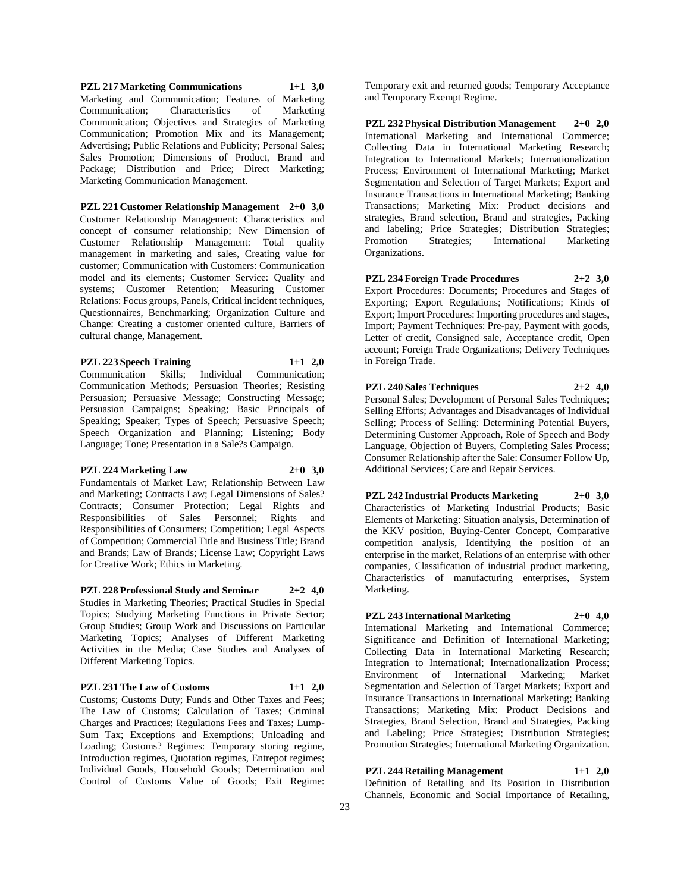**PZL 217 Marketing Communications 1+1 3,0**
Marketing and Communication; Features of Marketing Communication; Characteristics of Marketing Communication; Objectives and Strategies of Marketing Communication; Promotion Mix and its Management; Advertising; Public Relations and Publicity; Personal Sales; Sales Promotion; Dimensions of Product, Brand and Package; Distribution and Price; Direct Marketing; Marketing Communication Management.

**PZL 221 Customer Relationship Management 2+0 3,0**
Customer Relationship Management: Characteristics and concept of consumer relationship; New Dimension of Customer Relationship Management: Total quality management in marketing and sales, Creating value for customer; Communication with Customers: Communication model and its elements; Customer Service: Quality and systems; Customer Retention; Measuring Customer Relations: Focus groups, Panels, Critical incident techniques, Questionnaires, Benchmarking; Organization Culture and Change: Creating a customer oriented culture, Barriers of cultural change, Management.

**PZL 223 Speech Training 1+1 2,0**
Communication Skills; Individual Communication; Communication Methods; Persuasion Theories; Resisting Persuasion; Persuasive Message; Constructing Message; Persuasion Campaigns; Speaking; Basic Principals of Speaking; Speaker; Types of Speech; Persuasive Speech; Speech Organization and Planning; Listening; Body Language; Tone; Presentation in a Sale?s Campaign.

**PZL 224 Marketing Law 2+0 3,0**
Fundamentals of Market Law; Relationship Between Law and Marketing; Contracts Law; Legal Dimensions of Sales? Contracts; Consumer Protection; Legal Rights and Responsibilities of Sales Personnel; Rights and Responsibilities of Consumers; Competition; Legal Aspects of Competition; Commercial Title and Business Title; Brand and Brands; Law of Brands; License Law; Copyright Laws for Creative Work; Ethics in Marketing.

**PZL 228 Professional Study and Seminar 2+2 4,0**
Studies in Marketing Theories; Practical Studies in Special Topics; Studying Marketing Functions in Private Sector; Group Studies; Group Work and Discussions on Particular Marketing Topics; Analyses of Different Marketing Activities in the Media; Case Studies and Analyses of Different Marketing Topics.

**PZL 231 The Law of Customs 1+1 2,0**
Customs; Customs Duty; Funds and Other Taxes and Fees; The Law of Customs; Calculation of Taxes; Criminal Charges and Practices; Regulations Fees and Taxes; Lump-Sum Tax; Exceptions and Exemptions; Unloading and Loading; Customs? Regimes: Temporary storing regime, Introduction regimes, Quotation regimes, Entrepot regimes; Individual Goods, Household Goods; Determination and Control of Customs Value of Goods; Exit Regime: Temporary exit and returned goods; Temporary Acceptance and Temporary Exempt Regime.

**PZL 232 Physical Distribution Management 2+0 2,0**
International Marketing and International Commerce; Collecting Data in International Marketing Research; Integration to International Markets; Internationalization Process; Environment of International Marketing; Market Segmentation and Selection of Target Markets; Export and Insurance Transactions in International Marketing; Banking Transactions; Marketing Mix: Product decisions and strategies, Brand selection, Brand and strategies, Packing and labeling; Price Strategies; Distribution Strategies; Promotion Strategies; International Marketing Organizations.

**PZL 234 Foreign Trade Procedures 2+2 3,0**
Export Procedures: Documents; Procedures and Stages of Exporting; Export Regulations; Notifications; Kinds of Export; Import Procedures: Importing procedures and stages, Import; Payment Techniques: Pre-pay, Payment with goods, Letter of credit, Consigned sale, Acceptance credit, Open account; Foreign Trade Organizations; Delivery Techniques in Foreign Trade.

**PZL 240 Sales Techniques 2+2 4,0**
Personal Sales; Development of Personal Sales Techniques; Selling Efforts; Advantages and Disadvantages of Individual Selling; Process of Selling: Determining Potential Buyers, Determining Customer Approach, Role of Speech and Body Language, Objection of Buyers, Completing Sales Process; Consumer Relationship after the Sale: Consumer Follow Up, Additional Services; Care and Repair Services.

**PZL 242 Industrial Products Marketing 2+0 3,0**
Characteristics of Marketing Industrial Products; Basic Elements of Marketing: Situation analysis, Determination of the KKV position, Buying-Center Concept, Comparative competition analysis, Identifying the position of an enterprise in the market, Relations of an enterprise with other companies, Classification of industrial product marketing, Characteristics of manufacturing enterprises, System Marketing.

**PZL 243 International Marketing 2+0 4,0**
International Marketing and International Commerce; Significance and Definition of International Marketing; Collecting Data in International Marketing Research; Integration to International; Internationalization Process; Environment of International Marketing; Market Segmentation and Selection of Target Markets; Export and Insurance Transactions in International Marketing; Banking Transactions; Marketing Mix: Product Decisions and Strategies, Brand Selection, Brand and Strategies, Packing and Labeling; Price Strategies; Distribution Strategies; Promotion Strategies; International Marketing Organization.

**PZL 244 Retailing Management 1+1 2,0**
Definition of Retailing and Its Position in Distribution Channels, Economic and Social Importance of Retailing,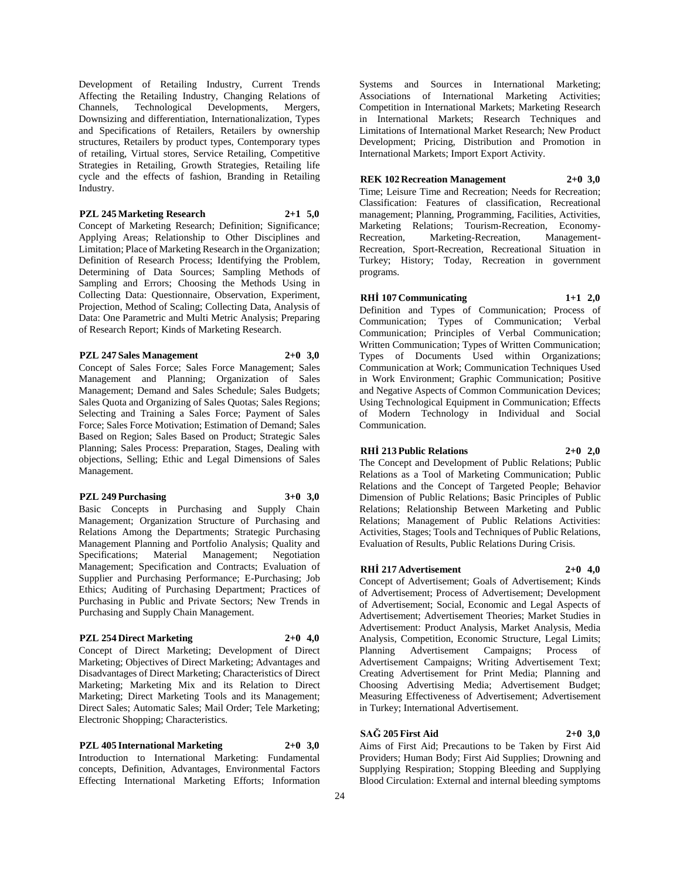Development of Retailing Industry, Current Trends Affecting the Retailing Industry, Changing Relations of Channels, Technological Developments, Mergers, Downsizing and differentiation, Internationalization, Types and Specifications of Retailers, Retailers by ownership structures, Retailers by product types, Contemporary types of retailing, Virtual stores, Service Retailing, Competitive Strategies in Retailing, Growth Strategies, Retailing life cycle and the effects of fashion, Branding in Retailing Industry.

**PZL 245 Marketing Research 2+1 5,0**

Concept of Marketing Research; Definition; Significance; Applying Areas; Relationship to Other Disciplines and Limitation; Place of Marketing Research in the Organization; Definition of Research Process; Identifying the Problem, Determining of Data Sources; Sampling Methods of Sampling and Errors; Choosing the Methods Using in Collecting Data: Questionnaire, Observation, Experiment, Projection, Method of Scaling; Collecting Data, Analysis of Data: One Parametric and Multi Metric Analysis; Preparing of Research Report; Kinds of Marketing Research.

**PZL 247 Sales Management 2+0 3,0**

Concept of Sales Force; Sales Force Management; Sales Management and Planning; Organization of Sales Management; Demand and Sales Schedule; Sales Budgets; Sales Quota and Organizing of Sales Quotas; Sales Regions; Selecting and Training a Sales Force; Payment of Sales Force; Sales Force Motivation; Estimation of Demand; Sales Based on Region; Sales Based on Product; Strategic Sales Planning; Sales Process: Preparation, Stages, Dealing with objections, Selling; Ethic and Legal Dimensions of Sales Management.

**PZL 249 Purchasing 3+0 3,0**

Basic Concepts in Purchasing and Supply Chain Management; Organization Structure of Purchasing and Relations Among the Departments; Strategic Purchasing Management Planning and Portfolio Analysis; Quality and Specifications; Material Management; Negotiation Management; Specification and Contracts; Evaluation of Supplier and Purchasing Performance; E-Purchasing; Job Ethics; Auditing of Purchasing Department; Practices of Purchasing in Public and Private Sectors; New Trends in Purchasing and Supply Chain Management.

**PZL 254 Direct Marketing 2+0 4,0**

Concept of Direct Marketing; Development of Direct Marketing; Objectives of Direct Marketing; Advantages and Disadvantages of Direct Marketing; Characteristics of Direct Marketing; Marketing Mix and its Relation to Direct Marketing; Direct Marketing Tools and its Management; Direct Sales; Automatic Sales; Mail Order; Tele Marketing; Electronic Shopping; Characteristics.

**PZL 405 International Marketing 2+0 3,0**

Introduction to International Marketing: Fundamental concepts, Definition, Advantages, Environmental Factors Effecting International Marketing Efforts; Information Systems and Sources in International Marketing; Associations of International Marketing Activities; Competition in International Markets; Marketing Research in International Markets; Research Techniques and Limitations of International Market Research; New Product Development; Pricing, Distribution and Promotion in International Markets; Import Export Activity.

**REK 102 Recreation Management 2+0 3,0**

Time; Leisure Time and Recreation; Needs for Recreation; Classification: Features of classification, Recreational management; Planning, Programming, Facilities, Activities, Marketing Relations; Tourism-Recreation, Economy-Recreation, Marketing-Recreation, Management-Recreation, Sport-Recreation, Recreational Situation in Turkey; History; Today, Recreation in government programs.

**RHİ 107 Communicating 1+1 2,0**

Definition and Types of Communication; Process of Communication; Types of Communication; Verbal Communication; Principles of Verbal Communication; Written Communication; Types of Written Communication; Types of Documents Used within Organizations; Communication at Work; Communication Techniques Used in Work Environment; Graphic Communication; Positive and Negative Aspects of Common Communication Devices; Using Technological Equipment in Communication; Effects of Modern Technology in Individual and Social Communication.

**RHİ 213 Public Relations 2+0 2,0**

The Concept and Development of Public Relations; Public Relations as a Tool of Marketing Communication; Public Relations and the Concept of Targeted People; Behavior Dimension of Public Relations; Basic Principles of Public Relations; Relationship Between Marketing and Public Relations; Management of Public Relations Activities: Activities, Stages; Tools and Techniques of Public Relations, Evaluation of Results, Public Relations During Crisis.

**RHİ 217 Advertisement 2+0 4,0**

Concept of Advertisement; Goals of Advertisement; Kinds of Advertisement; Process of Advertisement; Development of Advertisement; Social, Economic and Legal Aspects of Advertisement; Advertisement Theories; Market Studies in Advertisement: Product Analysis, Market Analysis, Media Analysis, Competition, Economic Structure, Legal Limits; Planning Advertisement Campaigns; Process of Advertisement Campaigns; Writing Advertisement Text; Creating Advertisement for Print Media; Planning and Choosing Advertising Media; Advertisement Budget; Measuring Effectiveness of Advertisement; Advertisement in Turkey; International Advertisement.

**SAĞ 205 First Aid 2+0 3,0**

Aims of First Aid; Precautions to be Taken by First Aid Providers; Human Body; First Aid Supplies; Drowning and Supplying Respiration; Stopping Bleeding and Supplying Blood Circulation: External and internal bleeding symptoms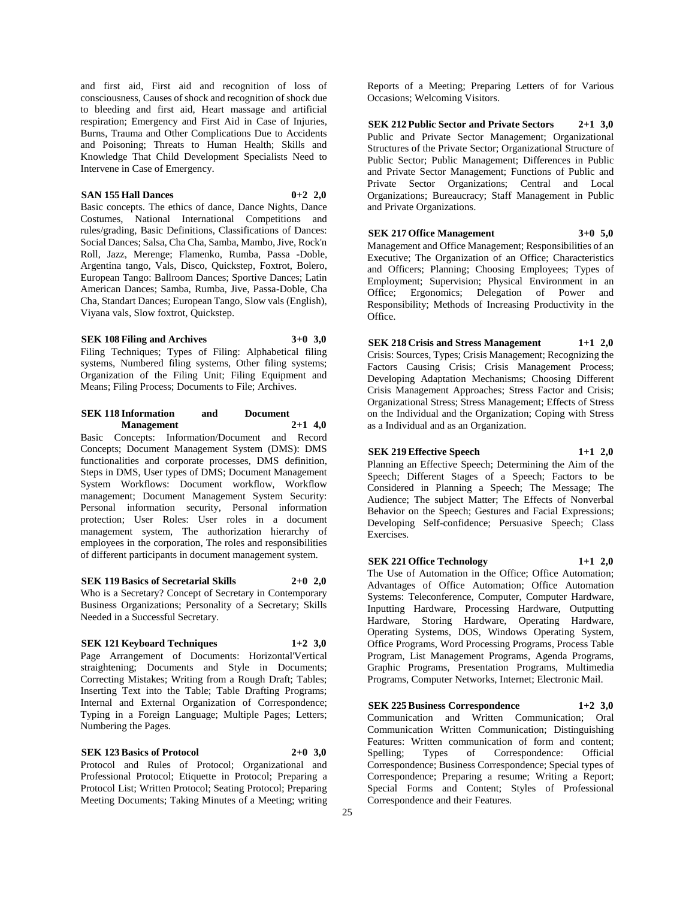and first aid, First aid and recognition of loss of consciousness, Causes of shock and recognition of shock due to bleeding and first aid, Heart massage and artificial respiration; Emergency and First Aid in Case of Injuries, Burns, Trauma and Other Complications Due to Accidents and Poisoning; Threats to Human Health; Skills and Knowledge That Child Development Specialists Need to Intervene in Case of Emergency.

**SAN 155 Hall Dances 0+2 2,0**

Basic concepts. The ethics of dance, Dance Nights, Dance Costumes, National International Competitions and rules/grading, Basic Definitions, Classifications of Dances: Social Dances; Salsa, Cha Cha, Samba, Mambo, Jive, Rock'n Roll, Jazz, Merenge; Flamenko, Rumba, Passa -Doble, Argentina tango, Vals, Disco, Quickstep, Foxtrot, Bolero, European Tango: Ballroom Dances; Sportive Dances; Latin American Dances; Samba, Rumba, Jive, Passa-Doble, Cha Cha, Standart Dances; European Tango, Slow vals (English), Viyana vals, Slow foxtrot, Quickstep.

**SEK 108 Filing and Archives 3+0 3,0**

Filing Techniques; Types of Filing: Alphabetical filing systems, Numbered filing systems, Other filing systems; Organization of the Filing Unit; Filing Equipment and Means; Filing Process; Documents to File; Archives.

**SEK 118 Information and Document Management 2+1 4,0**

Basic Concepts: Information/Document and Record Concepts; Document Management System (DMS): DMS functionalities and corporate processes, DMS definition, Steps in DMS, User types of DMS; Document Management System Workflows: Document workflow, Workflow management; Document Management System Security: Personal information security, Personal information protection; User Roles: User roles in a document management system, The authorization hierarchy of employees in the corporation, The roles and responsibilities of different participants in document management system.

**SEK 119 Basics of Secretarial Skills 2+0 2,0**

Who is a Secretary? Concept of Secretary in Contemporary Business Organizations; Personality of a Secretary; Skills Needed in a Successful Secretary.

**SEK 121 Keyboard Techniques 1+2 3,0**

Page Arrangement of Documents: Horizontal'Vertical straightening; Documents and Style in Documents; Correcting Mistakes; Writing from a Rough Draft; Tables; Inserting Text into the Table; Table Drafting Programs; Internal and External Organization of Correspondence; Typing in a Foreign Language; Multiple Pages; Letters; Numbering the Pages.

**SEK 123 Basics of Protocol 2+0 3,0**

Protocol and Rules of Protocol; Organizational and Professional Protocol; Etiquette in Protocol; Preparing a Protocol List; Written Protocol; Seating Protocol; Preparing Meeting Documents; Taking Minutes of a Meeting; writing Reports of a Meeting; Preparing Letters of for Various Occasions; Welcoming Visitors.

**SEK 212 Public Sector and Private Sectors 2+1 3,0**

Public and Private Sector Management; Organizational Structures of the Private Sector; Organizational Structure of Public Sector; Public Management; Differences in Public and Private Sector Management; Functions of Public and Private Sector Organizations; Central and Local Organizations; Bureaucracy; Staff Management in Public and Private Organizations.

**SEK 217 Office Management 3+0 5,0**

Management and Office Management; Responsibilities of an Executive; The Organization of an Office; Characteristics and Officers; Planning; Choosing Employees; Types of Employment; Supervision; Physical Environment in an Office; Ergonomics; Delegation of Power and Responsibility; Methods of Increasing Productivity in the Office.

**SEK 218 Crisis and Stress Management 1+1 2,0**

Crisis: Sources, Types; Crisis Management; Recognizing the Factors Causing Crisis; Crisis Management Process; Developing Adaptation Mechanisms; Choosing Different Crisis Management Approaches; Stress Factor and Crisis; Organizational Stress; Stress Management; Effects of Stress on the Individual and the Organization; Coping with Stress as a Individual and as an Organization.

**SEK 219 Effective Speech 1+1 2,0**

Planning an Effective Speech; Determining the Aim of the Speech; Different Stages of a Speech; Factors to be Considered in Planning a Speech; The Message; The Audience; The subject Matter; The Effects of Nonverbal Behavior on the Speech; Gestures and Facial Expressions; Developing Self-confidence; Persuasive Speech; Class Exercises.

**SEK 221 Office Technology 1+1 2,0**

The Use of Automation in the Office; Office Automation; Advantages of Office Automation; Office Automation Systems: Teleconference, Computer, Computer Hardware, Inputting Hardware, Processing Hardware, Outputting Hardware, Storing Hardware, Operating Hardware, Operating Systems, DOS, Windows Operating System, Office Programs, Word Processing Programs, Process Table Program, List Management Programs, Agenda Programs, Graphic Programs, Presentation Programs, Multimedia Programs, Computer Networks, Internet; Electronic Mail.

**SEK 225 Business Correspondence 1+2 3,0**

Communication and Written Communication; Oral Communication Written Communication; Distinguishing Features: Written communication of form and content; Spelling; Types of Correspondence: Official Correspondence; Business Correspondence; Special types of Correspondence; Preparing a resume; Writing a Report; Special Forms and Content; Styles of Professional Correspondence and their Features.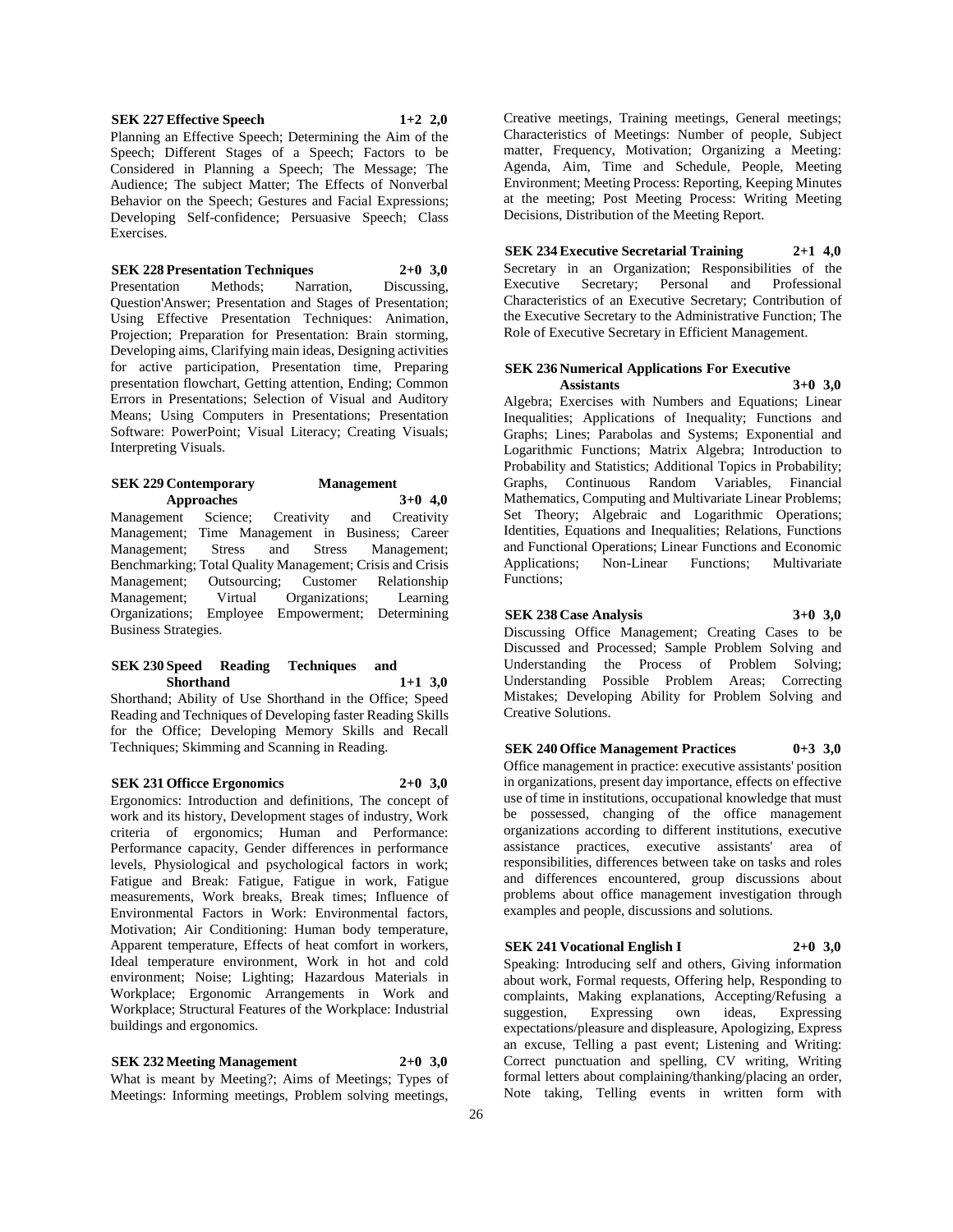**SEK 227 Effective Speech 1+2 2,0**

Planning an Effective Speech; Determining the Aim of the Speech; Different Stages of a Speech; Factors to be Considered in Planning a Speech; The Message; The Audience; The subject Matter; The Effects of Nonverbal Behavior on the Speech; Gestures and Facial Expressions; Developing Self-confidence; Persuasive Speech; Class Exercises.

**SEK 228 Presentation Techniques 2+0 3,0**

Presentation Methods; Narration, Discussing, Question'Answer; Presentation and Stages of Presentation; Using Effective Presentation Techniques: Animation, Projection; Preparation for Presentation: Brain storming, Developing aims, Clarifying main ideas, Designing activities for active participation, Presentation time, Preparing presentation flowchart, Getting attention, Ending; Common Errors in Presentations; Selection of Visual and Auditory Means; Using Computers in Presentations; Presentation Software: PowerPoint; Visual Literacy; Creating Visuals; Interpreting Visuals.

**SEK 229 Contemporary Management Approaches 3+0 4,0**

Management Science; Creativity and Creativity Management; Time Management in Business; Career Management; Stress and Stress Management; Benchmarking; Total Quality Management; Crisis and Crisis Management; Outsourcing; Customer Relationship Management; Virtual Organizations; Learning Organizations; Employee Empowerment; Determining Business Strategies.

**SEK 230 Speed Reading Techniques and Shorthand 1+1 3,0**

Shorthand; Ability of Use Shorthand in the Office; Speed Reading and Techniques of Developing faster Reading Skills for the Office; Developing Memory Skills and Recall Techniques; Skimming and Scanning in Reading.

**SEK 231 Officce Ergonomics 2+0 3,0**

Ergonomics: Introduction and definitions, The concept of work and its history, Development stages of industry, Work criteria of ergonomics; Human and Performance: Performance capacity, Gender differences in performance levels, Physiological and psychological factors in work; Fatigue and Break: Fatigue, Fatigue in work, Fatigue measurements, Work breaks, Break times; Influence of Environmental Factors in Work: Environmental factors, Motivation; Air Conditioning: Human body temperature, Apparent temperature, Effects of heat comfort in workers, Ideal temperature environment, Work in hot and cold environment; Noise; Lighting; Hazardous Materials in Workplace; Ergonomic Arrangements in Work and Workplace; Structural Features of the Workplace: Industrial buildings and ergonomics.

**SEK 232 Meeting Management 2+0 3,0**

What is meant by Meeting?; Aims of Meetings; Types of Meetings: Informing meetings, Problem solving meetings, Creative meetings, Training meetings, General meetings; Characteristics of Meetings: Number of people, Subject matter, Frequency, Motivation; Organizing a Meeting: Agenda, Aim, Time and Schedule, People, Meeting Environment; Meeting Process: Reporting, Keeping Minutes at the meeting; Post Meeting Process: Writing Meeting Decisions, Distribution of the Meeting Report.

**SEK 234 Executive Secretarial Training 2+1 4,0**

Secretary in an Organization; Responsibilities of the Executive Secretary; Personal and Professional Characteristics of an Executive Secretary; Contribution of the Executive Secretary to the Administrative Function; The Role of Executive Secretary in Efficient Management.

**SEK 236 Numerical Applications For Executive Assistants 3+0 3,0**

Algebra; Exercises with Numbers and Equations; Linear Inequalities; Applications of Inequality; Functions and Graphs; Lines; Parabolas and Systems; Exponential and Logarithmic Functions; Matrix Algebra; Introduction to Probability and Statistics; Additional Topics in Probability; Graphs, Continuous Random Variables, Financial Mathematics, Computing and Multivariate Linear Problems; Set Theory; Algebraic and Logarithmic Operations; Identities, Equations and Inequalities; Relations, Functions and Functional Operations; Linear Functions and Economic Applications; Non-Linear Functions; Multivariate Functions;

**SEK 238 Case Analysis 3+0 3,0**

Discussing Office Management; Creating Cases to be Discussed and Processed; Sample Problem Solving and Understanding the Process of Problem Solving; Understanding Possible Problem Areas; Correcting Mistakes; Developing Ability for Problem Solving and Creative Solutions.

**SEK 240 Office Management Practices 0+3 3,0**

Office management in practice: executive assistants' position in organizations, present day importance, effects on effective use of time in institutions, occupational knowledge that must be possessed, changing of the office management organizations according to different institutions, executive assistance practices, executive assistants' area of responsibilities, differences between take on tasks and roles and differences encountered, group discussions about problems about office management investigation through examples and people, discussions and solutions.

**SEK 241 Vocational English I 2+0 3,0**

Speaking: Introducing self and others, Giving information about work, Formal requests, Offering help, Responding to complaints, Making explanations, Accepting/Refusing a suggestion, Expressing own ideas, Expressing expectations/pleasure and displeasure, Apologizing, Express an excuse, Telling a past event; Listening and Writing: Correct punctuation and spelling, CV writing, Writing formal letters about complaining/thanking/placing an order, Note taking, Telling events in written form with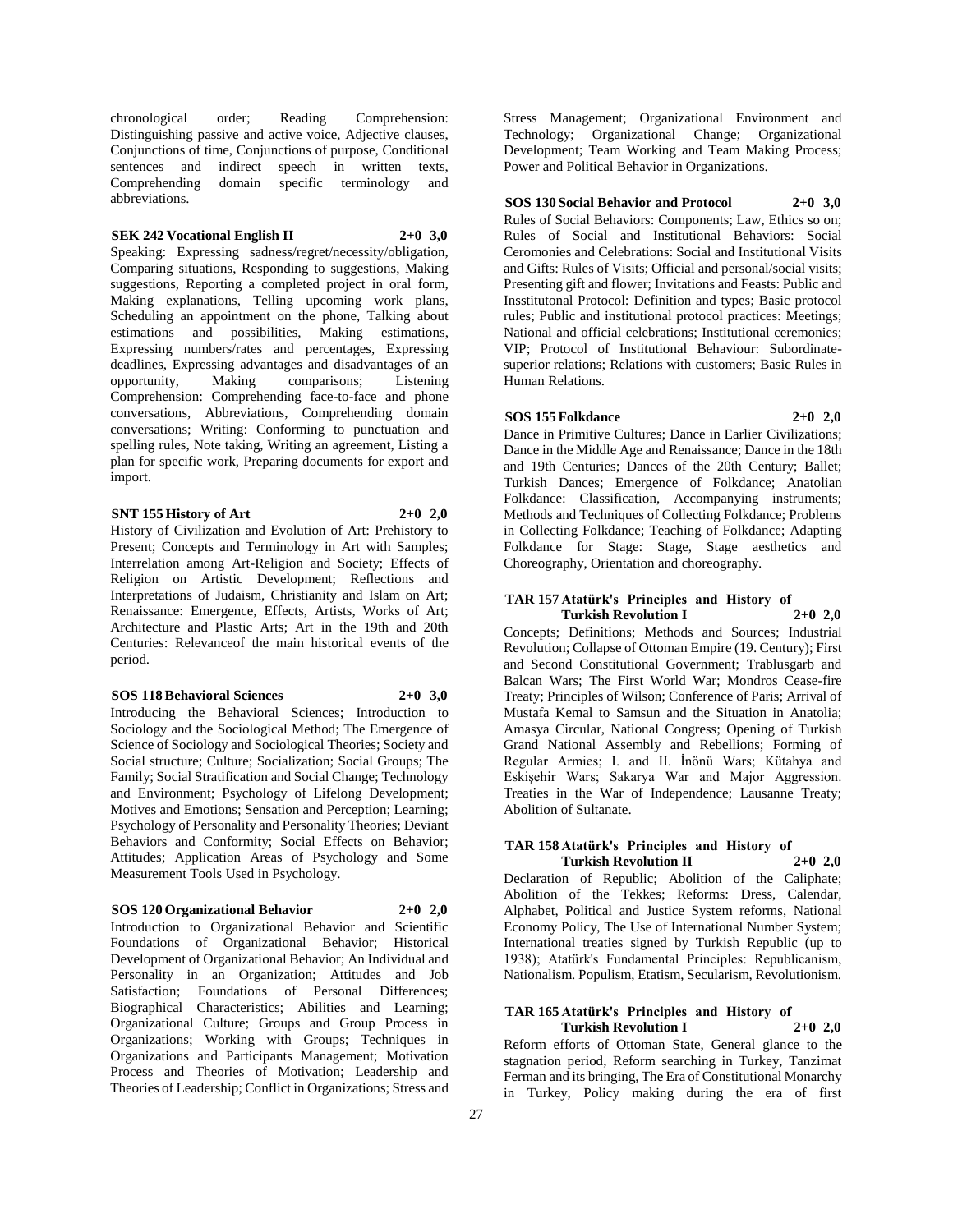chronological order; Reading Comprehension: Distinguishing passive and active voice, Adjective clauses, Conjunctions of time, Conjunctions of purpose, Conditional sentences and indirect speech in written texts, Comprehending domain specific terminology and abbreviations.

**SEK 242 Vocational English II 2+0 3,0**

Speaking: Expressing sadness/regret/necessity/obligation, Comparing situations, Responding to suggestions, Making suggestions, Reporting a completed project in oral form, Making explanations, Telling upcoming work plans, Scheduling an appointment on the phone, Talking about estimations and possibilities, Making estimations, Expressing numbers/rates and percentages, Expressing deadlines, Expressing advantages and disadvantages of an opportunity, Making comparisons; Listening Comprehension: Comprehending face-to-face and phone conversations, Abbreviations, Comprehending domain conversations; Writing: Conforming to punctuation and spelling rules, Note taking, Writing an agreement, Listing a plan for specific work, Preparing documents for export and import.

**SNT 155 History of Art 2+0 2,0**

History of Civilization and Evolution of Art: Prehistory to Present; Concepts and Terminology in Art with Samples; Interrelation among Art-Religion and Society; Effects of Religion on Artistic Development; Reflections and Interpretations of Judaism, Christianity and Islam on Art; Renaissance: Emergence, Effects, Artists, Works of Art; Architecture and Plastic Arts; Art in the 19th and 20th Centuries: Relevanceof the main historical events of the period.

**SOS 118 Behavioral Sciences 2+0 3,0**

Introducing the Behavioral Sciences; Introduction to Sociology and the Sociological Method; The Emergence of Science of Sociology and Sociological Theories; Society and Social structure; Culture; Socialization; Social Groups; The Family; Social Stratification and Social Change; Technology and Environment; Psychology of Lifelong Development; Motives and Emotions; Sensation and Perception; Learning; Psychology of Personality and Personality Theories; Deviant Behaviors and Conformity; Social Effects on Behavior; Attitudes; Application Areas of Psychology and Some Measurement Tools Used in Psychology.

**SOS 120 Organizational Behavior 2+0 2,0**

Introduction to Organizational Behavior and Scientific Foundations of Organizational Behavior; Historical Development of Organizational Behavior; An Individual and Personality in an Organization; Attitudes and Job Satisfaction; Foundations of Personal Differences; Biographical Characteristics; Abilities and Learning; Organizational Culture; Groups and Group Process in Organizations; Working with Groups; Techniques in Organizations and Participants Management; Motivation Process and Theories of Motivation; Leadership and Theories of Leadership; Conflict in Organizations; Stress and Stress Management; Organizational Environment and Technology; Organizational Change; Organizational Development; Team Working and Team Making Process; Power and Political Behavior in Organizations.

**SOS 130 Social Behavior and Protocol 2+0 3,0**

Rules of Social Behaviors: Components; Law, Ethics so on; Rules of Social and Institutional Behaviors: Social Ceromonies and Celebrations: Social and Institutional Visits and Gifts: Rules of Visits; Official and personal/social visits; Presenting gift and flower; Invitations and Feasts: Public and Insstitutonal Protocol: Definition and types; Basic protocol rules; Public and institutional protocol practices: Meetings; National and official celebrations; Institutional ceremonies; VIP; Protocol of Institutional Behaviour: Subordinate-superior relations; Relations with customers; Basic Rules in Human Relations.

**SOS 155 Folkdance 2+0 2,0**

Dance in Primitive Cultures; Dance in Earlier Civilizations; Dance in the Middle Age and Renaissance; Dance in the 18th and 19th Centuries; Dances of the 20th Century; Ballet; Turkish Dances; Emergence of Folkdance; Anatolian Folkdance: Classification, Accompanying instruments; Methods and Techniques of Collecting Folkdance; Problems in Collecting Folkdance; Teaching of Folkdance; Adapting Folkdance for Stage: Stage, Stage aesthetics and Choreography, Orientation and choreography.

**TAR 157 Atatürk's Principles and History of Turkish Revolution I 2+0 2,0**

Concepts; Definitions; Methods and Sources; Industrial Revolution; Collapse of Ottoman Empire (19. Century); First and Second Constitutional Government; Trablusgarb and Balcan Wars; The First World War; Mondros Cease-fire Treaty; Principles of Wilson; Conference of Paris; Arrival of Mustafa Kemal to Samsun and the Situation in Anatolia; Amasya Circular, National Congress; Opening of Turkish Grand National Assembly and Rebellions; Forming of Regular Armies; I. and II. İnönü Wars; Kütahya and Eskişehir Wars; Sakarya War and Major Aggression. Treaties in the War of Independence; Lausanne Treaty; Abolition of Sultanate.

**TAR 158 Atatürk's Principles and History of Turkish Revolution II 2+0 2,0**

Declaration of Republic; Abolition of the Caliphate; Abolition of the Tekkes; Reforms: Dress, Calendar, Alphabet, Political and Justice System reforms, National Economy Policy, The Use of International Number System; International treaties signed by Turkish Republic (up to 1938); Atatürk's Fundamental Principles: Republicanism, Nationalism. Populism, Etatism, Secularism, Revolutionism.

**TAR 165 Atatürk's Principles and History of Turkish Revolution I 2+0 2,0**

Reform efforts of Ottoman State, General glance to the stagnation period, Reform searching in Turkey, Tanzimat Ferman and its bringing, The Era of Constitutional Monarchy in Turkey, Policy making during the era of first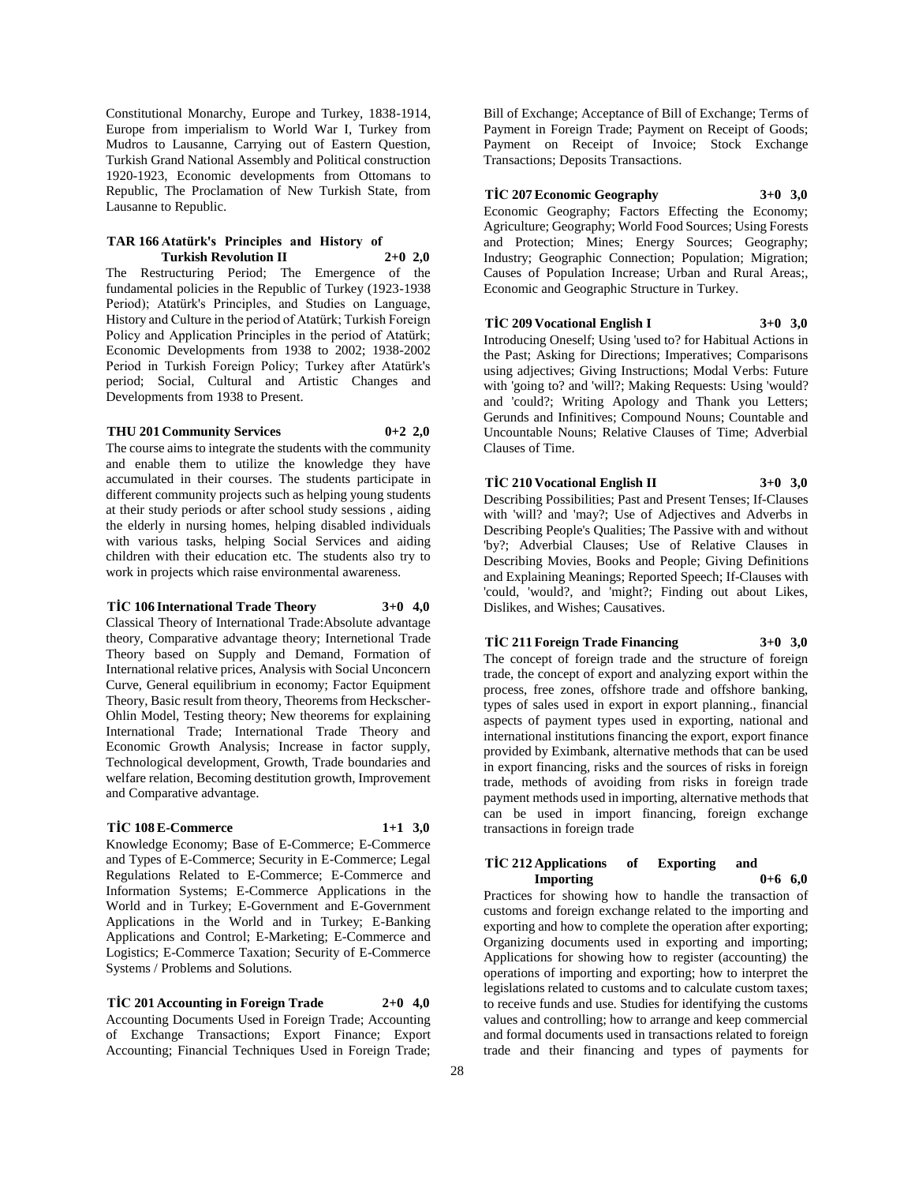Constitutional Monarchy, Europe and Turkey, 1838-1914, Europe from imperialism to World War I, Turkey from Mudros to Lausanne, Carrying out of Eastern Question, Turkish Grand National Assembly and Political construction 1920-1923, Economic developments from Ottomans to Republic, The Proclamation of New Turkish State, from Lausanne to Republic.

**TAR 166 Atatürk's Principles and History of Turkish Revolution II 2+0 2,0**

The Restructuring Period; The Emergence of the fundamental policies in the Republic of Turkey (1923-1938 Period); Atatürk's Principles, and Studies on Language, History and Culture in the period of Atatürk; Turkish Foreign Policy and Application Principles in the period of Atatürk; Economic Developments from 1938 to 2002; 1938-2002 Period in Turkish Foreign Policy; Turkey after Atatürk's period; Social, Cultural and Artistic Changes and Developments from 1938 to Present.

**THU 201 Community Services 0+2 2,0**

The course aims to integrate the students with the community and enable them to utilize the knowledge they have accumulated in their courses. The students participate in different community projects such as helping young students at their study periods or after school study sessions , aiding the elderly in nursing homes, helping disabled individuals with various tasks, helping Social Services and aiding children with their education etc. The students also try to work in projects which raise environmental awareness.

**TİC 106 International Trade Theory 3+0 4,0**

Classical Theory of International Trade:Absolute advantage theory, Comparative advantage theory; Internetional Trade Theory based on Supply and Demand, Formation of International relative prices, Analysis with Social Unconcern Curve, General equilibrium in economy; Factor Equipment Theory, Basic result from theory, Theorems from Heckscher-Ohlin Model, Testing theory; New theorems for explaining International Trade; International Trade Theory and Economic Growth Analysis; Increase in factor supply, Technological development, Growth, Trade boundaries and welfare relation, Becoming destitution growth, Improvement and Comparative advantage.

**TİC 108 E-Commerce 1+1 3,0**

Knowledge Economy; Base of E-Commerce; E-Commerce and Types of E-Commerce; Security in E-Commerce; Legal Regulations Related to E-Commerce; E-Commerce and Information Systems; E-Commerce Applications in the World and in Turkey; E-Government and E-Government Applications in the World and in Turkey; E-Banking Applications and Control; E-Marketing; E-Commerce and Logistics; E-Commerce Taxation; Security of E-Commerce Systems / Problems and Solutions.

**TİC 201 Accounting in Foreign Trade 2+0 4,0**

Accounting Documents Used in Foreign Trade; Accounting of Exchange Transactions; Export Finance; Export Accounting; Financial Techniques Used in Foreign Trade; Bill of Exchange; Acceptance of Bill of Exchange; Terms of Payment in Foreign Trade; Payment on Receipt of Goods; Payment on Receipt of Invoice; Stock Exchange Transactions; Deposits Transactions.

**TİC 207 Economic Geography 3+0 3,0**

Economic Geography; Factors Effecting the Economy; Agriculture; Geography; World Food Sources; Using Forests and Protection; Mines; Energy Sources; Geography; Industry; Geographic Connection; Population; Migration; Causes of Population Increase; Urban and Rural Areas;, Economic and Geographic Structure in Turkey.

**TİC 209 Vocational English I 3+0 3,0**

Introducing Oneself; Using 'used to? for Habitual Actions in the Past; Asking for Directions; Imperatives; Comparisons using adjectives; Giving Instructions; Modal Verbs: Future with 'going to? and 'will?; Making Requests: Using 'would? and 'could?; Writing Apology and Thank you Letters; Gerunds and Infinitives; Compound Nouns; Countable and Uncountable Nouns; Relative Clauses of Time; Adverbial Clauses of Time.

**TİC 210 Vocational English II 3+0 3,0**

Describing Possibilities; Past and Present Tenses; If-Clauses with 'will? and 'may?; Use of Adjectives and Adverbs in Describing People's Qualities; The Passive with and without 'by?; Adverbial Clauses; Use of Relative Clauses in Describing Movies, Books and People; Giving Definitions and Explaining Meanings; Reported Speech; If-Clauses with 'could, 'would?, and 'might?; Finding out about Likes, Dislikes, and Wishes; Causatives.

**TİC 211 Foreign Trade Financing 3+0 3,0**

The concept of foreign trade and the structure of foreign trade, the concept of export and analyzing export within the process, free zones, offshore trade and offshore banking, types of sales used in export in export planning., financial aspects of payment types used in exporting, national and international institutions financing the export, export finance provided by Eximbank, alternative methods that can be used in export financing, risks and the sources of risks in foreign trade, methods of avoiding from risks in foreign trade payment methods used in importing, alternative methods that can be used in import financing, foreign exchange transactions in foreign trade

**TİC 212 Applications of Exporting and Importing 0+6 6,0**

Practices for showing how to handle the transaction of customs and foreign exchange related to the importing and exporting and how to complete the operation after exporting; Organizing documents used in exporting and importing; Applications for showing how to register (accounting) the operations of importing and exporting; how to interpret the legislations related to customs and to calculate custom taxes; to receive funds and use. Studies for identifying the customs values and controlling; how to arrange and keep commercial and formal documents used in transactions related to foreign trade and their financing and types of payments for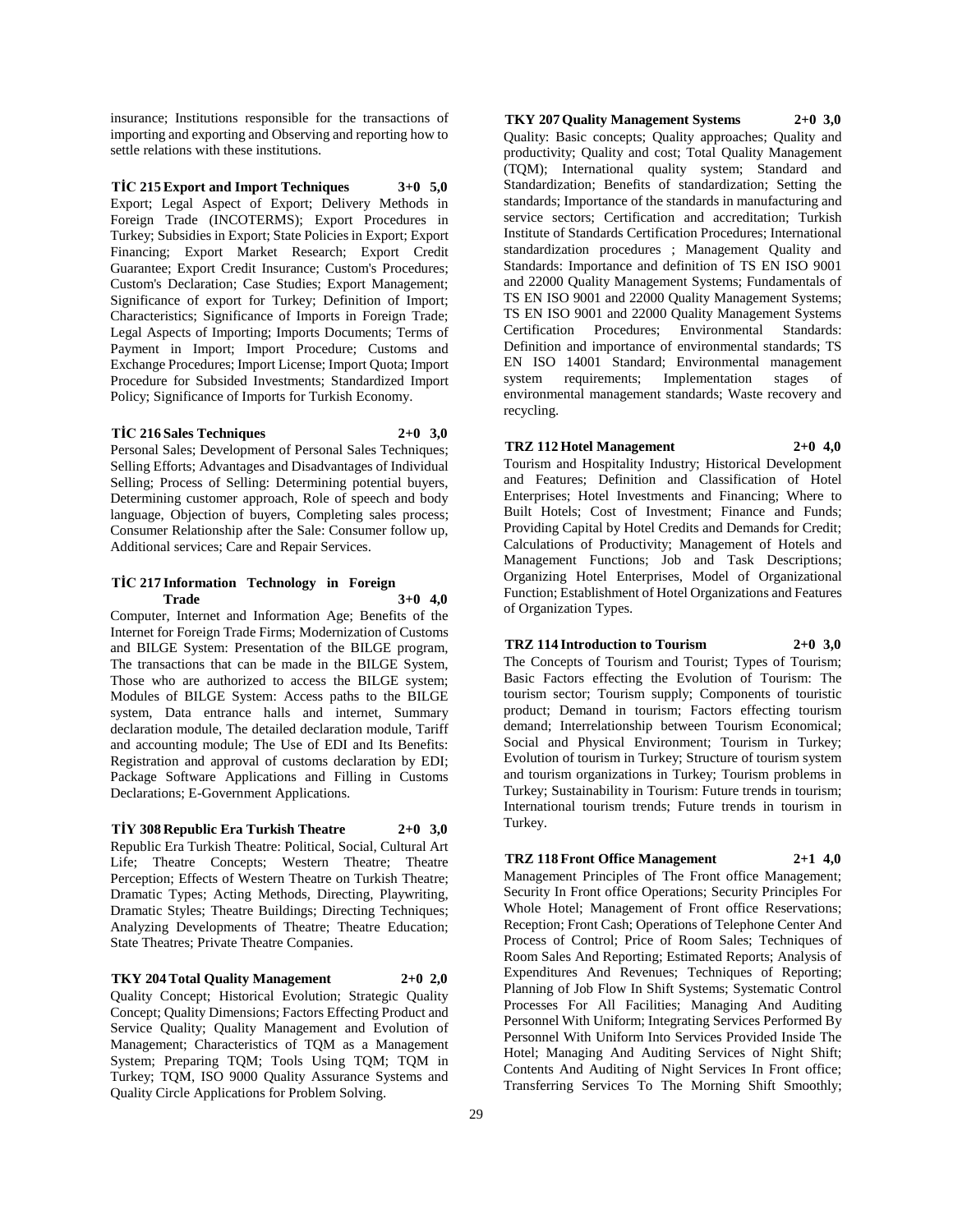insurance; Institutions responsible for the transactions of importing and exporting and Observing and reporting how to settle relations with these institutions.

**TİC 215 Export and Import Techniques 3+0 5,0**

Export; Legal Aspect of Export; Delivery Methods in Foreign Trade (INCOTERMS); Export Procedures in Turkey; Subsidies in Export; State Policies in Export; Export Financing; Export Market Research; Export Credit Guarantee; Export Credit Insurance; Custom's Procedures; Custom's Declaration; Case Studies; Export Management; Significance of export for Turkey; Definition of Import; Characteristics; Significance of Imports in Foreign Trade; Legal Aspects of Importing; Imports Documents; Terms of Payment in Import; Import Procedure; Customs and Exchange Procedures; Import License; Import Quota; Import Procedure for Subsided Investments; Standardized Import Policy; Significance of Imports for Turkish Economy.

**TİC 216 Sales Techniques 2+0 3,0**

Personal Sales; Development of Personal Sales Techniques; Selling Efforts; Advantages and Disadvantages of Individual Selling; Process of Selling: Determining potential buyers, Determining customer approach, Role of speech and body language, Objection of buyers, Completing sales process; Consumer Relationship after the Sale: Consumer follow up, Additional services; Care and Repair Services.

**TİC 217 Information Technology in Foreign Trade 3+0 4,0**

Computer, Internet and Information Age; Benefits of the Internet for Foreign Trade Firms; Modernization of Customs and BILGE System: Presentation of the BILGE program, The transactions that can be made in the BILGE System, Those who are authorized to access the BILGE system; Modules of BILGE System: Access paths to the BILGE system, Data entrance halls and internet, Summary declaration module, The detailed declaration module, Tariff and accounting module; The Use of EDI and Its Benefits: Registration and approval of customs declaration by EDI; Package Software Applications and Filling in Customs Declarations; E-Government Applications.

**TİY 308 Republic Era Turkish Theatre 2+0 3,0**

Republic Era Turkish Theatre: Political, Social, Cultural Art Life; Theatre Concepts; Western Theatre; Theatre Perception; Effects of Western Theatre on Turkish Theatre; Dramatic Types; Acting Methods, Directing, Playwriting, Dramatic Styles; Theatre Buildings; Directing Techniques; Analyzing Developments of Theatre; Theatre Education; State Theatres; Private Theatre Companies.

**TKY 204 Total Quality Management 2+0 2,0**

Quality Concept; Historical Evolution; Strategic Quality Concept; Quality Dimensions; Factors Effecting Product and Service Quality; Quality Management and Evolution of Management; Characteristics of TQM as a Management System; Preparing TQM; Tools Using TQM; TQM in Turkey; TQM, ISO 9000 Quality Assurance Systems and Quality Circle Applications for Problem Solving.

**TKY 207 Quality Management Systems 2+0 3,0**

Quality: Basic concepts; Quality approaches; Quality and productivity; Quality and cost; Total Quality Management (TQM); International quality system; Standard and Standardization; Benefits of standardization; Setting the standards; Importance of the standards in manufacturing and service sectors; Certification and accreditation; Turkish Institute of Standards Certification Procedures; International standardization procedures ; Management Quality and Standards: Importance and definition of TS EN ISO 9001 and 22000 Quality Management Systems; Fundamentals of TS EN ISO 9001 and 22000 Quality Management Systems; TS EN ISO 9001 and 22000 Quality Management Systems Certification Procedures; Environmental Standards: Definition and importance of environmental standards; TS EN ISO 14001 Standard; Environmental management system requirements; Implementation stages of environmental management standards; Waste recovery and recycling.

**TRZ 112 Hotel Management 2+0 4,0**

Tourism and Hospitality Industry; Historical Development and Features; Definition and Classification of Hotel Enterprises; Hotel Investments and Financing; Where to Built Hotels; Cost of Investment; Finance and Funds; Providing Capital by Hotel Credits and Demands for Credit; Calculations of Productivity; Management of Hotels and Management Functions; Job and Task Descriptions; Organizing Hotel Enterprises, Model of Organizational Function; Establishment of Hotel Organizations and Features of Organization Types.

**TRZ 114 Introduction to Tourism 2+0 3,0**

The Concepts of Tourism and Tourist; Types of Tourism; Basic Factors effecting the Evolution of Tourism: The tourism sector; Tourism supply; Components of touristic product; Demand in tourism; Factors effecting tourism demand; Interrelationship between Tourism Economical; Social and Physical Environment; Tourism in Turkey; Evolution of tourism in Turkey; Structure of tourism system and tourism organizations in Turkey; Tourism problems in Turkey; Sustainability in Tourism: Future trends in tourism; International tourism trends; Future trends in tourism in Turkey.

**TRZ 118 Front Office Management 2+1 4,0**

Management Principles of The Front office Management; Security In Front office Operations; Security Principles For Whole Hotel; Management of Front office Reservations; Reception; Front Cash; Operations of Telephone Center And Process of Control; Price of Room Sales; Techniques of Room Sales And Reporting; Estimated Reports; Analysis of Expenditures And Revenues; Techniques of Reporting; Planning of Job Flow In Shift Systems; Systematic Control Processes For All Facilities; Managing And Auditing Personnel With Uniform; Integrating Services Performed By Personnel With Uniform Into Services Provided Inside The Hotel; Managing And Auditing Services of Night Shift; Contents And Auditing of Night Services In Front office; Transferring Services To The Morning Shift Smoothly;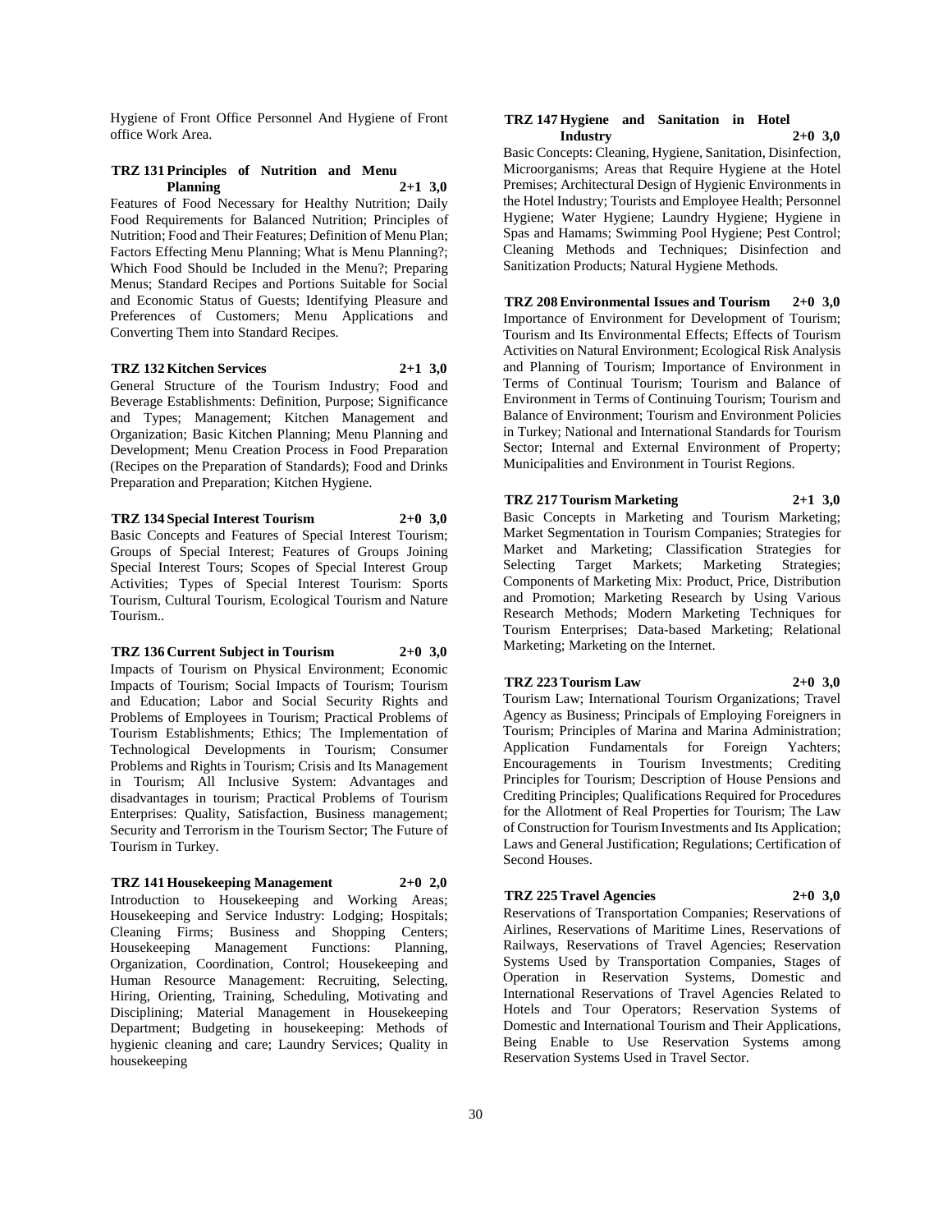Hygiene of Front Office Personnel And Hygiene of Front office Work Area.

**TRZ 131 Principles of Nutrition and Menu Planning 2+1 3,0**

Features of Food Necessary for Healthy Nutrition; Daily Food Requirements for Balanced Nutrition; Principles of Nutrition; Food and Their Features; Definition of Menu Plan; Factors Effecting Menu Planning; What is Menu Planning?; Which Food Should be Included in the Menu?; Preparing Menus; Standard Recipes and Portions Suitable for Social and Economic Status of Guests; Identifying Pleasure and Preferences of Customers; Menu Applications and Converting Them into Standard Recipes.

**TRZ 132 Kitchen Services 2+1 3,0**

General Structure of the Tourism Industry; Food and Beverage Establishments: Definition, Purpose; Significance and Types; Management; Kitchen Management and Organization; Basic Kitchen Planning; Menu Planning and Development; Menu Creation Process in Food Preparation (Recipes on the Preparation of Standards); Food and Drinks Preparation and Preparation; Kitchen Hygiene.

**TRZ 134 Special Interest Tourism 2+0 3,0**

Basic Concepts and Features of Special Interest Tourism; Groups of Special Interest; Features of Groups Joining Special Interest Tours; Scopes of Special Interest Group Activities; Types of Special Interest Tourism: Sports Tourism, Cultural Tourism, Ecological Tourism and Nature Tourism..

**TRZ 136 Current Subject in Tourism 2+0 3,0**

Impacts of Tourism on Physical Environment; Economic Impacts of Tourism; Social Impacts of Tourism; Tourism and Education; Labor and Social Security Rights and Problems of Employees in Tourism; Practical Problems of Tourism Establishments; Ethics; The Implementation of Technological Developments in Tourism; Consumer Problems and Rights in Tourism; Crisis and Its Management in Tourism; All Inclusive System: Advantages and disadvantages in tourism; Practical Problems of Tourism Enterprises: Quality, Satisfaction, Business management; Security and Terrorism in the Tourism Sector; The Future of Tourism in Turkey.

**TRZ 141 Housekeeping Management 2+0 2,0**

Introduction to Housekeeping and Working Areas; Housekeeping and Service Industry: Lodging; Hospitals; Cleaning Firms; Business and Shopping Centers; Housekeeping Management Functions: Planning, Organization, Coordination, Control; Housekeeping and Human Resource Management: Recruiting, Selecting, Hiring, Orienting, Training, Scheduling, Motivating and Disciplining; Material Management in Housekeeping Department; Budgeting in housekeeping: Methods of hygienic cleaning and care; Laundry Services; Quality in housekeeping

**TRZ 147 Hygiene and Sanitation in Hotel Industry 2+0 3,0**

Basic Concepts: Cleaning, Hygiene, Sanitation, Disinfection, Microorganisms; Areas that Require Hygiene at the Hotel Premises; Architectural Design of Hygienic Environments in the Hotel Industry; Tourists and Employee Health; Personnel Hygiene; Water Hygiene; Laundry Hygiene; Hygiene in Spas and Hamams; Swimming Pool Hygiene; Pest Control; Cleaning Methods and Techniques; Disinfection and Sanitization Products; Natural Hygiene Methods.

**TRZ 208 Environmental Issues and Tourism 2+0 3,0**

Importance of Environment for Development of Tourism; Tourism and Its Environmental Effects; Effects of Tourism Activities on Natural Environment; Ecological Risk Analysis and Planning of Tourism; Importance of Environment in Terms of Continual Tourism; Tourism and Balance of Environment in Terms of Continuing Tourism; Tourism and Balance of Environment; Tourism and Environment Policies in Turkey; National and International Standards for Tourism Sector; Internal and External Environment of Property; Municipalities and Environment in Tourist Regions.

**TRZ 217 Tourism Marketing 2+1 3,0**

Basic Concepts in Marketing and Tourism Marketing; Market Segmentation in Tourism Companies; Strategies for Market and Marketing; Classification Strategies for Selecting Target Markets; Marketing Strategies; Components of Marketing Mix: Product, Price, Distribution and Promotion; Marketing Research by Using Various Research Methods; Modern Marketing Techniques for Tourism Enterprises; Data-based Marketing; Relational Marketing; Marketing on the Internet.

**TRZ 223 Tourism Law 2+0 3,0**

Tourism Law; International Tourism Organizations; Travel Agency as Business; Principals of Employing Foreigners in Tourism; Principles of Marina and Marina Administration; Application Fundamentals for Foreign Yachters; Encouragements in Tourism Investments; Crediting Principles for Tourism; Description of House Pensions and Crediting Principles; Qualifications Required for Procedures for the Allotment of Real Properties for Tourism; The Law of Construction for Tourism Investments and Its Application; Laws and General Justification; Regulations; Certification of Second Houses.

**TRZ 225 Travel Agencies 2+0 3,0**

Reservations of Transportation Companies; Reservations of Airlines, Reservations of Maritime Lines, Reservations of Railways, Reservations of Travel Agencies; Reservation Systems Used by Transportation Companies, Stages of Operation in Reservation Systems, Domestic and International Reservations of Travel Agencies Related to Hotels and Tour Operators; Reservation Systems of Domestic and International Tourism and Their Applications, Being Enable to Use Reservation Systems among Reservation Systems Used in Travel Sector.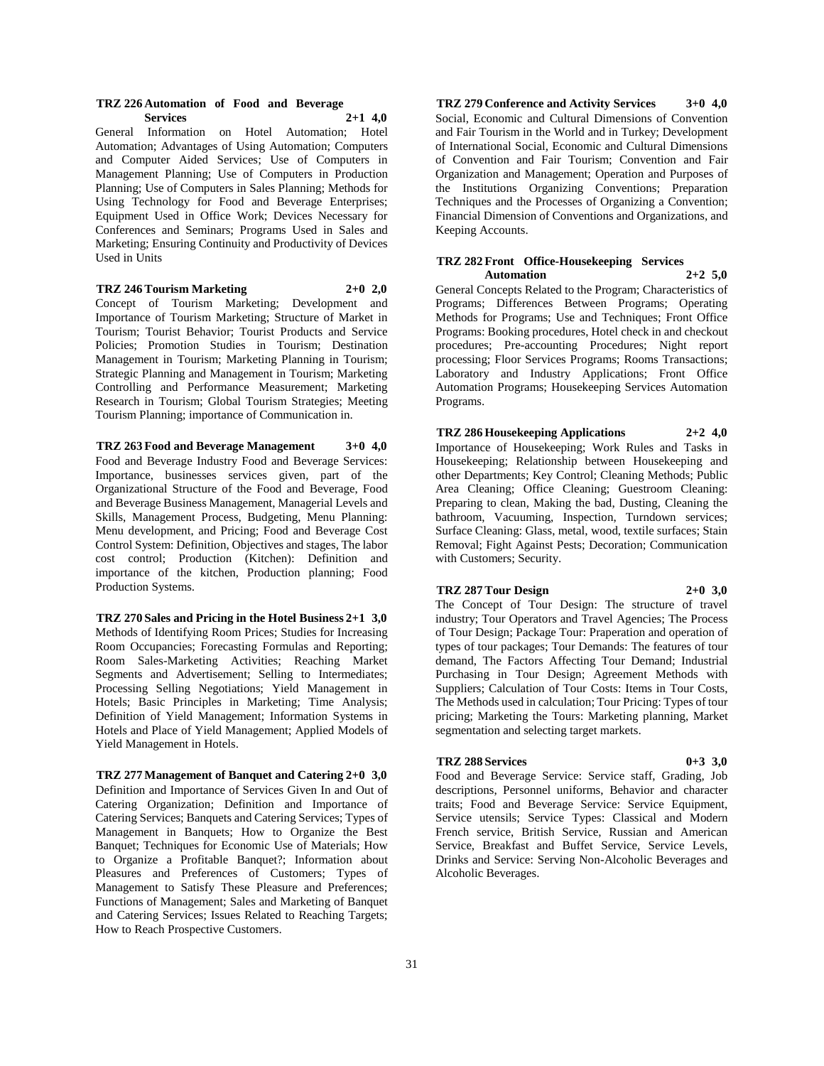**TRZ 226 Automation of Food and Beverage Services 2+1 4,0**

General Information on Hotel Automation; Hotel Automation; Advantages of Using Automation; Computers and Computer Aided Services; Use of Computers in Management Planning; Use of Computers in Production Planning; Use of Computers in Sales Planning; Methods for Using Technology for Food and Beverage Enterprises; Equipment Used in Office Work; Devices Necessary for Conferences and Seminars; Programs Used in Sales and Marketing; Ensuring Continuity and Productivity of Devices Used in Units

**TRZ 246 Tourism Marketing 2+0 2,0**

Concept of Tourism Marketing; Development and Importance of Tourism Marketing; Structure of Market in Tourism; Tourist Behavior; Tourist Products and Service Policies; Promotion Studies in Tourism; Destination Management in Tourism; Marketing Planning in Tourism; Strategic Planning and Management in Tourism; Marketing Controlling and Performance Measurement; Marketing Research in Tourism; Global Tourism Strategies; Meeting Tourism Planning; importance of Communication in.

**TRZ 263 Food and Beverage Management 3+0 4,0**

Food and Beverage Industry Food and Beverage Services: Importance, businesses services given, part of the Organizational Structure of the Food and Beverage, Food and Beverage Business Management, Managerial Levels and Skills, Management Process, Budgeting, Menu Planning: Menu development, and Pricing; Food and Beverage Cost Control System: Definition, Objectives and stages, The labor cost control; Production (Kitchen): Definition and importance of the kitchen, Production planning; Food Production Systems.

**TRZ 270 Sales and Pricing in the Hotel Business 2+1 3,0**

Methods of Identifying Room Prices; Studies for Increasing Room Occupancies; Forecasting Formulas and Reporting; Room Sales-Marketing Activities; Reaching Market Segments and Advertisement; Selling to Intermediates; Processing Selling Negotiations; Yield Management in Hotels; Basic Principles in Marketing; Time Analysis; Definition of Yield Management; Information Systems in Hotels and Place of Yield Management; Applied Models of Yield Management in Hotels.

**TRZ 277 Management of Banquet and Catering 2+0 3,0**

Definition and Importance of Services Given In and Out of Catering Organization; Definition and Importance of Catering Services; Banquets and Catering Services; Types of Management in Banquets; How to Organize the Best Banquet; Techniques for Economic Use of Materials; How to Organize a Profitable Banquet?; Information about Pleasures and Preferences of Customers; Types of Management to Satisfy These Pleasure and Preferences; Functions of Management; Sales and Marketing of Banquet and Catering Services; Issues Related to Reaching Targets; How to Reach Prospective Customers.

**TRZ 279 Conference and Activity Services 3+0 4,0**

Social, Economic and Cultural Dimensions of Convention and Fair Tourism in the World and in Turkey; Development of International Social, Economic and Cultural Dimensions of Convention and Fair Tourism; Convention and Fair Organization and Management; Operation and Purposes of the Institutions Organizing Conventions; Preparation Techniques and the Processes of Organizing a Convention; Financial Dimension of Conventions and Organizations, and Keeping Accounts.

**TRZ 282 Front Office-Housekeeping Services Automation 2+2 5,0**

General Concepts Related to the Program; Characteristics of Programs; Differences Between Programs; Operating Methods for Programs; Use and Techniques; Front Office Programs: Booking procedures, Hotel check in and checkout procedures; Pre-accounting Procedures; Night report processing; Floor Services Programs; Rooms Transactions; Laboratory and Industry Applications; Front Office Automation Programs; Housekeeping Services Automation Programs.

**TRZ 286 Housekeeping Applications 2+2 4,0**

Importance of Housekeeping; Work Rules and Tasks in Housekeeping; Relationship between Housekeeping and other Departments; Key Control; Cleaning Methods; Public Area Cleaning; Office Cleaning; Guestroom Cleaning: Preparing to clean, Making the bad, Dusting, Cleaning the bathroom, Vacuuming, Inspection, Turndown services; Surface Cleaning: Glass, metal, wood, textile surfaces; Stain Removal; Fight Against Pests; Decoration; Communication with Customers; Security.

**TRZ 287 Tour Design 2+0 3,0**

The Concept of Tour Design: The structure of travel industry; Tour Operators and Travel Agencies; The Process of Tour Design; Package Tour: Praperation and operation of types of tour packages; Tour Demands: The features of tour demand, The Factors Affecting Tour Demand; Industrial Purchasing in Tour Design; Agreement Methods with Suppliers; Calculation of Tour Costs: Items in Tour Costs, The Methods used in calculation; Tour Pricing: Types of tour pricing; Marketing the Tours: Marketing planning, Market segmentation and selecting target markets.

**TRZ 288 Services 0+3 3,0**

Food and Beverage Service: Service staff, Grading, Job descriptions, Personnel uniforms, Behavior and character traits; Food and Beverage Service: Service Equipment, Service utensils; Service Types: Classical and Modern French service, British Service, Russian and American Service, Breakfast and Buffet Service, Service Levels, Drinks and Service: Serving Non-Alcoholic Beverages and Alcoholic Beverages.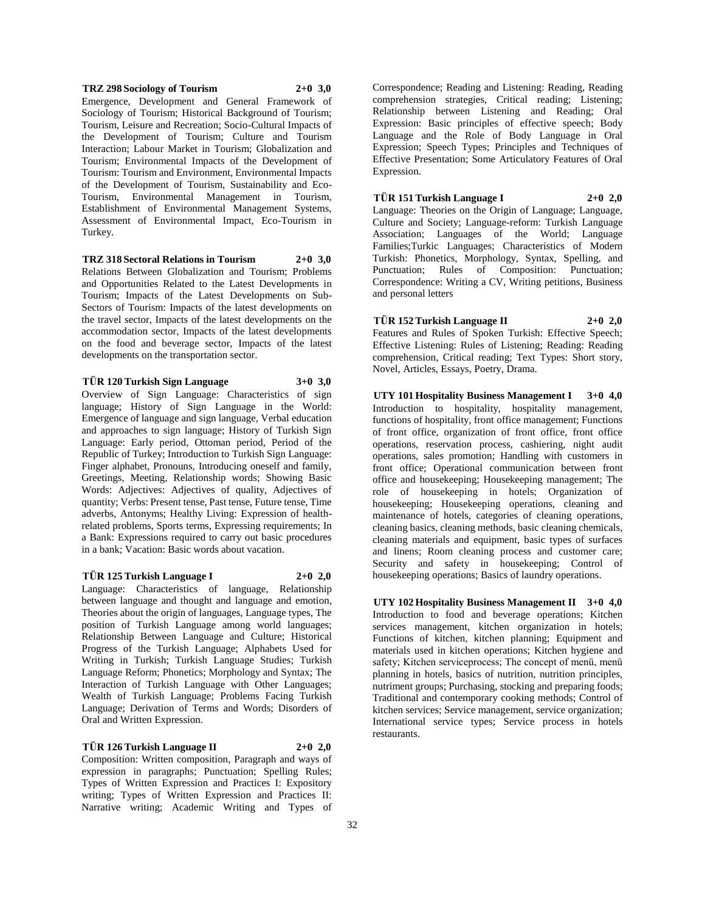**TRZ 298 Sociology of Tourism 2+0 3,0**

Emergence, Development and General Framework of Sociology of Tourism; Historical Background of Tourism; Tourism, Leisure and Recreation; Socio-Cultural Impacts of the Development of Tourism; Culture and Tourism Interaction; Labour Market in Tourism; Globalization and Tourism; Environmental Impacts of the Development of Tourism: Tourism and Environment, Environmental Impacts of the Development of Tourism, Sustainability and Eco-Tourism, Environmental Management in Tourism, Establishment of Environmental Management Systems, Assessment of Environmental Impact, Eco-Tourism in Turkey.

**TRZ 318 Sectoral Relations in Tourism 2+0 3,0**

Relations Between Globalization and Tourism; Problems and Opportunities Related to the Latest Developments in Tourism; Impacts of the Latest Developments on Sub-Sectors of Tourism: Impacts of the latest developments on the travel sector, Impacts of the latest developments on the accommodation sector, Impacts of the latest developments on the food and beverage sector, Impacts of the latest developments on the transportation sector.

**TÜR 120 Turkish Sign Language 3+0 3,0**

Overview of Sign Language: Characteristics of sign language; History of Sign Language in the World: Emergence of language and sign language, Verbal education and approaches to sign language; History of Turkish Sign Language: Early period, Ottoman period, Period of the Republic of Turkey; Introduction to Turkish Sign Language: Finger alphabet, Pronouns, Introducing oneself and family, Greetings, Meeting, Relationship words; Showing Basic Words: Adjectives: Adjectives of quality, Adjectives of quantity; Verbs: Present tense, Past tense, Future tense, Time adverbs, Antonyms; Healthy Living: Expression of health-related problems, Sports terms, Expressing requirements; In a Bank: Expressions required to carry out basic procedures in a bank; Vacation: Basic words about vacation.

**TÜR 125 Turkish Language I 2+0 2,0**

Language: Characteristics of language, Relationship between language and thought and language and emotion, Theories about the origin of languages, Language types, The position of Turkish Language among world languages; Relationship Between Language and Culture; Historical Progress of the Turkish Language; Alphabets Used for Writing in Turkish; Turkish Language Studies; Turkish Language Reform; Phonetics; Morphology and Syntax; The Interaction of Turkish Language with Other Languages; Wealth of Turkish Language; Problems Facing Turkish Language; Derivation of Terms and Words; Disorders of Oral and Written Expression.

**TÜR 126 Turkish Language II 2+0 2,0**

Composition: Written composition, Paragraph and ways of expression in paragraphs; Punctuation; Spelling Rules; Types of Written Expression and Practices I: Expository writing; Types of Written Expression and Practices II: Narrative writing; Academic Writing and Types of Correspondence; Reading and Listening: Reading, Reading comprehension strategies, Critical reading; Listening; Relationship between Listening and Reading; Oral Expression: Basic principles of effective speech; Body Language and the Role of Body Language in Oral Expression; Speech Types; Principles and Techniques of Effective Presentation; Some Articulatory Features of Oral Expression.

**TÜR 151 Turkish Language I 2+0 2,0**

Language: Theories on the Origin of Language; Language, Culture and Society; Language-reform: Turkish Language Association; Languages of the World; Language Families;Turkic Languages; Characteristics of Modern Turkish: Phonetics, Morphology, Syntax, Spelling, and Punctuation; Rules of Composition: Punctuation; Correspondence: Writing a CV, Writing petitions, Business and personal letters

**TÜR 152 Turkish Language II 2+0 2,0**

Features and Rules of Spoken Turkish: Effective Speech; Effective Listening: Rules of Listening; Reading: Reading comprehension, Critical reading; Text Types: Short story, Novel, Articles, Essays, Poetry, Drama.

**UTY 101 Hospitality Business Management I 3+0 4,0**

Introduction to hospitality, hospitality management, functions of hospitality, front office management; Functions of front office, organization of front office, front office operations, reservation process, cashiering, night audit operations, sales promotion; Handling with customers in front office; Operational communication between front office and housekeeping; Housekeeping management; The role of housekeeping in hotels; Organization of housekeeping; Housekeeping operations, cleaning and maintenance of hotels, categories of cleaning operations, cleaning basics, cleaning methods, basic cleaning chemicals, cleaning materials and equipment, basic types of surfaces and linens; Room cleaning process and customer care; Security and safety in housekeeping; Control of housekeeping operations; Basics of laundry operations.

**UTY 102 Hospitality Business Management II 3+0 4,0**

Introduction to food and beverage operations; Kitchen services management, kitchen organization in hotels; Functions of kitchen, kitchen planning; Equipment and materials used in kitchen operations; Kitchen hygiene and safety; Kitchen serviceprocess; The concept of menü, menü planning in hotels, basics of nutrition, nutrition principles, nutriment groups; Purchasing, stocking and preparing foods; Traditional and contemporary cooking methods; Control of kitchen services; Service management, service organization; International service types; Service process in hotels restaurants.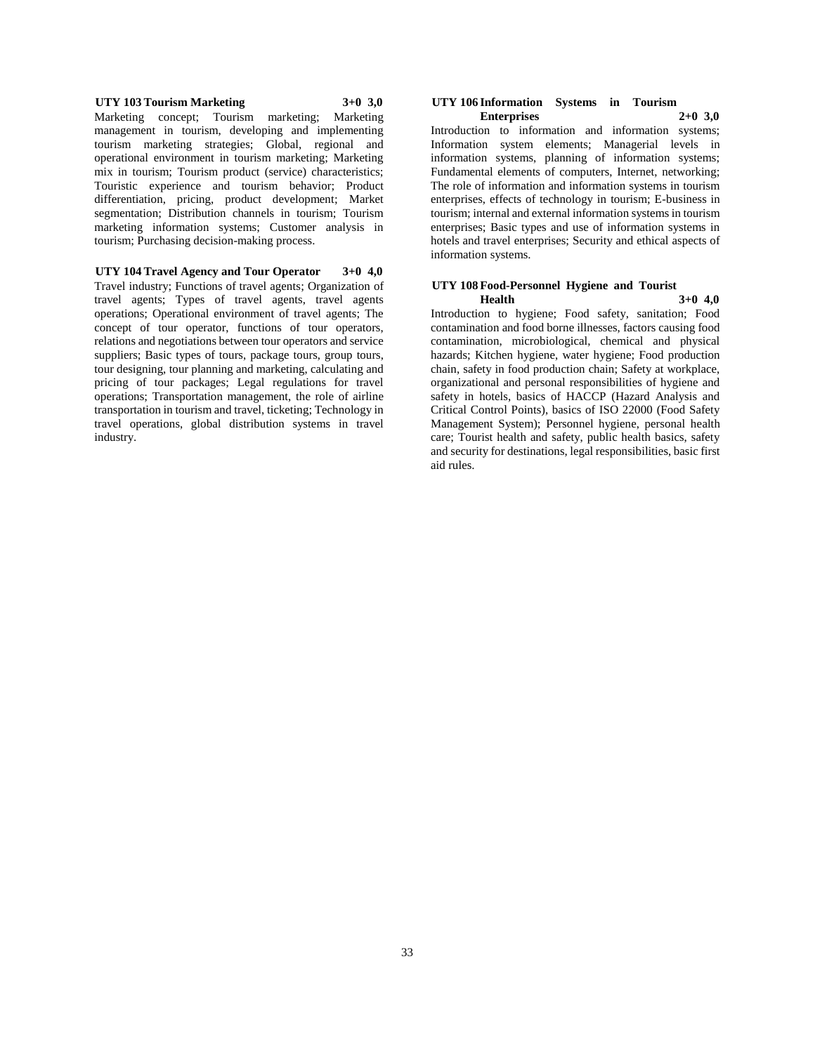**UTY 103 Tourism Marketing 3+0 3,0**

Marketing concept; Tourism marketing; Marketing management in tourism, developing and implementing tourism marketing strategies; Global, regional and operational environment in tourism marketing; Marketing mix in tourism; Tourism product (service) characteristics; Touristic experience and tourism behavior; Product differentiation, pricing, product development; Market segmentation; Distribution channels in tourism; Tourism marketing information systems; Customer analysis in tourism; Purchasing decision-making process.

**UTY 104 Travel Agency and Tour Operator 3+0 4,0**

Travel industry; Functions of travel agents; Organization of travel agents; Types of travel agents, travel agents operations; Operational environment of travel agents; The concept of tour operator, functions of tour operators, relations and negotiations between tour operators and service suppliers; Basic types of tours, package tours, group tours, tour designing, tour planning and marketing, calculating and pricing of tour packages; Legal regulations for travel operations; Transportation management, the role of airline transportation in tourism and travel, ticketing; Technology in travel operations, global distribution systems in travel industry.

**UTY 106 Information Systems in Tourism Enterprises 2+0 3,0**

Introduction to information and information systems; Information system elements; Managerial levels in information systems, planning of information systems; Fundamental elements of computers, Internet, networking; The role of information and information systems in tourism enterprises, effects of technology in tourism; E-business in tourism; internal and external information systems in tourism enterprises; Basic types and use of information systems in hotels and travel enterprises; Security and ethical aspects of information systems.

**UTY 108 Food-Personnel Hygiene and Tourist Health 3+0 4,0**

Introduction to hygiene; Food safety, sanitation; Food contamination and food borne illnesses, factors causing food contamination, microbiological, chemical and physical hazards; Kitchen hygiene, water hygiene; Food production chain, safety in food production chain; Safety at workplace, organizational and personal responsibilities of hygiene and safety in hotels, basics of HACCP (Hazard Analysis and Critical Control Points), basics of ISO 22000 (Food Safety Management System); Personnel hygiene, personal health care; Tourist health and safety, public health basics, safety and security for destinations, legal responsibilities, basic first aid rules.